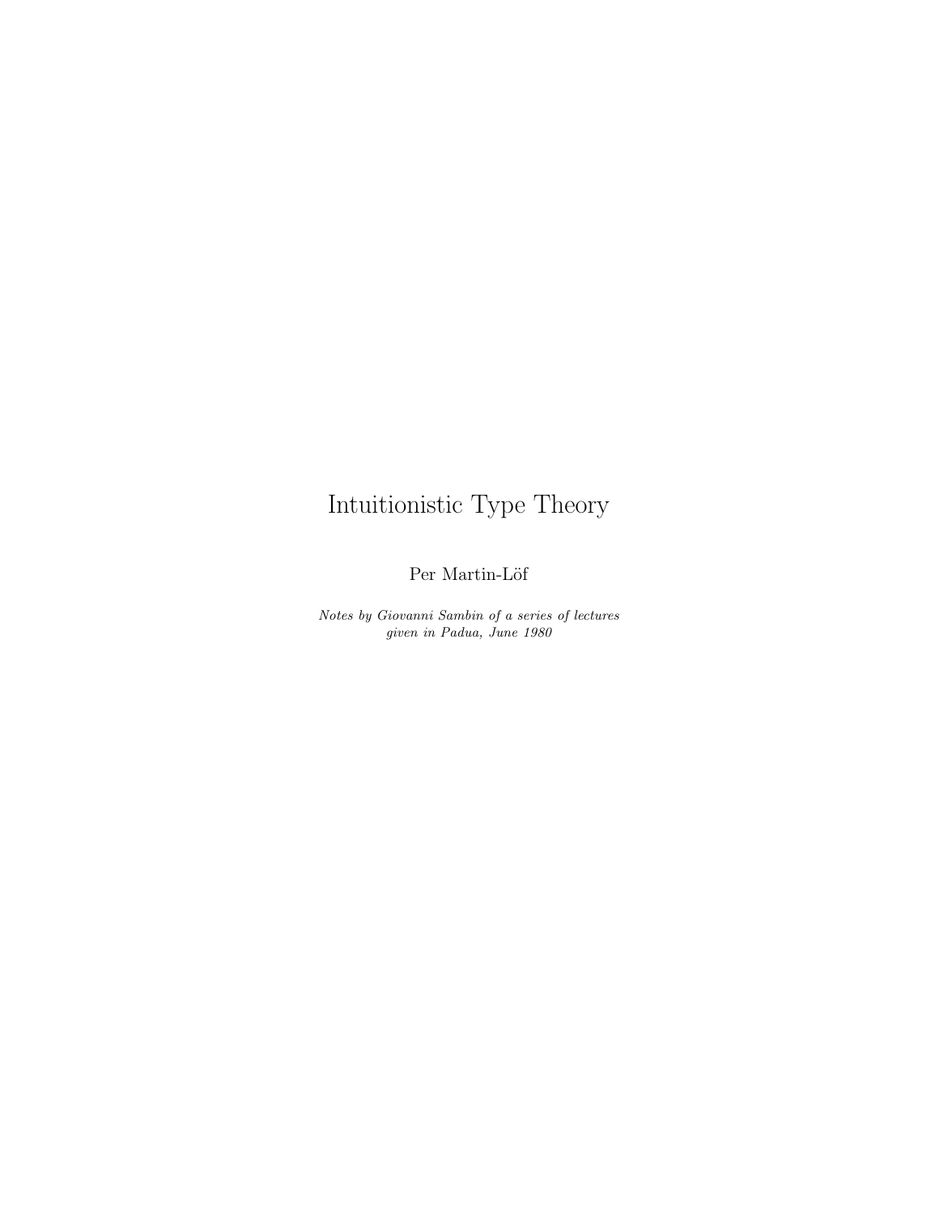# Intuitionistic Type Theory

Per Martin-Löf

*Notes by Giovanni Sambin of a series of lectures given in Padua, June 1980*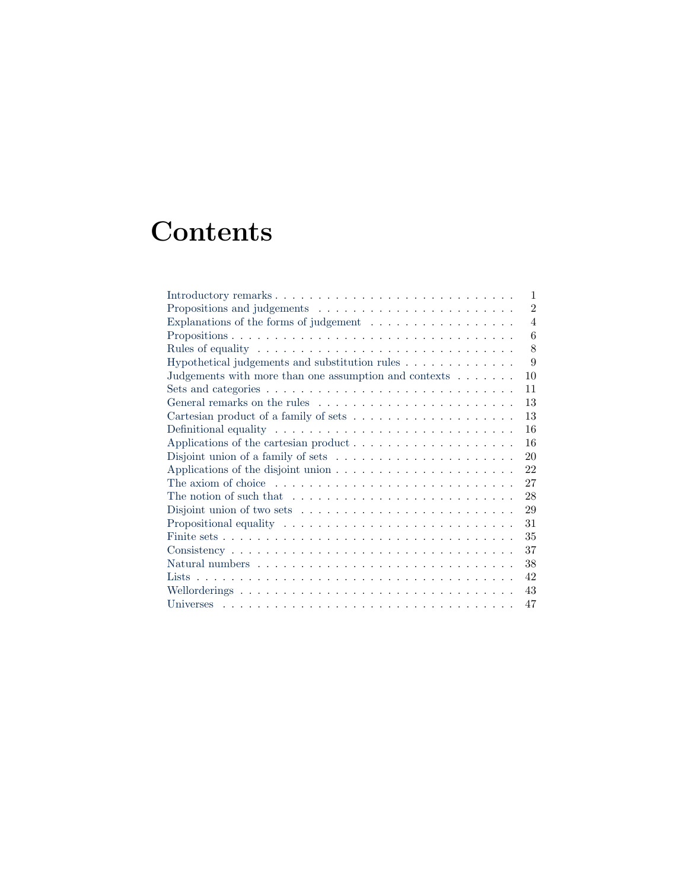# Contents

| | |
|---|---|
| Introductory remarks | 1 |
| Propositions and judgements | 2 |
| Explanations of the forms of judgement | 4 |
| Propositions | 6 |
| Rules of equality | 8 |
| Hypothetical judgements and substitution rules | 9 |
| Judgements with more than one assumption and contexts | 10 |
| Sets and categories | 11 |
| General remarks on the rules | 13 |
| Cartesian product of a family of sets | 13 |
| Definitional equality | 16 |
| Applications of the cartesian product | 16 |
| Disjoint union of a family of sets | 20 |
| Applications of the disjoint union | 22 |
| The axiom of choice | 27 |
| The notion of such that | 28 |
| Disjoint union of two sets | 29 |
| Propositional equality | 31 |
| Finite sets | 35 |
| Consistency | 37 |
| Natural numbers | 38 |
| Lists | 42 |
| Wellorderings | 43 |
| Universes | 47 |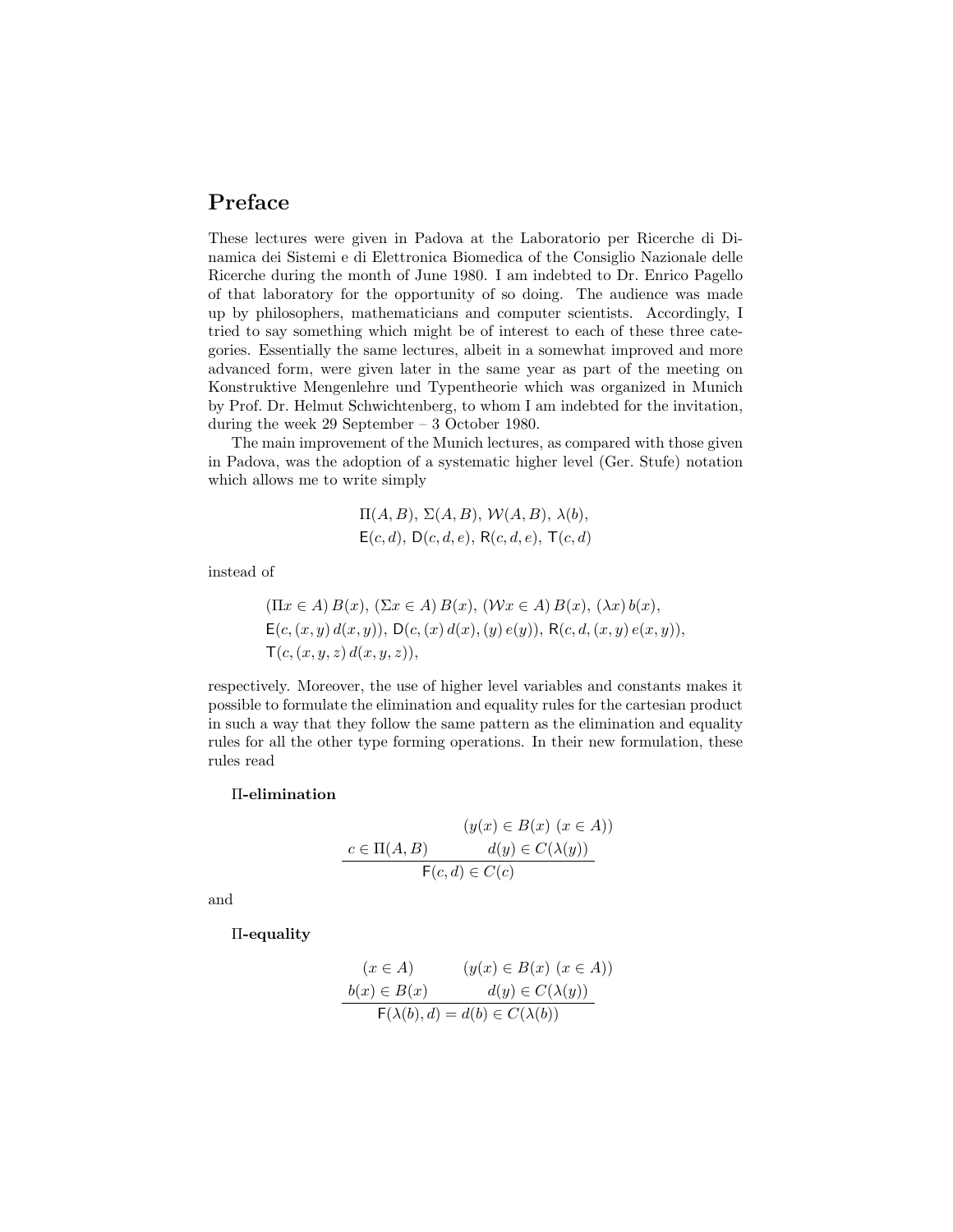## Preface

These lectures were given in Padova at the Laboratorio per Ricerche di Dinamica dei Sistemi e di Elettronica Biomedica of the Consiglio Nazionale delle Ricerche during the month of June 1980. I am indebted to Dr. Enrico Pagello of that laboratory for the opportunity of so doing. The audience was made up by philosophers, mathematicians and computer scientists. Accordingly, I tried to say something which might be of interest to each of these three categories. Essentially the same lectures, albeit in a somewhat improved and more advanced form, were given later in the same year as part of the meeting on Konstruktive Mengenlehre und Typentheorie which was organized in Munich by Prof. Dr. Helmut Schwichtenberg, to whom I am indebted for the invitation, during the week 29 September – 3 October 1980.

The main improvement of the Munich lectures, as compared with those given in Padova, was the adoption of a systematic higher level (Ger. Stufe) notation which allows me to write simply

$$\Pi(A,B),\ \Sigma(A,B),\ \mathcal{W}(A,B),\ \lambda(b),$$
$$\mathsf{E}(c,d),\ \mathsf{D}(c,d,e),\ \mathsf{R}(c,d,e),\ \mathsf{T}(c,d)$$

instead of

$$(\Pi x \in A)\,B(x),\ (\Sigma x \in A)\,B(x),\ (\mathcal{W} x \in A)\,B(x),\ (\lambda x)\,b(x),$$
$$\mathsf{E}(c,(x,y)\,d(x,y)),\ \mathsf{D}(c,(x)\,d(x),(y)\,e(y)),\ \mathsf{R}(c,d,(x,y)\,e(x,y)),$$
$$\mathsf{T}(c,(x,y,z)\,d(x,y,z)),$$

respectively. Moreover, the use of higher level variables and constants makes it possible to formulate the elimination and equality rules for the cartesian product in such a way that they follow the same pattern as the elimination and equality rules for all the other type forming operations. In their new formulation, these rules read

**$\Pi$-elimination**

$$\frac{c \in \Pi(A,B) \qquad \begin{array}{c}(y(x) \in B(x)\ (x \in A))\\ d(y) \in C(\lambda(y))\end{array}}{\mathsf{F}(c,d) \in C(c)}$$

and

**$\Pi$-equality**

$$\frac{\begin{array}{c}(x \in A)\\ b(x) \in B(x)\end{array} \qquad \begin{array}{c}(y(x) \in B(x)\ (x \in A))\\ d(y) \in C(\lambda(y))\end{array}}{\mathsf{F}(\lambda(b),d) = d(b) \in C(\lambda(b))}$$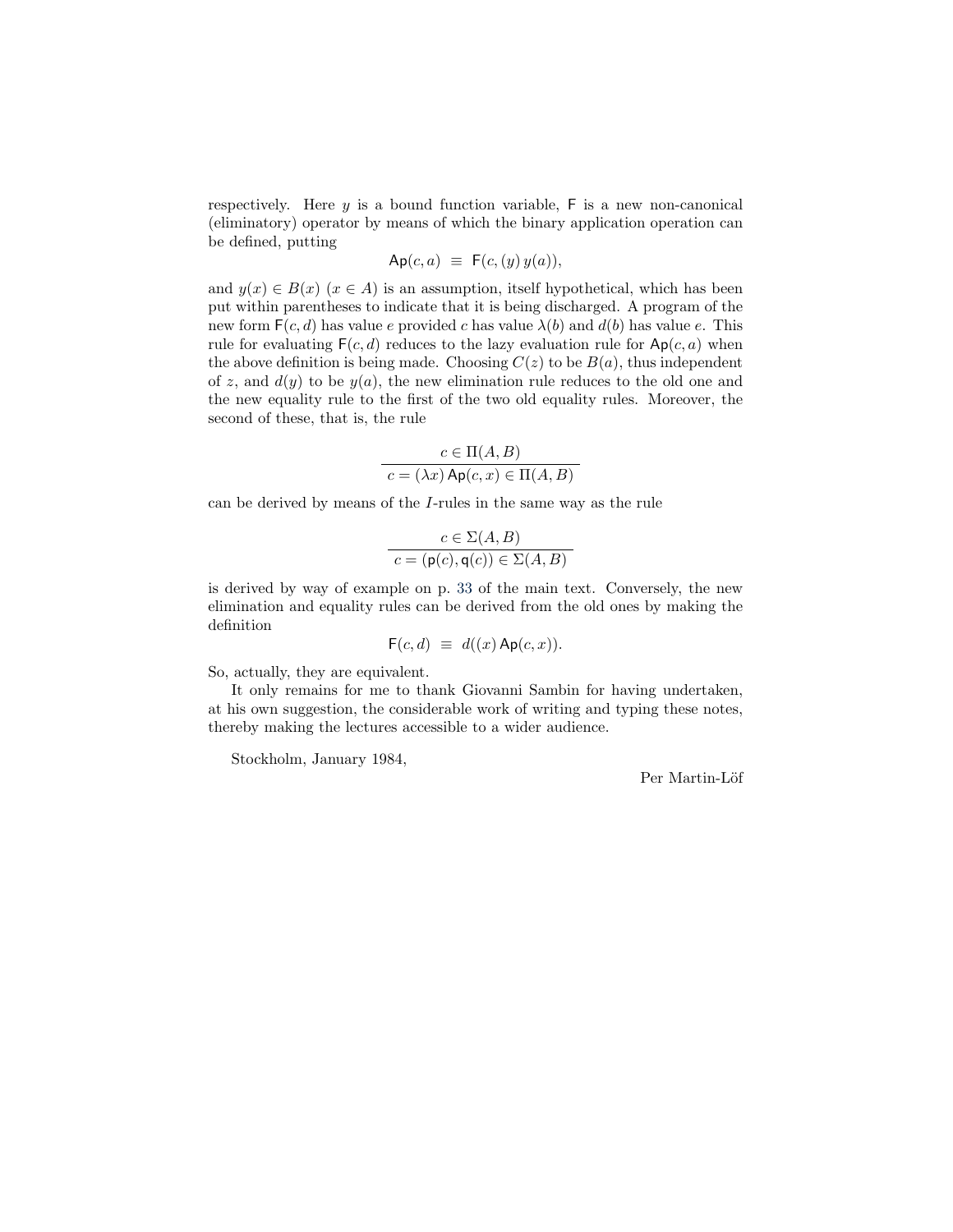respectively. Here $y$ is a bound function variable, $\mathsf{F}$ is a new non-canonical (eliminatory) operator by means of which the binary application operation can be defined, putting

$$\mathsf{Ap}(c, a) \;\equiv\; \mathsf{F}(c, (y)\, y(a)),$$

and $y(x) \in B(x)$ $(x \in A)$ is an assumption, itself hypothetical, which has been put within parentheses to indicate that it is being discharged. A program of the new form $\mathsf{F}(c, d)$ has value $e$ provided $c$ has value $\lambda(b)$ and $d(b)$ has value $e$. This rule for evaluating $\mathsf{F}(c, d)$ reduces to the lazy evaluation rule for $\mathsf{Ap}(c, a)$ when the above definition is being made. Choosing $C(z)$ to be $B(a)$, thus independent of $z$, and $d(y)$ to be $y(a)$, the new elimination rule reduces to the old one and the new equality rule to the first of the two old equality rules. Moreover, the second of these, that is, the rule

$$\frac{c \in \Pi(A, B)}{c = (\lambda x)\, \mathsf{Ap}(c, x) \in \Pi(A, B)}$$

can be derived by means of the $I$-rules in the same way as the rule

$$\frac{c \in \Sigma(A, B)}{c = (\mathsf{p}(c), \mathsf{q}(c)) \in \Sigma(A, B)}$$

is derived by way of example on p. 33 of the main text. Conversely, the new elimination and equality rules can be derived from the old ones by making the definition

$$\mathsf{F}(c, d) \;\equiv\; d((x)\, \mathsf{Ap}(c, x)).$$

So, actually, they are equivalent.

It only remains for me to thank Giovanni Sambin for having undertaken, at his own suggestion, the considerable work of writing and typing these notes, thereby making the lectures accessible to a wider audience.

Stockholm, January 1984,

Per Martin-Löf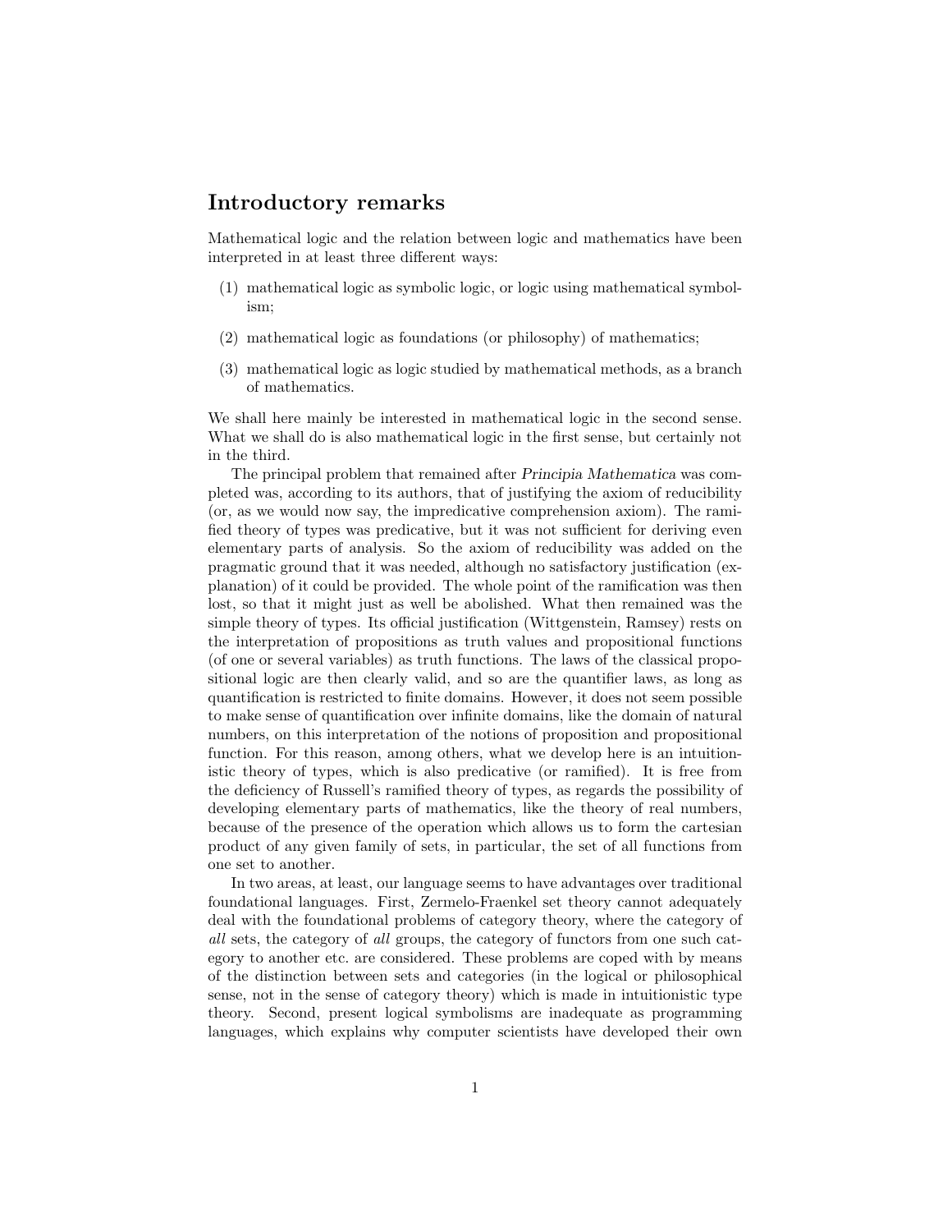## Introductory remarks

Mathematical logic and the relation between logic and mathematics have been interpreted in at least three different ways:

(1) mathematical logic as symbolic logic, or logic using mathematical symbolism;

(2) mathematical logic as foundations (or philosophy) of mathematics;

(3) mathematical logic as logic studied by mathematical methods, as a branch of mathematics.

We shall here mainly be interested in mathematical logic in the second sense. What we shall do is also mathematical logic in the first sense, but certainly not in the third.

The principal problem that remained after *Principia Mathematica* was completed was, according to its authors, that of justifying the axiom of reducibility (or, as we would now say, the impredicative comprehension axiom). The ramified theory of types was predicative, but it was not sufficient for deriving even elementary parts of analysis. So the axiom of reducibility was added on the pragmatic ground that it was needed, although no satisfactory justification (explanation) of it could be provided. The whole point of the ramification was then lost, so that it might just as well be abolished. What then remained was the simple theory of types. Its official justification (Wittgenstein, Ramsey) rests on the interpretation of propositions as truth values and propositional functions (of one or several variables) as truth functions. The laws of the classical propositional logic are then clearly valid, and so are the quantifier laws, as long as quantification is restricted to finite domains. However, it does not seem possible to make sense of quantification over infinite domains, like the domain of natural numbers, on this interpretation of the notions of proposition and propositional function. For this reason, among others, what we develop here is an intuitionistic theory of types, which is also predicative (or ramified). It is free from the deficiency of Russell's ramified theory of types, as regards the possibility of developing elementary parts of mathematics, like the theory of real numbers, because of the presence of the operation which allows us to form the cartesian product of any given family of sets, in particular, the set of all functions from one set to another.

In two areas, at least, our language seems to have advantages over traditional foundational languages. First, Zermelo-Fraenkel set theory cannot adequately deal with the foundational problems of category theory, where the category of *all* sets, the category of *all* groups, the category of functors from one such category to another etc. are considered. These problems are coped with by means of the distinction between sets and categories (in the logical or philosophical sense, not in the sense of category theory) which is made in intuitionistic type theory. Second, present logical symbolisms are inadequate as programming languages, which explains why computer scientists have developed their own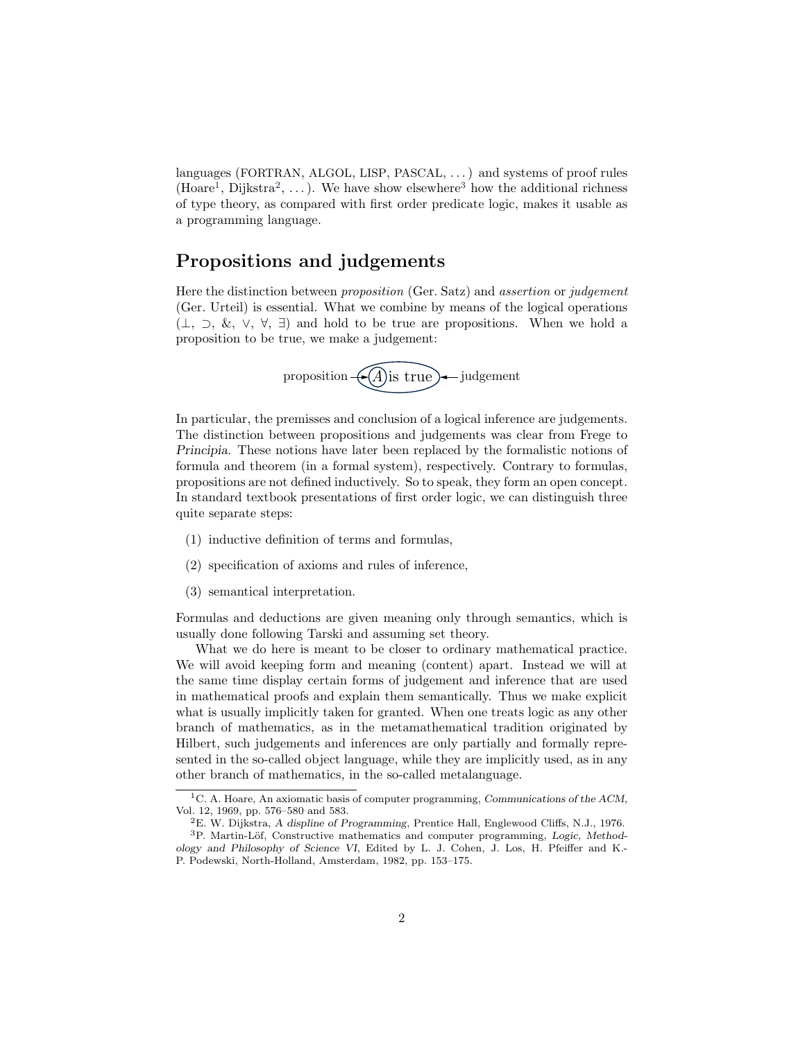languages (FORTRAN, ALGOL, LISP, PASCAL, ...) and systems of proof rules (Hoare[1], Dijkstra[2], ...). We have show elsewhere[3] how the additional richness of type theory, as compared with first order predicate logic, makes it usable as a programming language.

## Propositions and judgements

Here the distinction between *proposition* (Ger. Satz) and *assertion* or *judgement* (Ger. Urteil) is essential. What we combine by means of the logical operations ($\bot$, $\supset$, &, $\vee$, $\forall$, $\exists$) and hold to be true are propositions. When we hold a proposition to be true, we make a judgement:

$$\text{proposition} \rightarrow \boxed{A} \text{ is true} \leftarrow \text{judgement}$$

In particular, the premisses and conclusion of a logical inference are judgements. The distinction between propositions and judgements was clear from Frege to *Principia*. These notions have later been replaced by the formalistic notions of formula and theorem (in a formal system), respectively. Contrary to formulas, propositions are not defined inductively. So to speak, they form an open concept. In standard textbook presentations of first order logic, we can distinguish three quite separate steps:

(1) inductive definition of terms and formulas,

(2) specification of axioms and rules of inference,

(3) semantical interpretation.

Formulas and deductions are given meaning only through semantics, which is usually done following Tarski and assuming set theory.

What we do here is meant to be closer to ordinary mathematical practice. We will avoid keeping form and meaning (content) apart. Instead we will at the same time display certain forms of judgement and inference that are used in mathematical proofs and explain them semantically. Thus we make explicit what is usually implicitly taken for granted. When one treats logic as any other branch of mathematics, as in the metamathematical tradition originated by Hilbert, such judgements and inferences are only partially and formally represented in the so-called object language, while they are implicitly used, as in any other branch of mathematics, in the so-called metalanguage.

[1] C. A. Hoare, An axiomatic basis of computer programming, *Communications of the ACM*, Vol. 12, 1969, pp. 576–580 and 583.

[2] E. W. Dijkstra, *A displine of Programming*, Prentice Hall, Englewood Cliffs, N.J., 1976.

[3] P. Martin-Löf, Constructive mathematics and computer programming, *Logic, Methodology and Philosophy of Science VI*, Edited by L. J. Cohen, J. Los, H. Pfeiffer and K.-P. Podewski, North-Holland, Amsterdam, 1982, pp. 153–175.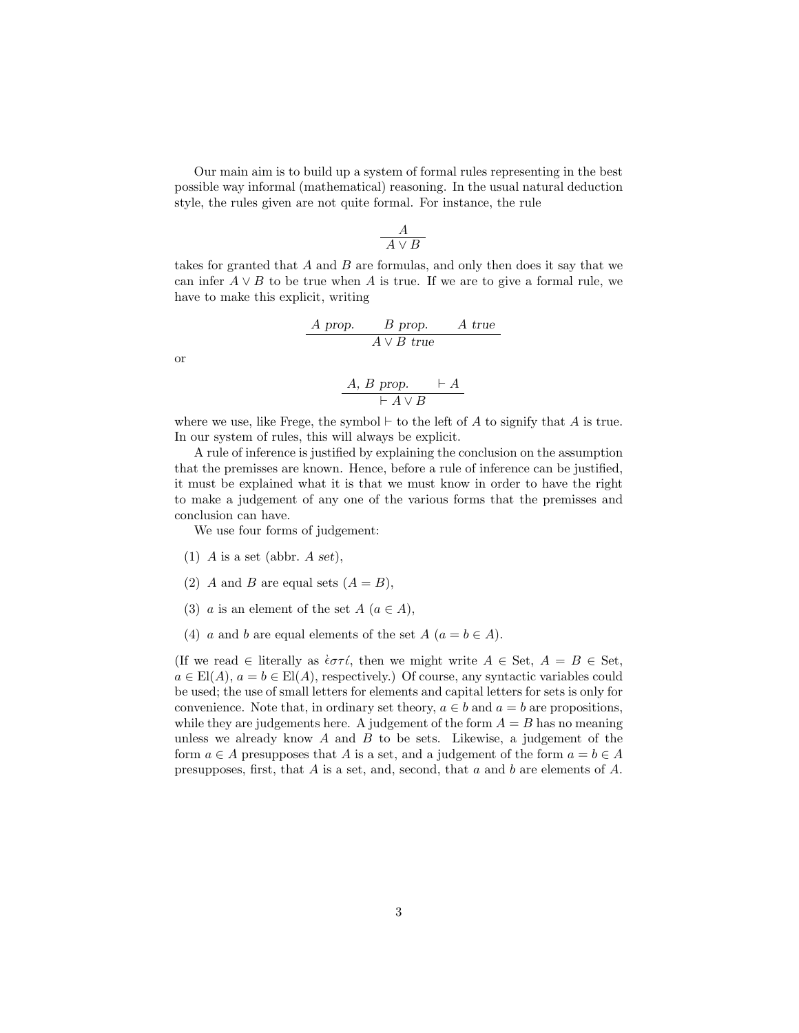Our main aim is to build up a system of formal rules representing in the best possible way informal (mathematical) reasoning. In the usual natural deduction style, the rules given are not quite formal. For instance, the rule

$$\frac{A}{A \vee B}$$

takes for granted that $A$ and $B$ are formulas, and only then does it say that we can infer $A \vee B$ to be true when $A$ is true. If we are to give a formal rule, we have to make this explicit, writing

$$\frac{A \textit{ prop.} \qquad B \textit{ prop.} \qquad A \textit{ true}}{A \vee B \textit{ true}}$$

or

$$\frac{A,\, B \textit{ prop.} \qquad \vdash A}{\vdash A \vee B}$$

where we use, like Frege, the symbol $\vdash$ to the left of $A$ to signify that $A$ is true. In our system of rules, this will always be explicit.

A rule of inference is justified by explaining the conclusion on the assumption that the premisses are known. Hence, before a rule of inference can be justified, it must be explained what it is that we must know in order to have the right to make a judgement of any one of the various forms that the premisses and conclusion can have.

We use four forms of judgement:

(1) $A$ is a set (abbr. $A$ *set*),

(2) $A$ and $B$ are equal sets ($A = B$),

(3) $a$ is an element of the set $A$ ($a \in A$),

(4) $a$ and $b$ are equal elements of the set $A$ ($a = b \in A$).

(If we read $\in$ literally as ἐστί, then we might write $A \in \mathrm{Set}$, $A = B \in \mathrm{Set}$, $a \in \mathrm{El}(A)$, $a = b \in \mathrm{El}(A)$, respectively.) Of course, any syntactic variables could be used; the use of small letters for elements and capital letters for sets is only for convenience. Note that, in ordinary set theory, $a \in b$ and $a = b$ are propositions, while they are judgements here. A judgement of the form $A = B$ has no meaning unless we already know $A$ and $B$ to be sets. Likewise, a judgement of the form $a \in A$ presupposes that $A$ is a set, and a judgement of the form $a = b \in A$ presupposes, first, that $A$ is a set, and, second, that $a$ and $b$ are elements of $A$.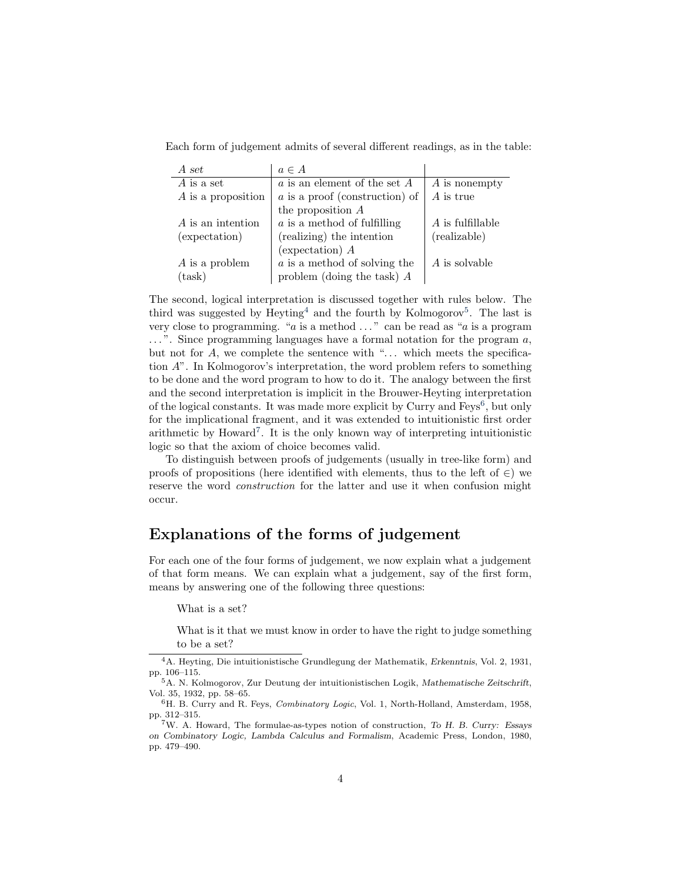Each form of judgement admits of several different readings, as in the table:

| *A set* | $a \in A$ | |
|---|---|---|
| $A$ is a set | $a$ is an element of the set $A$ | $A$ is nonempty |
| $A$ is a proposition | $a$ is a proof (construction) of the proposition $A$ | $A$ is true |
| $A$ is an intention (expectation) | $a$ is a method of fulfilling (realizing) the intention (expectation) $A$ | $A$ is fulfillable (realizable) |
| $A$ is a problem (task) | $a$ is a method of solving the problem (doing the task) $A$ | $A$ is solvable |

The second, logical interpretation is discussed together with rules below. The third was suggested by Heyting[4] and the fourth by Kolmogorov[5]. The last is very close to programming. "$a$ is a method ..." can be read as "$a$ is a program ...". Since programming languages have a formal notation for the program $a$, but not for $A$, we complete the sentence with "... which meets the specification $A$". In Kolmogorov's interpretation, the word problem refers to something to be done and the word program to how to do it. The analogy between the first and the second interpretation is implicit in the Brouwer-Heyting interpretation of the logical constants. It was made more explicit by Curry and Feys[6], but only for the implicational fragment, and it was extended to intuitionistic first order arithmetic by Howard[7]. It is the only known way of interpreting intuitionistic logic so that the axiom of choice becomes valid.

To distinguish between proofs of judgements (usually in tree-like form) and proofs of propositions (here identified with elements, thus to the left of $\in$) we reserve the word *construction* for the latter and use it when confusion might occur.

## Explanations of the forms of judgement

For each one of the four forms of judgement, we now explain what a judgement of that form means. We can explain what a judgement, say of the first form, means by answering one of the following three questions:

> What is a set?
>
> What is it that we must know in order to have the right to judge something to be a set?

[4] A. Heyting, Die intuitionistische Grundlegung der Mathematik, *Erkenntnis*, Vol. 2, 1931, pp. 106–115.

[5] A. N. Kolmogorov, Zur Deutung der intuitionistischen Logik, *Mathematische Zeitschrift*, Vol. 35, 1932, pp. 58–65.

[6] H. B. Curry and R. Feys, *Combinatory Logic*, Vol. 1, North-Holland, Amsterdam, 1958, pp. 312–315.

[7] W. A. Howard, The formulae-as-types notion of construction, *To H. B. Curry: Essays on Combinatory Logic, Lambda Calculus and Formalism*, Academic Press, London, 1980, pp. 479–490.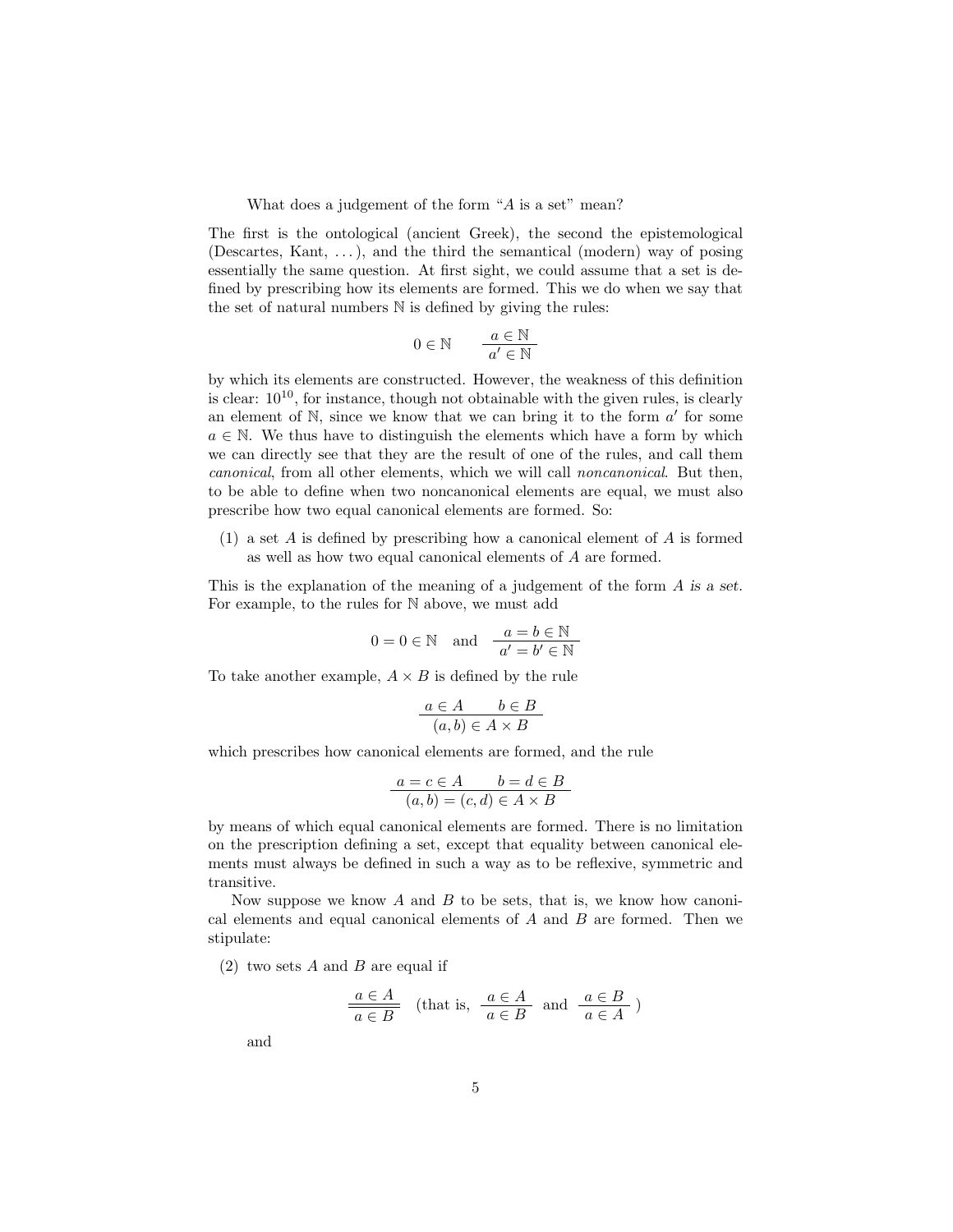What does a judgement of the form "$A$ is a set" mean?

The first is the ontological (ancient Greek), the second the epistemological (Descartes, Kant, ...), and the third the semantical (modern) way of posing essentially the same question. At first sight, we could assume that a set is defined by prescribing how its elements are formed. This we do when we say that the set of natural numbers $\mathbb{N}$ is defined by giving the rules:

$$0 \in \mathbb{N} \qquad \frac{a \in \mathbb{N}}{a' \in \mathbb{N}}$$

by which its elements are constructed. However, the weakness of this definition is clear: $10^{10}$, for instance, though not obtainable with the given rules, is clearly an element of $\mathbb{N}$, since we know that we can bring it to the form $a'$ for some $a \in \mathbb{N}$. We thus have to distinguish the elements which have a form by which we can directly see that they are the result of one of the rules, and call them *canonical*, from all other elements, which we will call *noncanonical*. But then, to be able to define when two noncanonical elements are equal, we must also prescribe how two equal canonical elements are formed. So:

(1) a set $A$ is defined by prescribing how a canonical element of $A$ is formed as well as how two equal canonical elements of $A$ are formed.

This is the explanation of the meaning of a judgement of the form *$A$ is a set*. For example, to the rules for $\mathbb{N}$ above, we must add

$$0 = 0 \in \mathbb{N} \quad \text{and} \quad \frac{a = b \in \mathbb{N}}{a' = b' \in \mathbb{N}}$$

To take another example, $A \times B$ is defined by the rule

$$\frac{a \in A \qquad b \in B}{(a, b) \in A \times B}$$

which prescribes how canonical elements are formed, and the rule

$$\frac{a = c \in A \qquad b = d \in B}{(a, b) = (c, d) \in A \times B}$$

by means of which equal canonical elements are formed. There is no limitation on the prescription defining a set, except that equality between canonical elements must always be defined in such a way as to be reflexive, symmetric and transitive.

Now suppose we know $A$ and $B$ to be sets, that is, we know how canonical elements and equal canonical elements of $A$ and $B$ are formed. Then we stipulate:

(2) two sets $A$ and $B$ are equal if

$$\frac{a \in A}{\overline{a \in B}} \quad \left(\text{that is, } \frac{a \in A}{a \in B} \text{ and } \frac{a \in B}{a \in A}\right)$$

and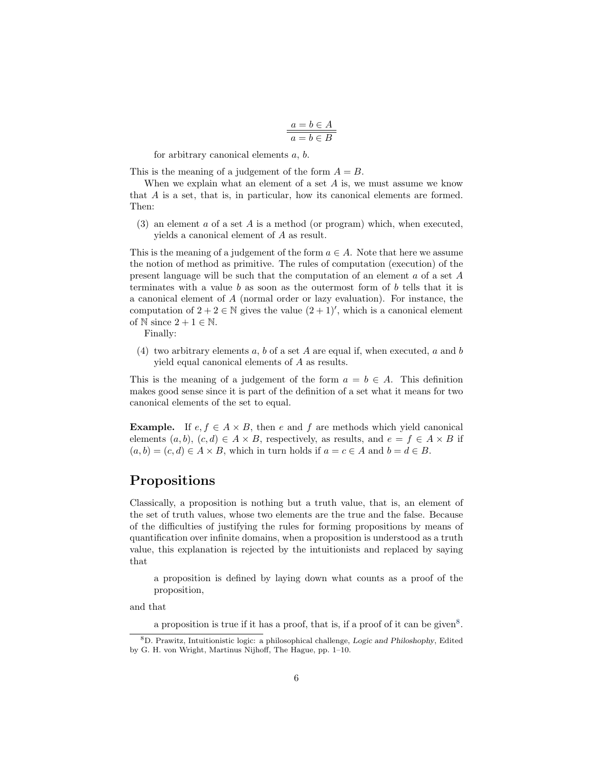$$\frac{a = b \in A}{a = b \in B}$$

for arbitrary canonical elements $a$, $b$.

This is the meaning of a judgement of the form $A = B$.

When we explain what an element of a set $A$ is, we must assume we know that $A$ is a set, that is, in particular, how its canonical elements are formed. Then:

(3) an element $a$ of a set $A$ is a method (or program) which, when executed, yields a canonical element of $A$ as result.

This is the meaning of a judgement of the form $a \in A$. Note that here we assume the notion of method as primitive. The rules of computation (execution) of the present language will be such that the computation of an element $a$ of a set $A$ terminates with a value $b$ as soon as the outermost form of $b$ tells that it is a canonical element of $A$ (normal order or lazy evaluation). For instance, the computation of $2 + 2 \in \mathbb{N}$ gives the value $(2 + 1)'$, which is a canonical element of $\mathbb{N}$ since $2 + 1 \in \mathbb{N}$.

Finally:

(4) two arbitrary elements $a$, $b$ of a set $A$ are equal if, when executed, $a$ and $b$ yield equal canonical elements of $A$ as results.

This is the meaning of a judgement of the form $a = b \in A$. This definition makes good sense since it is part of the definition of a set what it means for two canonical elements of the set to equal.

**Example.** If $e, f \in A \times B$, then $e$ and $f$ are methods which yield canonical elements $(a, b)$, $(c, d) \in A \times B$, respectively, as results, and $e = f \in A \times B$ if $(a, b) = (c, d) \in A \times B$, which in turn holds if $a = c \in A$ and $b = d \in B$.

## Propositions

Classically, a proposition is nothing but a truth value, that is, an element of the set of truth values, whose two elements are the true and the false. Because of the difficulties of justifying the rules for forming propositions by means of quantification over infinite domains, when a proposition is understood as a truth value, this explanation is rejected by the intuitionists and replaced by saying that

> a proposition is defined by laying down what counts as a proof of the proposition,

and that

> a proposition is true if it has a proof, that is, if a proof of it can be given[8].

[8] D. Prawitz, Intuitionistic logic: a philosophical challenge, *Logic and Philoshophy*, Edited by G. H. von Wright, Martinus Nijhoff, The Hague, pp. 1–10.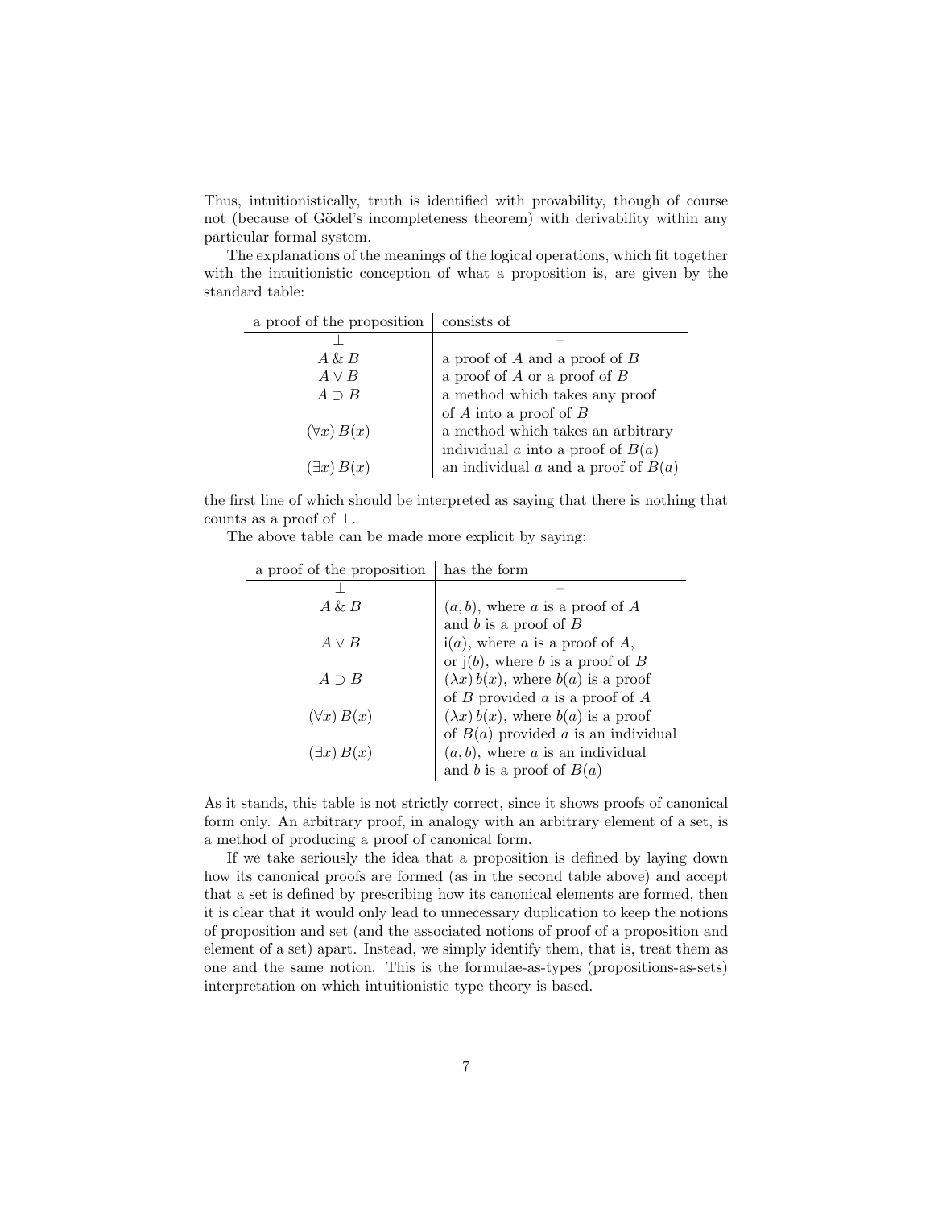Thus, intuitionistically, truth is identified with provability, though of course not (because of Gödel's incompleteness theorem) with derivability within any particular formal system.

The explanations of the meanings of the logical operations, which fit together with the intuitionistic conception of what a proposition is, are given by the standard table:

| a proof of the proposition | consists of |
|---|---|
| $\bot$ | – |
| $A \,\&\, B$ | a proof of $A$ and a proof of $B$ |
| $A \vee B$ | a proof of $A$ or a proof of $B$ |
| $A \supset B$ | a method which takes any proof of $A$ into a proof of $B$ |
| $(\forall x)\, B(x)$ | a method which takes an arbitrary individual $a$ into a proof of $B(a)$ |
| $(\exists x)\, B(x)$ | an individual $a$ and a proof of $B(a)$ |

the first line of which should be interpreted as saying that there is nothing that counts as a proof of $\bot$.

The above table can be made more explicit by saying:

| a proof of the proposition | has the form |
|---|---|
| $\bot$ | – |
| $A \,\&\, B$ | $(a, b)$, where $a$ is a proof of $A$ and $b$ is a proof of $B$ |
| $A \vee B$ | $\mathsf{i}(a)$, where $a$ is a proof of $A$, or $\mathsf{j}(b)$, where $b$ is a proof of $B$ |
| $A \supset B$ | $(\lambda x)\, b(x)$, where $b(a)$ is a proof of $B$ provided $a$ is a proof of $A$ |
| $(\forall x)\, B(x)$ | $(\lambda x)\, b(x)$, where $b(a)$ is a proof of $B(a)$ provided $a$ is an individual |
| $(\exists x)\, B(x)$ | $(a, b)$, where $a$ is an individual and $b$ is a proof of $B(a)$ |

As it stands, this table is not strictly correct, since it shows proofs of canonical form only. An arbitrary proof, in analogy with an arbitrary element of a set, is a method of producing a proof of canonical form.

If we take seriously the idea that a proposition is defined by laying down how its canonical proofs are formed (as in the second table above) and accept that a set is defined by prescribing how its canonical elements are formed, then it is clear that it would only lead to unnecessary duplication to keep the notions of proposition and set (and the associated notions of proof of a proposition and element of a set) apart. Instead, we simply identify them, that is, treat them as one and the same notion. This is the formulae-as-types (propositions-as-sets) interpretation on which intuitionistic type theory is based.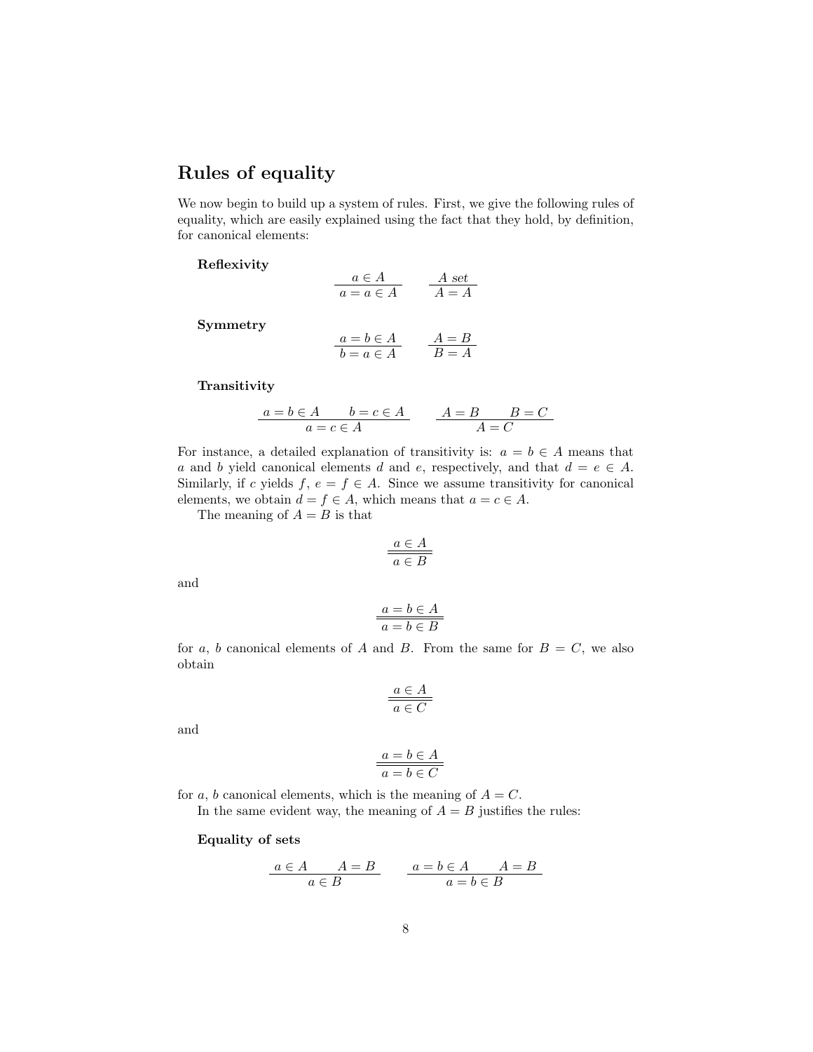## Rules of equality

We now begin to build up a system of rules. First, we give the following rules of equality, which are easily explained using the fact that they hold, by definition, for canonical elements:

**Reflexivity**

$$\frac{a \in A}{a = a \in A} \qquad \frac{A \ set}{A = A}$$

**Symmetry**

$$\frac{a = b \in A}{b = a \in A} \qquad \frac{A = B}{B = A}$$

**Transitivity**

$$\frac{a = b \in A \qquad b = c \in A}{a = c \in A} \qquad \frac{A = B \qquad B = C}{A = C}$$

For instance, a detailed explanation of transitivity is: $a = b \in A$ means that $a$ and $b$ yield canonical elements $d$ and $e$, respectively, and that $d = e \in A$. Similarly, if $c$ yields $f$, $e = f \in A$. Since we assume transitivity for canonical elements, we obtain $d = f \in A$, which means that $a = c \in A$.

The meaning of $A = B$ is that

$$\frac{a \in A}{\overline{a \in B}}$$

and

$$\frac{a = b \in A}{\overline{a = b \in B}}$$

for $a$, $b$ canonical elements of $A$ and $B$. From the same for $B = C$, we also obtain

$$\frac{a \in A}{\overline{a \in C}}$$

and

$$\frac{a = b \in A}{\overline{a = b \in C}}$$

for $a$, $b$ canonical elements, which is the meaning of $A = C$.

In the same evident way, the meaning of $A = B$ justifies the rules:

**Equality of sets**

$$\frac{a \in A \qquad A = B}{a \in B} \qquad \frac{a = b \in A \qquad A = B}{a = b \in B}$$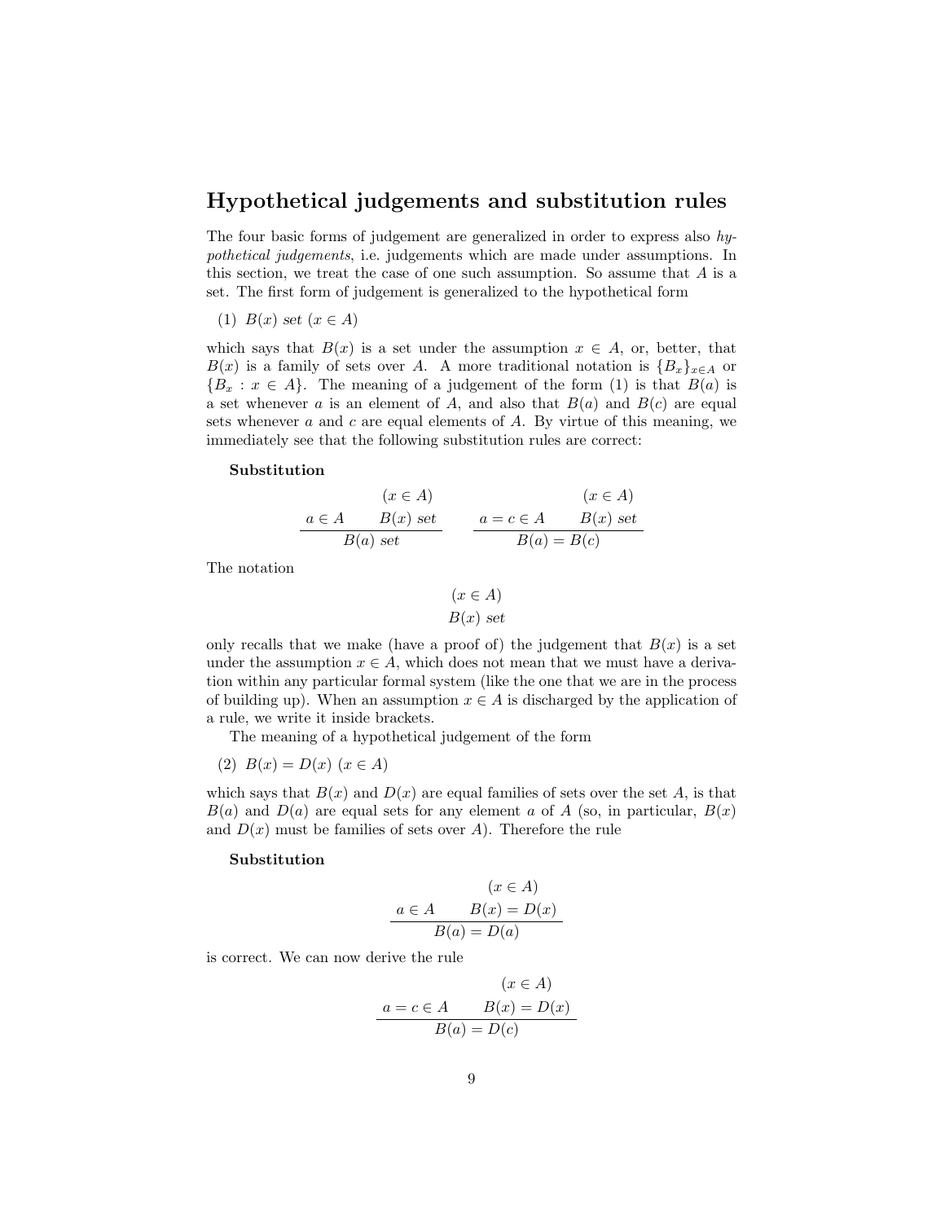## Hypothetical judgements and substitution rules

The four basic forms of judgement are generalized in order to express also *hypothetical judgements*, i.e. judgements which are made under assumptions. In this section, we treat the case of one such assumption. So assume that $A$ is a set. The first form of judgement is generalized to the hypothetical form

(1) $B(x)$ *set* $(x \in A)$

which says that $B(x)$ is a set under the assumption $x \in A$, or, better, that $B(x)$ is a family of sets over $A$. A more traditional notation is $\{B_x\}_{x \in A}$ or $\{B_x : x \in A\}$. The meaning of a judgement of the form (1) is that $B(a)$ is a set whenever $a$ is an element of $A$, and also that $B(a)$ and $B(c)$ are equal sets whenever $a$ and $c$ are equal elements of $A$. By virtue of this meaning, we immediately see that the following substitution rules are correct:

**Substitution**

$$\frac{a \in A \qquad \begin{matrix}(x \in A) \\ B(x)\ \mathit{set}\end{matrix}}{B(a)\ \mathit{set}} \qquad\qquad \frac{a = c \in A \qquad \begin{matrix}(x \in A) \\ B(x)\ \mathit{set}\end{matrix}}{B(a) = B(c)}$$

The notation

$$\begin{matrix}(x \in A) \\ B(x)\ \mathit{set}\end{matrix}$$

only recalls that we make (have a proof of) the judgement that $B(x)$ is a set under the assumption $x \in A$, which does not mean that we must have a derivation within any particular formal system (like the one that we are in the process of building up). When an assumption $x \in A$ is discharged by the application of a rule, we write it inside brackets.

The meaning of a hypothetical judgement of the form

(2) $B(x) = D(x)$ $(x \in A)$

which says that $B(x)$ and $D(x)$ are equal families of sets over the set $A$, is that $B(a)$ and $D(a)$ are equal sets for any element $a$ of $A$ (so, in particular, $B(x)$ and $D(x)$ must be families of sets over $A$). Therefore the rule

**Substitution**

$$\frac{a \in A \qquad \begin{matrix}(x \in A) \\ B(x) = D(x)\end{matrix}}{B(a) = D(a)}$$

is correct. We can now derive the rule

$$\frac{a = c \in A \qquad \begin{matrix}(x \in A) \\ B(x) = D(x)\end{matrix}}{B(a) = D(c)}$$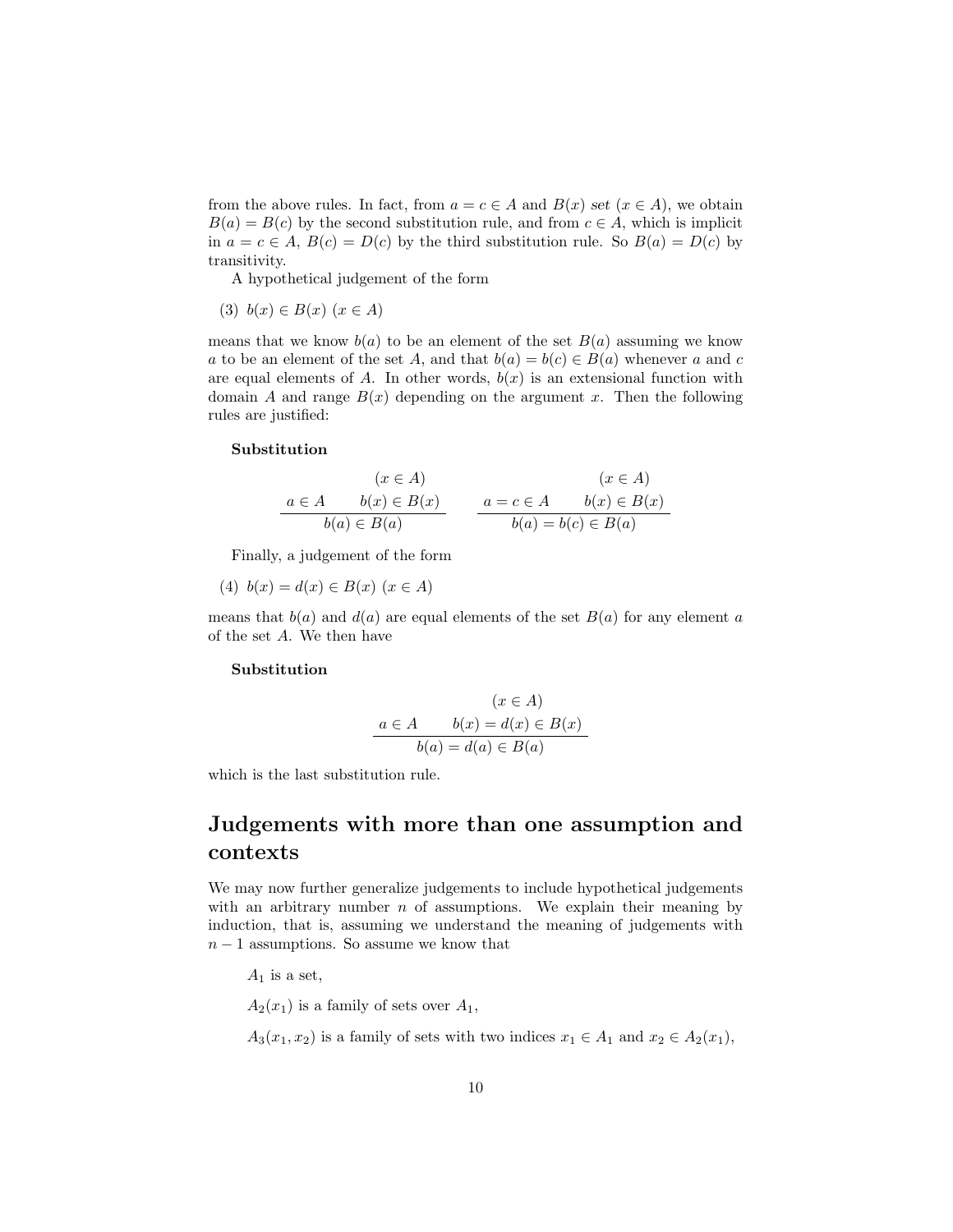from the above rules. In fact, from $a = c \in A$ and $B(x)$ *set* $(x \in A)$, we obtain $B(a) = B(c)$ by the second substitution rule, and from $c \in A$, which is implicit in $a = c \in A$, $B(c) = D(c)$ by the third substitution rule. So $B(a) = D(c)$ by transitivity.

A hypothetical judgement of the form

(3) $b(x) \in B(x)$ $(x \in A)$

means that we know $b(a)$ to be an element of the set $B(a)$ assuming we know $a$ to be an element of the set $A$, and that $b(a) = b(c) \in B(a)$ whenever $a$ and $c$ are equal elements of $A$. In other words, $b(x)$ is an extensional function with domain $A$ and range $B(x)$ depending on the argument $x$. Then the following rules are justified:

**Substitution**

$$\frac{a \in A \qquad \begin{matrix}(x \in A)\\ b(x) \in B(x)\end{matrix}}{b(a) \in B(a)} \qquad \frac{a = c \in A \qquad \begin{matrix}(x \in A)\\ b(x) \in B(x)\end{matrix}}{b(a) = b(c) \in B(a)}$$

Finally, a judgement of the form

(4) $b(x) = d(x) \in B(x)$ $(x \in A)$

means that $b(a)$ and $d(a)$ are equal elements of the set $B(a)$ for any element $a$ of the set $A$. We then have

**Substitution**

$$\frac{a \in A \qquad \begin{matrix}(x \in A)\\ b(x) = d(x) \in B(x)\end{matrix}}{b(a) = d(a) \in B(a)}$$

which is the last substitution rule.

## Judgements with more than one assumption and contexts

We may now further generalize judgements to include hypothetical judgements with an arbitrary number $n$ of assumptions. We explain their meaning by induction, that is, assuming we understand the meaning of judgements with $n-1$ assumptions. So assume we know that

$A_1$ is a set,

$A_2(x_1)$ is a family of sets over $A_1$,

$A_3(x_1, x_2)$ is a family of sets with two indices $x_1 \in A_1$ and $x_2 \in A_2(x_1)$,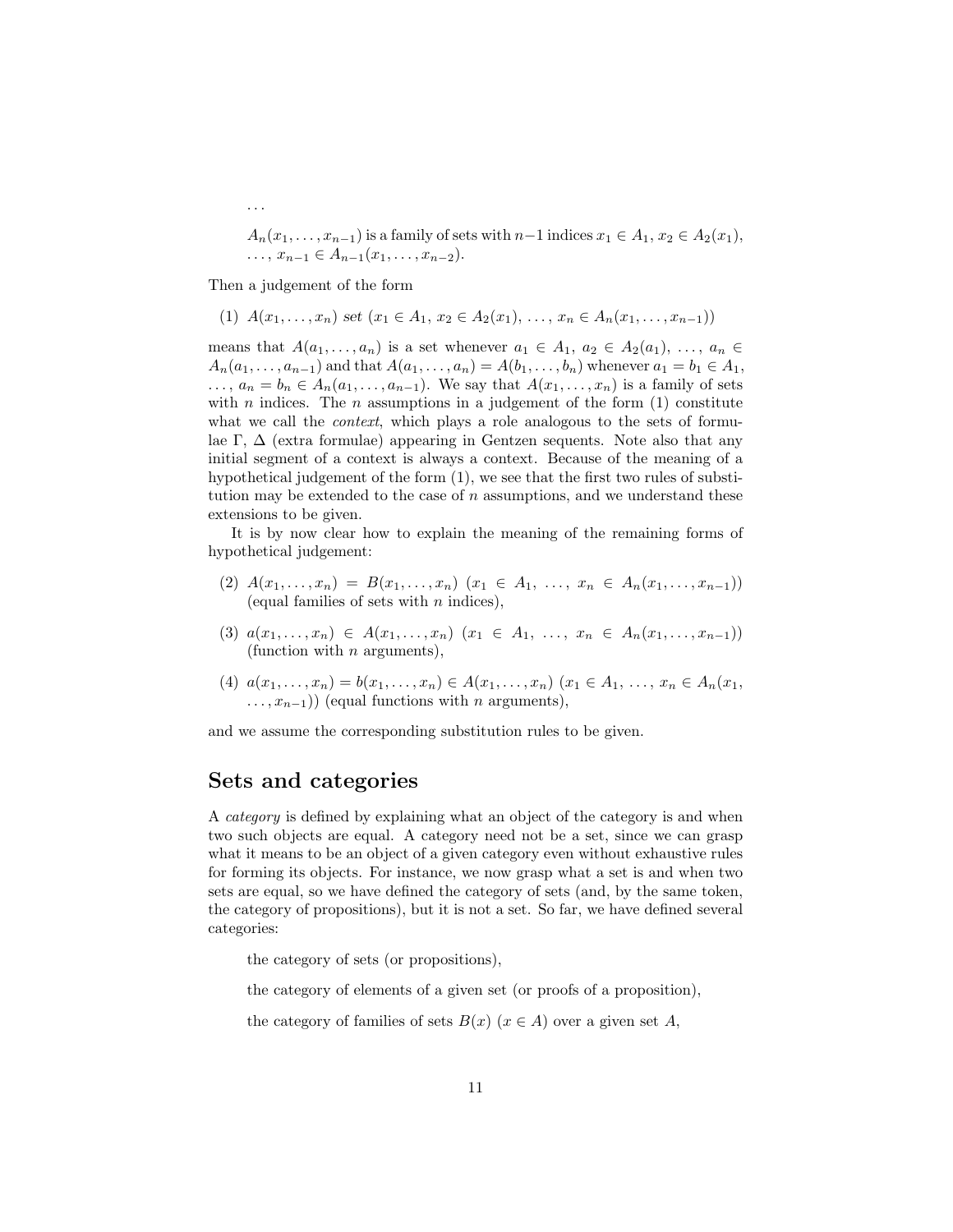. . .

> $A_n(x_1, \ldots, x_{n-1})$ is a family of sets with $n-1$ indices $x_1 \in A_1$, $x_2 \in A_2(x_1)$, $\ldots$, $x_{n-1} \in A_{n-1}(x_1, \ldots, x_{n-2})$.

Then a judgement of the form

(1) $A(x_1, \ldots, x_n)$ *set* $(x_1 \in A_1,\ x_2 \in A_2(x_1),\ \ldots,\ x_n \in A_n(x_1, \ldots, x_{n-1}))$

means that $A(a_1, \ldots, a_n)$ is a set whenever $a_1 \in A_1$, $a_2 \in A_2(a_1)$, $\ldots$, $a_n \in A_n(a_1, \ldots, a_{n-1})$ and that $A(a_1, \ldots, a_n) = A(b_1, \ldots, b_n)$ whenever $a_1 = b_1 \in A_1$, $\ldots$, $a_n = b_n \in A_n(a_1, \ldots, a_{n-1})$. We say that $A(x_1, \ldots, x_n)$ is a family of sets with $n$ indices. The $n$ assumptions in a judgement of the form (1) constitute what we call the *context*, which plays a role analogous to the sets of formulae $\Gamma$, $\Delta$ (extra formulae) appearing in Gentzen sequents. Note also that any initial segment of a context is always a context. Because of the meaning of a hypothetical judgement of the form (1), we see that the first two rules of substitution may be extended to the case of $n$ assumptions, and we understand these extensions to be given.

It is by now clear how to explain the meaning of the remaining forms of hypothetical judgement:

(2) $A(x_1, \ldots, x_n) = B(x_1, \ldots, x_n)$ $(x_1 \in A_1,\ \ldots,\ x_n \in A_n(x_1, \ldots, x_{n-1}))$ (equal families of sets with $n$ indices),

(3) $a(x_1, \ldots, x_n) \in A(x_1, \ldots, x_n)$ $(x_1 \in A_1,\ \ldots,\ x_n \in A_n(x_1, \ldots, x_{n-1}))$ (function with $n$ arguments),

(4) $a(x_1, \ldots, x_n) = b(x_1, \ldots, x_n) \in A(x_1, \ldots, x_n)$ $(x_1 \in A_1,\ \ldots,\ x_n \in A_n(x_1, \ldots, x_{n-1}))$ (equal functions with $n$ arguments),

and we assume the corresponding substitution rules to be given.

## Sets and categories

A *category* is defined by explaining what an object of the category is and when two such objects are equal. A category need not be a set, since we can grasp what it means to be an object of a given category even without exhaustive rules for forming its objects. For instance, we now grasp what a set is and when two sets are equal, so we have defined the category of sets (and, by the same token, the category of propositions), but it is not a set. So far, we have defined several categories:

> the category of sets (or propositions),
>
> the category of elements of a given set (or proofs of a proposition),
>
> the category of families of sets $B(x)$ $(x \in A)$ over a given set $A$,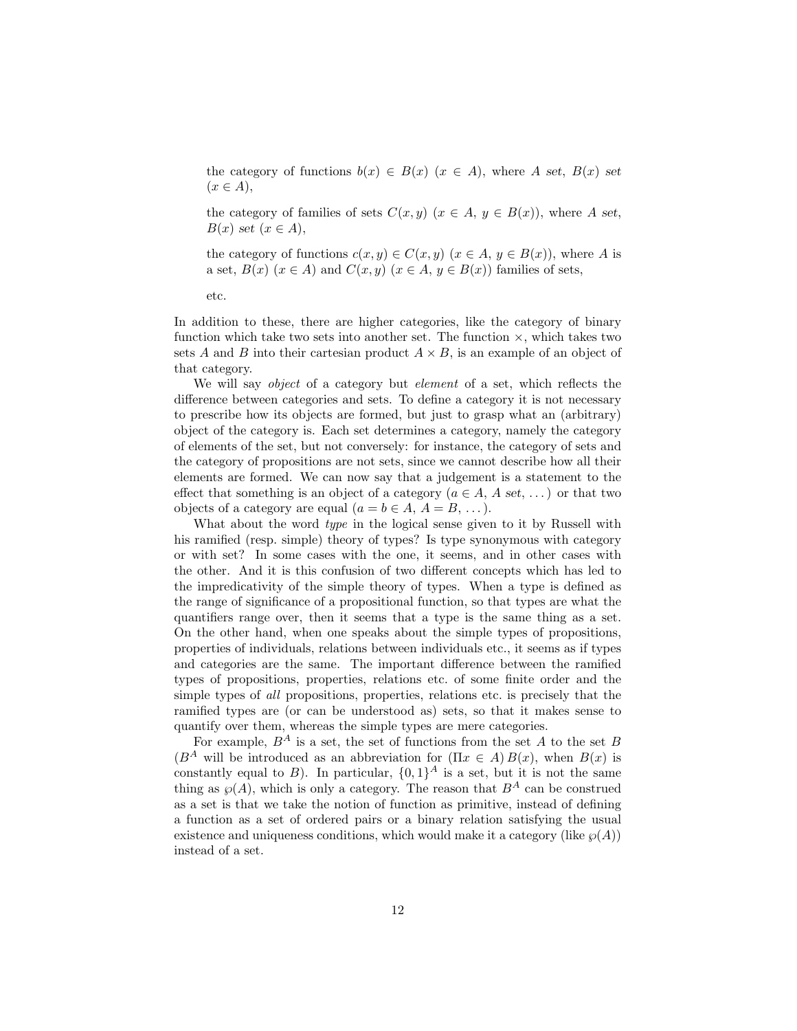the category of functions $b(x) \in B(x)$ $(x \in A)$, where $A$ *set*, $B(x)$ *set* $(x \in A)$,

the category of families of sets $C(x, y)$ $(x \in A,\ y \in B(x))$, where $A$ *set*, $B(x)$ *set* $(x \in A)$,

the category of functions $c(x, y) \in C(x, y)$ $(x \in A,\ y \in B(x))$, where $A$ is a set, $B(x)$ $(x \in A)$ and $C(x, y)$ $(x \in A,\ y \in B(x))$ families of sets,

etc.

In addition to these, there are higher categories, like the category of binary function which take two sets into another set. The function $\times$, which takes two sets $A$ and $B$ into their cartesian product $A \times B$, is an example of an object of that category.

We will say *object* of a category but *element* of a set, which reflects the difference between categories and sets. To define a category it is not necessary to prescribe how its objects are formed, but just to grasp what an (arbitrary) object of the category is. Each set determines a category, namely the category of elements of the set, but not conversely: for instance, the category of sets and the category of propositions are not sets, since we cannot describe how all their elements are formed. We can now say that a judgement is a statement to the effect that something is an object of a category ($a \in A$, $A$ *set*, $\dots$) or that two objects of a category are equal ($a = b \in A$, $A = B$, $\dots$).

What about the word *type* in the logical sense given to it by Russell with his ramified (resp. simple) theory of types? Is type synonymous with category or with set? In some cases with the one, it seems, and in other cases with the other. And it is this confusion of two different concepts which has led to the impredicativity of the simple theory of types. When a type is defined as the range of significance of a propositional function, so that types are what the quantifiers range over, then it seems that a type is the same thing as a set. On the other hand, when one speaks about the simple types of propositions, properties of individuals, relations between individuals etc., it seems as if types and categories are the same. The important difference between the ramified types of propositions, properties, relations etc. of some finite order and the simple types of *all* propositions, properties, relations etc. is precisely that the ramified types are (or can be understood as) sets, so that it makes sense to quantify over them, whereas the simple types are mere categories.

For example, $B^A$ is a set, the set of functions from the set $A$ to the set $B$ ($B^A$ will be introduced as an abbreviation for $(\Pi x \in A)\, B(x)$, when $B(x)$ is constantly equal to $B$). In particular, $\{0, 1\}^A$ is a set, but it is not the same thing as $\wp(A)$, which is only a category. The reason that $B^A$ can be construed as a set is that we take the notion of function as primitive, instead of defining a function as a set of ordered pairs or a binary relation satisfying the usual existence and uniqueness conditions, which would make it a category (like $\wp(A)$) instead of a set.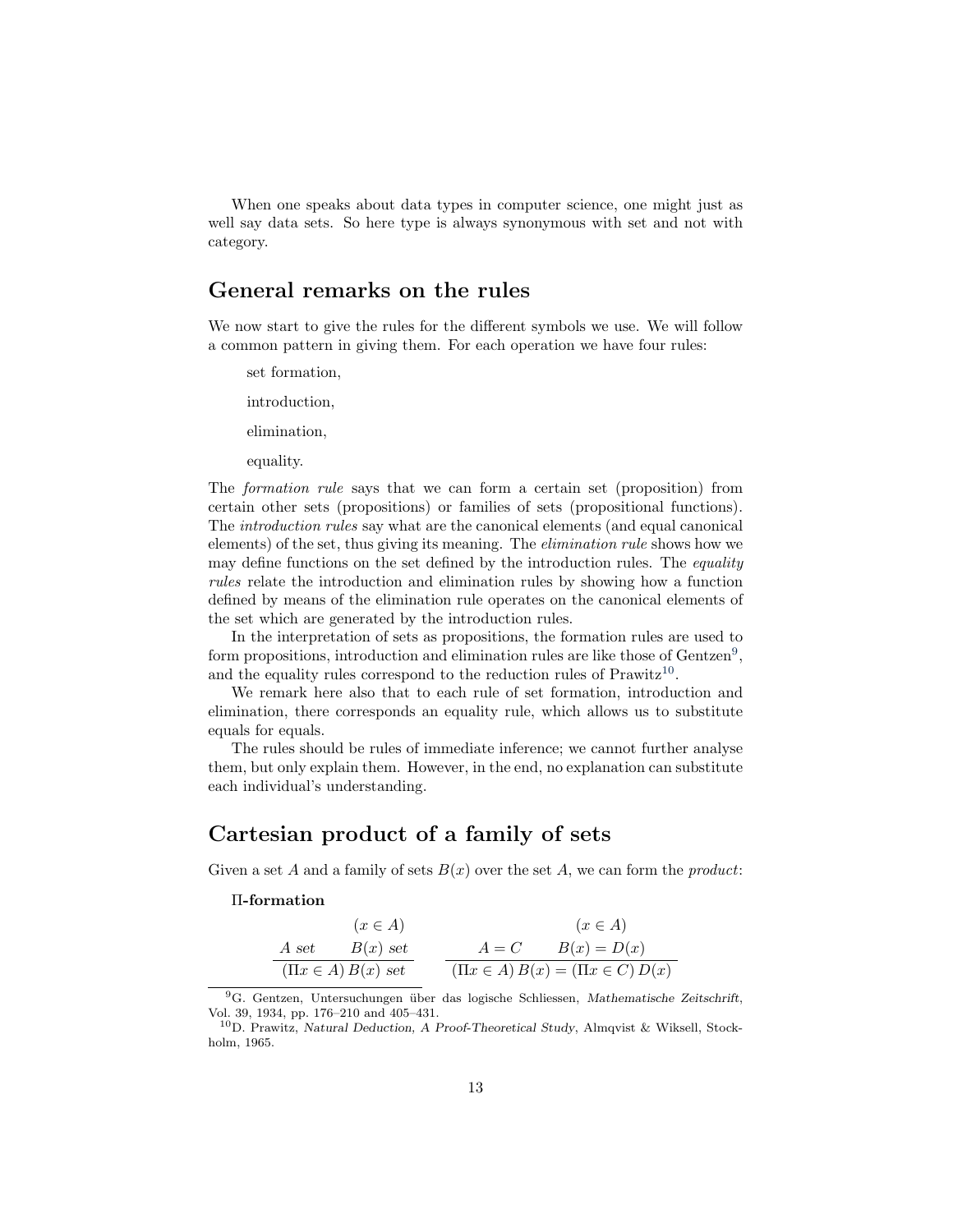When one speaks about data types in computer science, one might just as well say data sets. So here type is always synonymous with set and not with category.

## General remarks on the rules

We now start to give the rules for the different symbols we use. We will follow a common pattern in giving them. For each operation we have four rules:

set formation,

introduction,

elimination,

equality.

The *formation rule* says that we can form a certain set (proposition) from certain other sets (propositions) or families of sets (propositional functions). The *introduction rules* say what are the canonical elements (and equal canonical elements) of the set, thus giving its meaning. The *elimination rule* shows how we may define functions on the set defined by the introduction rules. The *equality rules* relate the introduction and elimination rules by showing how a function defined by means of the elimination rule operates on the canonical elements of the set which are generated by the introduction rules.

In the interpretation of sets as propositions, the formation rules are used to form propositions, introduction and elimination rules are like those of Gentzen[9], and the equality rules correspond to the reduction rules of Prawitz[10].

We remark here also that to each rule of set formation, introduction and elimination, there corresponds an equality rule, which allows us to substitute equals for equals.

The rules should be rules of immediate inference; we cannot further analyse them, but only explain them. However, in the end, no explanation can substitute each individual's understanding.

## Cartesian product of a family of sets

Given a set $A$ and a family of sets $B(x)$ over the set $A$, we can form the *product*:

**Π-formation**

$$\frac{A \textit{ set} \qquad \begin{array}{c}(x \in A)\\ B(x) \textit{ set}\end{array}}{(\Pi x \in A)\, B(x) \textit{ set}} \qquad \frac{A = C \qquad \begin{array}{c}(x \in A)\\ B(x) = D(x)\end{array}}{(\Pi x \in A)\, B(x) = (\Pi x \in C)\, D(x)}$$

[9] G. Gentzen, Untersuchungen über das logische Schliessen, *Mathematische Zeitschrift*, Vol. 39, 1934, pp. 176–210 and 405–431.

[10] D. Prawitz, *Natural Deduction, A Proof-Theoretical Study*, Almqvist & Wiksell, Stockholm, 1965.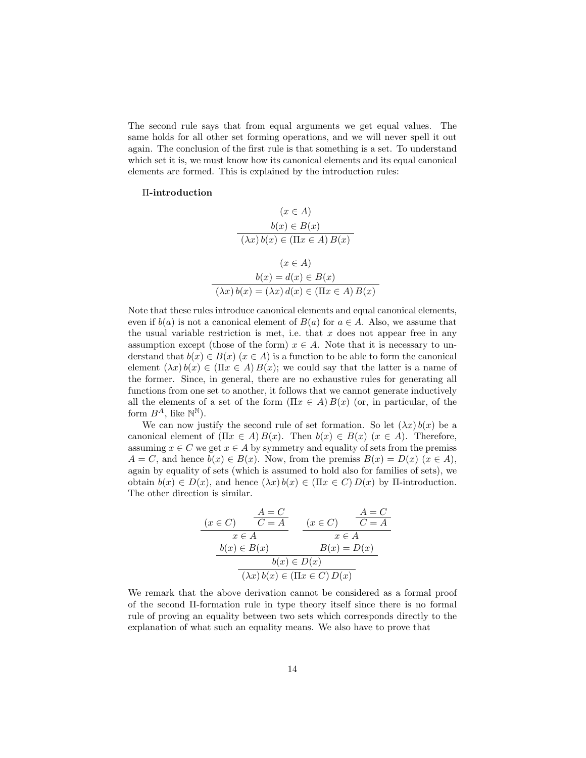The second rule says that from equal arguments we get equal values. The same holds for all other set forming operations, and we will never spell it out again. The conclusion of the first rule is that something is a set. To understand which set it is, we must know how its canonical elements and its equal canonical elements are formed. This is explained by the introduction rules:

**Π-introduction**

$$\frac{\begin{array}{c}(x \in A)\\ b(x) \in B(x)\end{array}}{(\lambda x)\, b(x) \in (\Pi x \in A)\, B(x)}$$

$$\frac{\begin{array}{c}(x \in A)\\ b(x) = d(x) \in B(x)\end{array}}{(\lambda x)\, b(x) = (\lambda x)\, d(x) \in (\Pi x \in A)\, B(x)}$$

Note that these rules introduce canonical elements and equal canonical elements, even if $b(a)$ is not a canonical element of $B(a)$ for $a \in A$. Also, we assume that the usual variable restriction is met, i.e. that $x$ does not appear free in any assumption except (those of the form) $x \in A$. Note that it is necessary to understand that $b(x) \in B(x)$ $(x \in A)$ is a function to be able to form the canonical element $(\lambda x)\, b(x) \in (\Pi x \in A)\, B(x)$; we could say that the latter is a name of the former. Since, in general, there are no exhaustive rules for generating all functions from one set to another, it follows that we cannot generate inductively all the elements of a set of the form $(\Pi x \in A)\, B(x)$ (or, in particular, of the form $B^A$, like $\mathbb{N}^{\mathbb{N}}$).

We can now justify the second rule of set formation. So let $(\lambda x)\, b(x)$ be a canonical element of $(\Pi x \in A)\, B(x)$. Then $b(x) \in B(x)$ $(x \in A)$. Therefore, assuming $x \in C$ we get $x \in A$ by symmetry and equality of sets from the premiss $A = C$, and hence $b(x) \in B(x)$. Now, from the premiss $B(x) = D(x)$ $(x \in A)$, again by equality of sets (which is assumed to hold also for families of sets), we obtain $b(x) \in D(x)$, and hence $(\lambda x)\, b(x) \in (\Pi x \in C)\, D(x)$ by Π-introduction. The other direction is similar.

$$\dfrac{\dfrac{\dfrac{(x \in C) \qquad \dfrac{A = C}{C = A}}{x \in A}}{b(x) \in B(x)} \qquad \dfrac{\dfrac{(x \in C) \qquad \dfrac{A = C}{C = A}}{x \in A}}{B(x) = D(x)}}{\dfrac{b(x) \in D(x)}{(\lambda x)\, b(x) \in (\Pi x \in C)\, D(x)}}$$

We remark that the above derivation cannot be considered as a formal proof of the second Π-formation rule in type theory itself since there is no formal rule of proving an equality between two sets which corresponds directly to the explanation of what such an equality means. We also have to prove that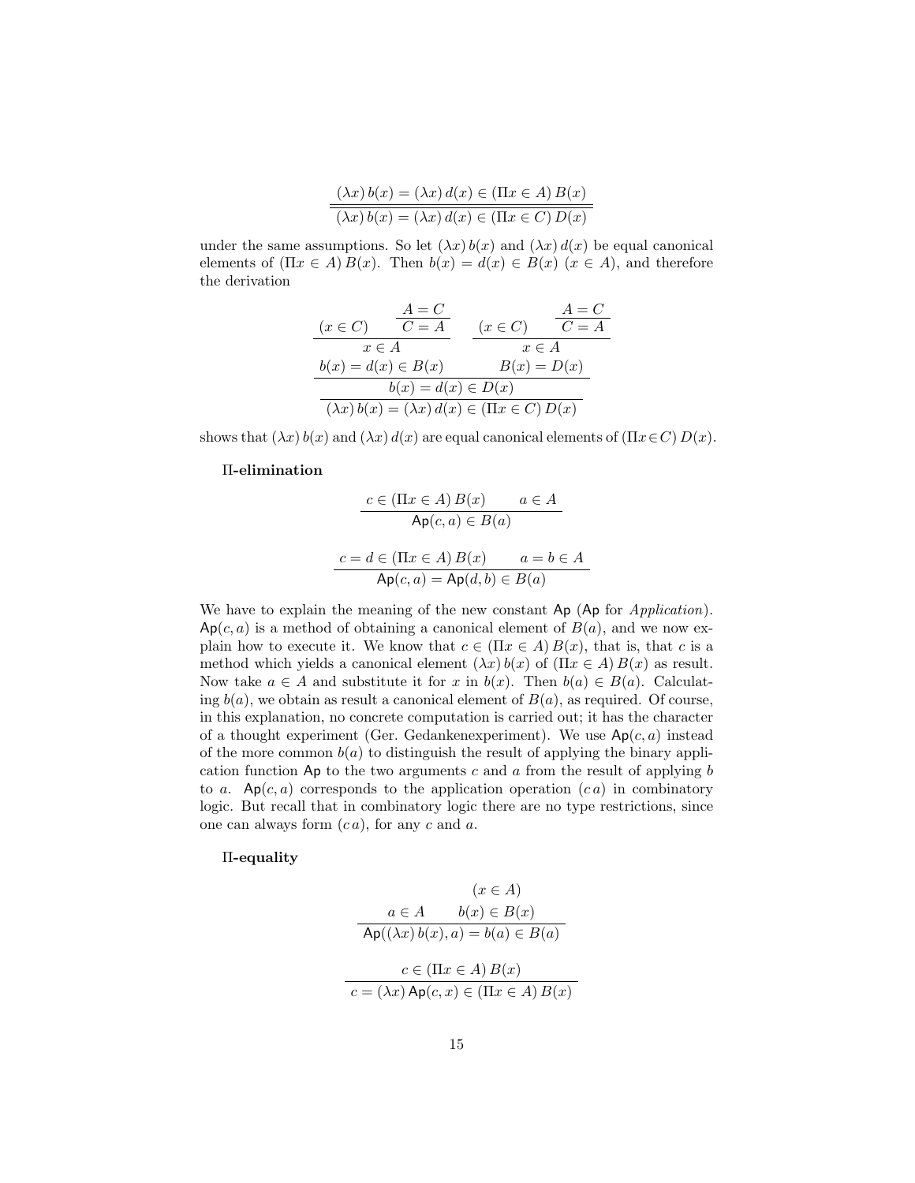$$\frac{(\lambda x)\, b(x) = (\lambda x)\, d(x) \in (\Pi x \in A)\, B(x)}{(\lambda x)\, b(x) = (\lambda x)\, d(x) \in (\Pi x \in C)\, D(x)}$$

under the same assumptions. So let $(\lambda x)\, b(x)$ and $(\lambda x)\, d(x)$ be equal canonical elements of $(\Pi x \in A)\, B(x)$. Then $b(x) = d(x) \in B(x)$ $(x \in A)$, and therefore the derivation

$$\cfrac{\cfrac{\cfrac{(x \in C) \qquad \cfrac{A = C}{C = A}}{x \in A}}{b(x) = d(x) \in B(x)} \qquad \cfrac{\cfrac{(x \in C) \qquad \cfrac{A = C}{C = A}}{x \in A}}{B(x) = D(x)}}{\cfrac{b(x) = d(x) \in D(x)}{(\lambda x)\, b(x) = (\lambda x)\, d(x) \in (\Pi x \in C)\, D(x)}}$$

shows that $(\lambda x)\, b(x)$ and $(\lambda x)\, d(x)$ are equal canonical elements of $(\Pi x \in C)\, D(x)$.

**Π-elimination**

$$\frac{c \in (\Pi x \in A)\, B(x) \qquad a \in A}{\mathsf{Ap}(c, a) \in B(a)}$$

$$\frac{c = d \in (\Pi x \in A)\, B(x) \qquad a = b \in A}{\mathsf{Ap}(c, a) = \mathsf{Ap}(d, b) \in B(a)}$$

We have to explain the meaning of the new constant Ap (Ap for *Application*). $\mathsf{Ap}(c, a)$ is a method of obtaining a canonical element of $B(a)$, and we now explain how to execute it. We know that $c \in (\Pi x \in A)\, B(x)$, that is, that $c$ is a method which yields a canonical element $(\lambda x)\, b(x)$ of $(\Pi x \in A)\, B(x)$ as result. Now take $a \in A$ and substitute it for $x$ in $b(x)$. Then $b(a) \in B(a)$. Calculating $b(a)$, we obtain as result a canonical element of $B(a)$, as required. Of course, in this explanation, no concrete computation is carried out; it has the character of a thought experiment (Ger. Gedankenexperiment). We use $\mathsf{Ap}(c, a)$ instead of the more common $b(a)$ to distinguish the result of applying the binary application function Ap to the two arguments $c$ and $a$ from the result of applying $b$ to $a$. $\mathsf{Ap}(c, a)$ corresponds to the application operation $(c\, a)$ in combinatory logic. But recall that in combinatory logic there are no type restrictions, since one can always form $(c\, a)$, for any $c$ and $a$.

**Π-equality**

$$\frac{a \in A \qquad \begin{matrix}(x \in A) \\ b(x) \in B(x)\end{matrix}}{\mathsf{Ap}((\lambda x)\, b(x), a) = b(a) \in B(a)}$$

$$\frac{c \in (\Pi x \in A)\, B(x)}{c = (\lambda x)\, \mathsf{Ap}(c, x) \in (\Pi x \in A)\, B(x)}$$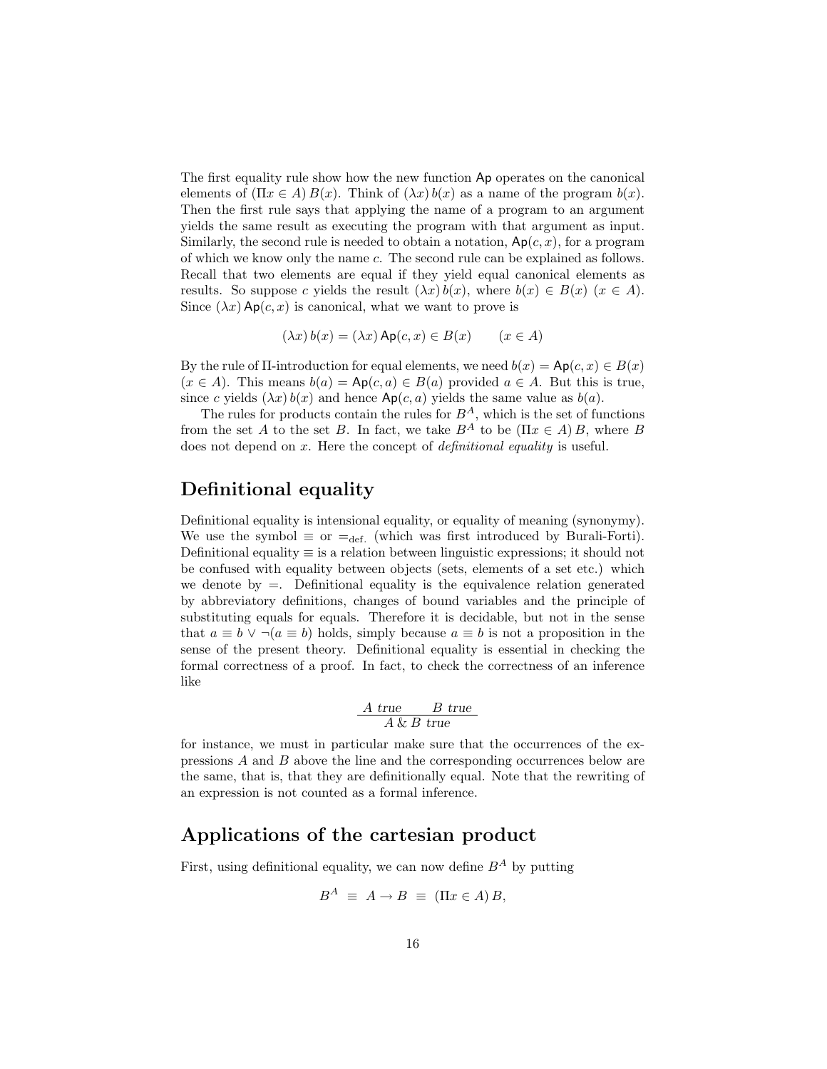The first equality rule show how the new function $\mathsf{Ap}$ operates on the canonical elements of $(\Pi x \in A)\, B(x)$. Think of $(\lambda x)\, b(x)$ as a name of the program $b(x)$. Then the first rule says that applying the name of a program to an argument yields the same result as executing the program with that argument as input. Similarly, the second rule is needed to obtain a notation, $\mathsf{Ap}(c, x)$, for a program of which we know only the name $c$. The second rule can be explained as follows. Recall that two elements are equal if they yield equal canonical elements as results. So suppose $c$ yields the result $(\lambda x)\, b(x)$, where $b(x) \in B(x)$ $(x \in A)$. Since $(\lambda x)\, \mathsf{Ap}(c, x)$ is canonical, what we want to prove is

$$(\lambda x)\, b(x) = (\lambda x)\, \mathsf{Ap}(c, x) \in B(x) \qquad (x \in A)$$

By the rule of Π-introduction for equal elements, we need $b(x) = \mathsf{Ap}(c, x) \in B(x)$ $(x \in A)$. This means $b(a) = \mathsf{Ap}(c, a) \in B(a)$ provided $a \in A$. But this is true, since $c$ yields $(\lambda x)\, b(x)$ and hence $\mathsf{Ap}(c, a)$ yields the same value as $b(a)$.

The rules for products contain the rules for $B^A$, which is the set of functions from the set $A$ to the set $B$. In fact, we take $B^A$ to be $(\Pi x \in A)\, B$, where $B$ does not depend on $x$. Here the concept of *definitional equality* is useful.

## Definitional equality

Definitional equality is intensional equality, or equality of meaning (synonymy). We use the symbol $\equiv$ or $=_{\text{def.}}$ (which was first introduced by Burali-Forti). Definitional equality $\equiv$ is a relation between linguistic expressions; it should not be confused with equality between objects (sets, elements of a set etc.) which we denote by $=$. Definitional equality is the equivalence relation generated by abbreviatory definitions, changes of bound variables and the principle of substituting equals for equals. Therefore it is decidable, but not in the sense that $a \equiv b \vee \neg(a \equiv b)$ holds, simply because $a \equiv b$ is not a proposition in the sense of the present theory. Definitional equality is essential in checking the formal correctness of a proof. In fact, to check the correctness of an inference like

$$\frac{A \; \textit{true} \qquad B \; \textit{true}}{A \,\&\, B \; \textit{true}}$$

for instance, we must in particular make sure that the occurrences of the expressions $A$ and $B$ above the line and the corresponding occurrences below are the same, that is, that they are definitionally equal. Note that the rewriting of an expression is not counted as a formal inference.

## Applications of the cartesian product

First, using definitional equality, we can now define $B^A$ by putting

$$B^A \;\equiv\; A \to B \;\equiv\; (\Pi x \in A)\, B,$$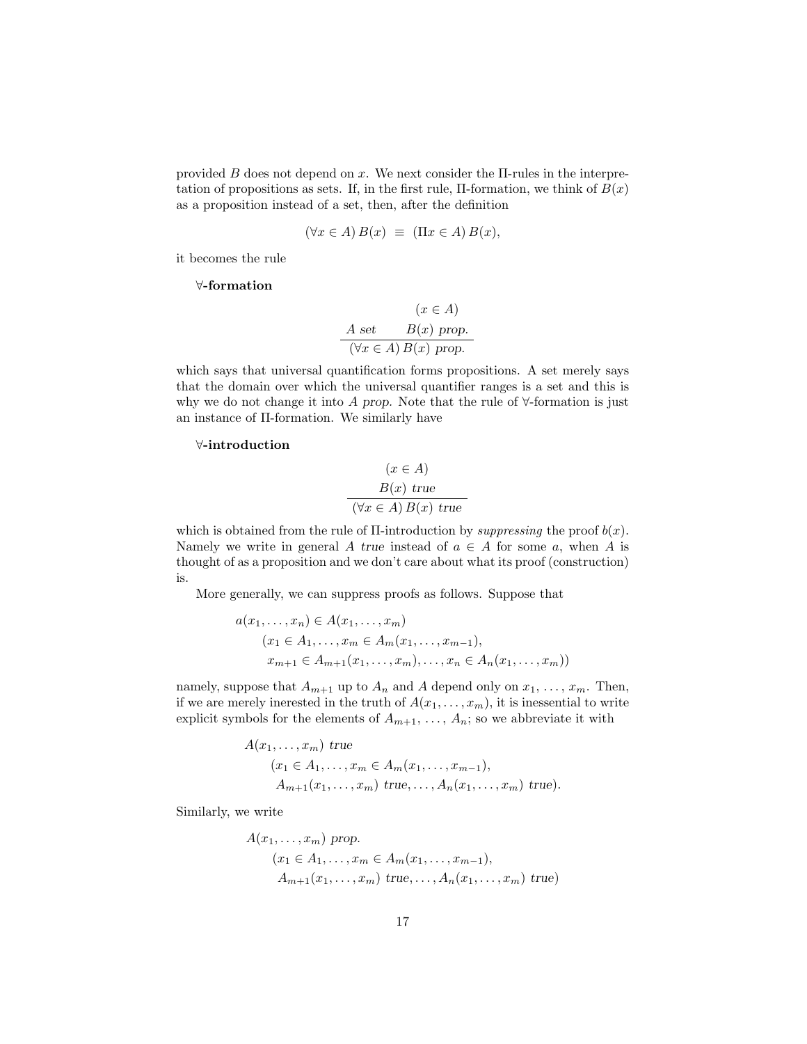provided $B$ does not depend on $x$. We next consider the $\Pi$-rules in the interpretation of propositions as sets. If, in the first rule, $\Pi$-formation, we think of $B(x)$ as a proposition instead of a set, then, after the definition

$$(\forall x \in A)\, B(x) \;\equiv\; (\Pi x \in A)\, B(x),$$

it becomes the rule

**∀-formation**

$$\frac{A \textit{ set} \qquad \begin{matrix}(x \in A)\\ B(x) \textit{ prop.}\end{matrix}}{(\forall x \in A)\, B(x) \textit{ prop.}}$$

which says that universal quantification forms propositions. $A$ set merely says that the domain over which the universal quantifier ranges is a set and this is why we do not change it into $A$ *prop*. Note that the rule of ∀-formation is just an instance of $\Pi$-formation. We similarly have

**∀-introduction**

$$\frac{\begin{matrix}(x \in A)\\ B(x) \textit{ true}\end{matrix}}{(\forall x \in A)\, B(x) \textit{ true}}$$

which is obtained from the rule of $\Pi$-introduction by *suppressing* the proof $b(x)$. Namely we write in general $A$ *true* instead of $a \in A$ for some $a$, when $A$ is thought of as a proposition and we don't care about what its proof (construction) is.

More generally, we can suppress proofs as follows. Suppose that

$$\begin{aligned}
&a(x_1, \ldots, x_n) \in A(x_1, \ldots, x_m)\\
&\qquad (x_1 \in A_1, \ldots, x_m \in A_m(x_1, \ldots, x_{m-1}),\\
&\qquad\; x_{m+1} \in A_{m+1}(x_1, \ldots, x_m), \ldots, x_n \in A_n(x_1, \ldots, x_m))
\end{aligned}$$

namely, suppose that $A_{m+1}$ up to $A_n$ and $A$ depend only on $x_1, \ldots, x_m$. Then, if we are merely inerested in the truth of $A(x_1, \ldots, x_m)$, it is inessential to write explicit symbols for the elements of $A_{m+1}, \ldots, A_n$; so we abbreviate it with

$$\begin{aligned}
&A(x_1, \ldots, x_m) \textit{ true}\\
&\qquad (x_1 \in A_1, \ldots, x_m \in A_m(x_1, \ldots, x_{m-1}),\\
&\qquad\; A_{m+1}(x_1, \ldots, x_m) \textit{ true}, \ldots, A_n(x_1, \ldots, x_m) \textit{ true}).
\end{aligned}$$

Similarly, we write

$$\begin{aligned}
&A(x_1, \ldots, x_m) \textit{ prop.}\\
&\qquad (x_1 \in A_1, \ldots, x_m \in A_m(x_1, \ldots, x_{m-1}),\\
&\qquad\; A_{m+1}(x_1, \ldots, x_m) \textit{ true}, \ldots, A_n(x_1, \ldots, x_m) \textit{ true})
\end{aligned}$$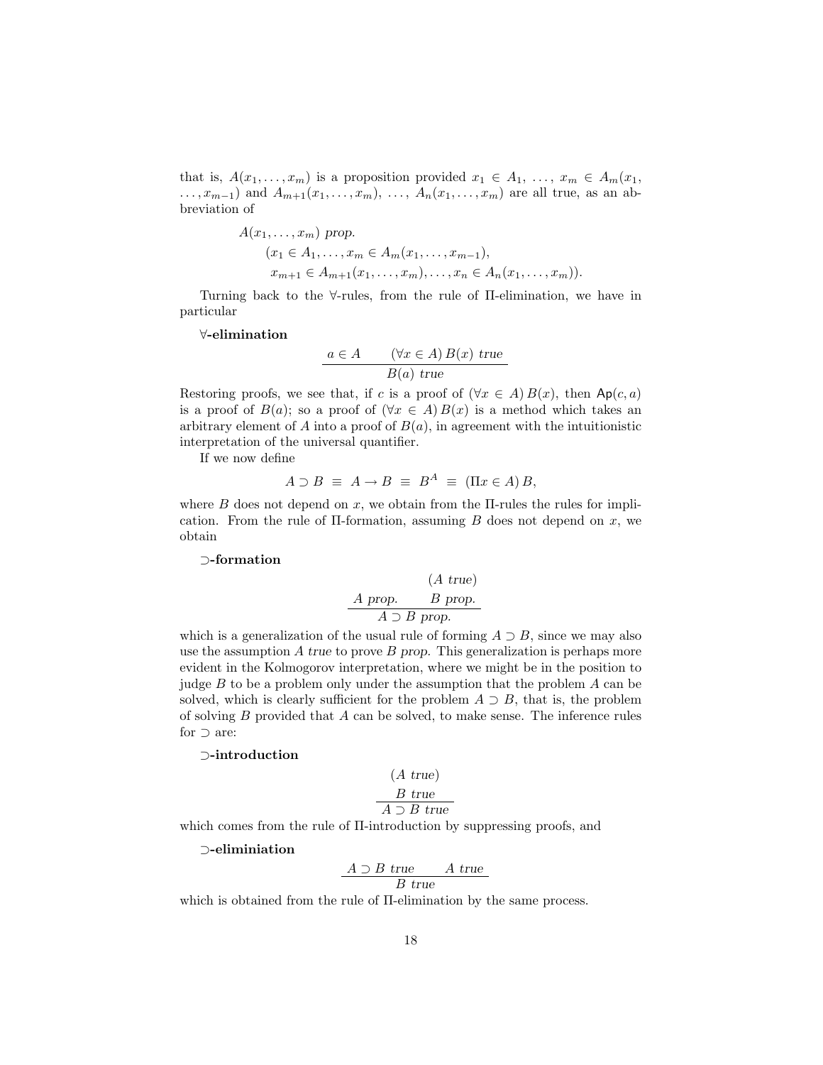that is, $A(x_1, \ldots, x_m)$ is a proposition provided $x_1 \in A_1, \ldots, x_m \in A_m(x_1, \ldots, x_{m-1})$ and $A_{m+1}(x_1, \ldots, x_m), \ldots, A_n(x_1, \ldots, x_m)$ are all true, as an abbreviation of

$$
\begin{aligned}
&A(x_1, \ldots, x_m) \textit{ prop.} \\
&\quad (x_1 \in A_1, \ldots, x_m \in A_m(x_1, \ldots, x_{m-1}), \\
&\quad\; x_{m+1} \in A_{m+1}(x_1, \ldots, x_m), \ldots, x_n \in A_n(x_1, \ldots, x_m)).
\end{aligned}
$$

Turning back to the $\forall$-rules, from the rule of $\Pi$-elimination, we have in particular

**$\forall$-elimination**

$$\frac{a \in A \qquad (\forall x \in A)\, B(x) \textit{ true}}{B(a) \textit{ true}}$$

Restoring proofs, we see that, if $c$ is a proof of $(\forall x \in A)\, B(x)$, then $\mathsf{Ap}(c, a)$ is a proof of $B(a)$; so a proof of $(\forall x \in A)\, B(x)$ is a method which takes an arbitrary element of $A$ into a proof of $B(a)$, in agreement with the intuitionistic interpretation of the universal quantifier.

If we now define

$$A \supset B \;\equiv\; A \to B \;\equiv\; B^A \;\equiv\; (\Pi x \in A)\, B,$$

where $B$ does not depend on $x$, we obtain from the $\Pi$-rules the rules for implication. From the rule of $\Pi$-formation, assuming $B$ does not depend on $x$, we obtain

**$\supset$-formation**

$$\frac{A \textit{ prop.} \qquad \begin{matrix}(A \textit{ true}) \\ B \textit{ prop.}\end{matrix}}{A \supset B \textit{ prop.}}$$

which is a generalization of the usual rule of forming $A \supset B$, since we may also use the assumption $A$ *true* to prove $B$ *prop.* This generalization is perhaps more evident in the Kolmogorov interpretation, where we might be in the position to judge $B$ to be a problem only under the assumption that the problem $A$ can be solved, which is clearly sufficient for the problem $A \supset B$, that is, the problem of solving $B$ provided that $A$ can be solved, to make sense. The inference rules for $\supset$ are:

**$\supset$-introduction**

$$\frac{\begin{matrix}(A \textit{ true}) \\ B \textit{ true}\end{matrix}}{A \supset B \textit{ true}}$$

which comes from the rule of $\Pi$-introduction by suppressing proofs, and

**$\supset$-eliminiation**

$$\frac{A \supset B \textit{ true} \qquad A \textit{ true}}{B \textit{ true}}$$

which is obtained from the rule of $\Pi$-elimination by the same process.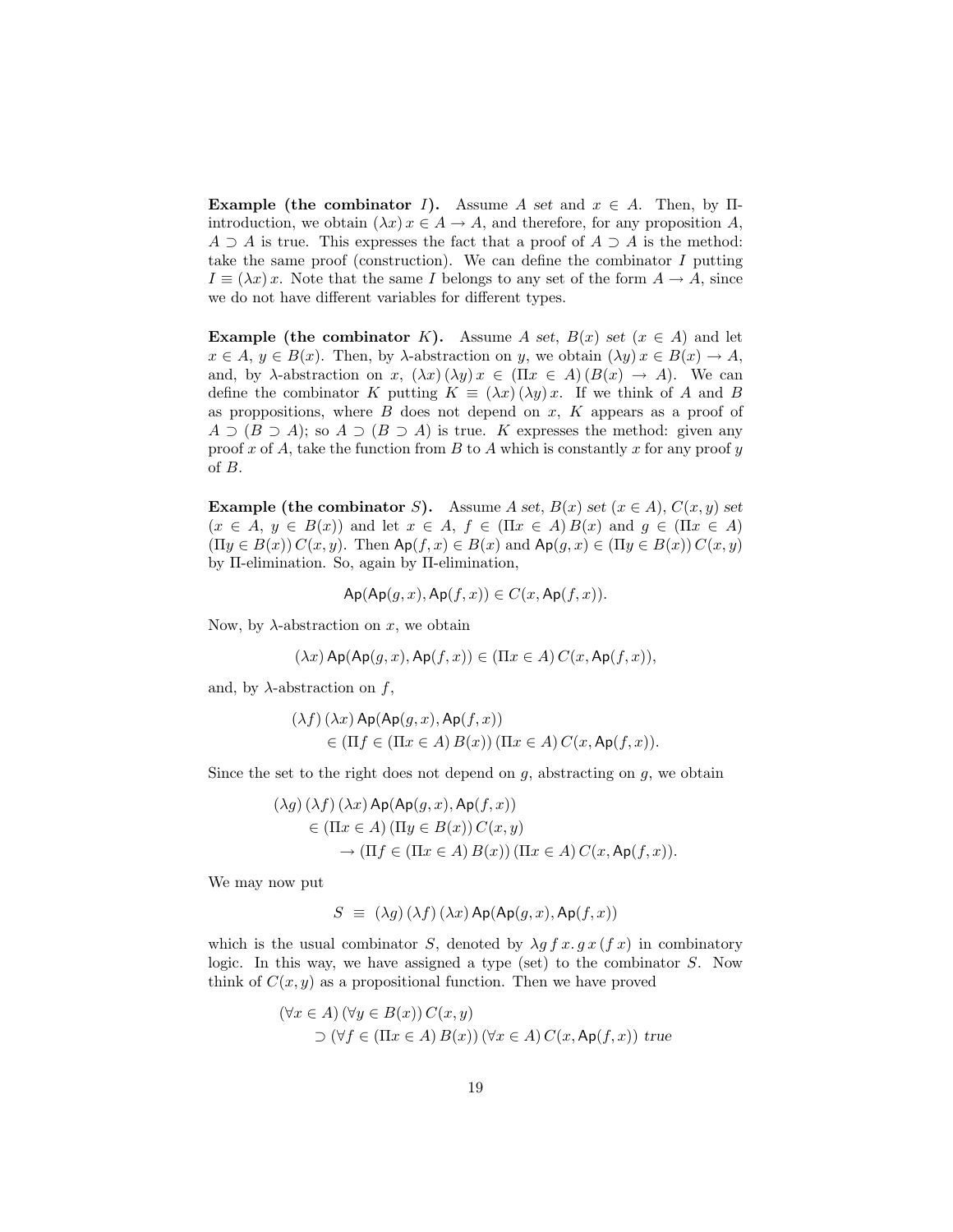**Example (the combinator $I$).** Assume $A$ *set* and $x \in A$. Then, by $\Pi$-introduction, we obtain $(\lambda x)\, x \in A \to A$, and therefore, for any proposition $A$, $A \supset A$ is true. This expresses the fact that a proof of $A \supset A$ is the method: take the same proof (construction). We can define the combinator $I$ putting $I \equiv (\lambda x)\, x$. Note that the same $I$ belongs to any set of the form $A \to A$, since we do not have different variables for different types.

**Example (the combinator $K$).** Assume $A$ *set*, $B(x)$ *set* $(x \in A)$ and let $x \in A$, $y \in B(x)$. Then, by $\lambda$-abstraction on $y$, we obtain $(\lambda y)\, x \in B(x) \to A$, and, by $\lambda$-abstraction on $x$, $(\lambda x)\,(\lambda y)\, x \in (\Pi x \in A)\,(B(x) \to A)$. We can define the combinator $K$ putting $K \equiv (\lambda x)\,(\lambda y)\, x$. If we think of $A$ and $B$ as proppositions, where $B$ does not depend on $x$, $K$ appears as a proof of $A \supset (B \supset A)$; so $A \supset (B \supset A)$ is true. $K$ expresses the method: given any proof $x$ of $A$, take the function from $B$ to $A$ which is constantly $x$ for any proof $y$ of $B$.

**Example (the combinator $S$).** Assume $A$ *set*, $B(x)$ *set* $(x \in A)$, $C(x, y)$ *set* $(x \in A,\ y \in B(x))$ and let $x \in A$, $f \in (\Pi x \in A)\, B(x)$ and $g \in (\Pi x \in A)\,(\Pi y \in B(x))\, C(x, y)$. Then $\mathsf{Ap}(f, x) \in B(x)$ and $\mathsf{Ap}(g, x) \in (\Pi y \in B(x))\, C(x, y)$ by $\Pi$-elimination. So, again by $\Pi$-elimination,

$$\mathsf{Ap}(\mathsf{Ap}(g, x), \mathsf{Ap}(f, x)) \in C(x, \mathsf{Ap}(f, x)).$$

Now, by $\lambda$-abstraction on $x$, we obtain

$$(\lambda x)\, \mathsf{Ap}(\mathsf{Ap}(g, x), \mathsf{Ap}(f, x)) \in (\Pi x \in A)\, C(x, \mathsf{Ap}(f, x)),$$

and, by $\lambda$-abstraction on $f$,

$$\begin{aligned} &(\lambda f)\,(\lambda x)\, \mathsf{Ap}(\mathsf{Ap}(g, x), \mathsf{Ap}(f, x)) \\ &\qquad \in (\Pi f \in (\Pi x \in A)\, B(x))\,(\Pi x \in A)\, C(x, \mathsf{Ap}(f, x)). \end{aligned}$$

Since the set to the right does not depend on $g$, abstracting on $g$, we obtain

$$\begin{aligned} &(\lambda g)\,(\lambda f)\,(\lambda x)\, \mathsf{Ap}(\mathsf{Ap}(g, x), \mathsf{Ap}(f, x)) \\ &\qquad \in (\Pi x \in A)\,(\Pi y \in B(x))\, C(x, y) \\ &\qquad\qquad \to (\Pi f \in (\Pi x \in A)\, B(x))\,(\Pi x \in A)\, C(x, \mathsf{Ap}(f, x)). \end{aligned}$$

We may now put

$$S \;\equiv\; (\lambda g)\,(\lambda f)\,(\lambda x)\, \mathsf{Ap}(\mathsf{Ap}(g, x), \mathsf{Ap}(f, x))$$

which is the usual combinator $S$, denoted by $\lambda g\, f\, x.\, g\, x\, (f\, x)$ in combinatory logic. In this way, we have assigned a type (set) to the combinator $S$. Now think of $C(x, y)$ as a propositional function. Then we have proved

$$\begin{aligned} &(\forall x \in A)\,(\forall y \in B(x))\, C(x, y) \\ &\qquad \supset (\forall f \in (\Pi x \in A)\, B(x))\,(\forall x \in A)\, C(x, \mathsf{Ap}(f, x))\ \textit{true} \end{aligned}$$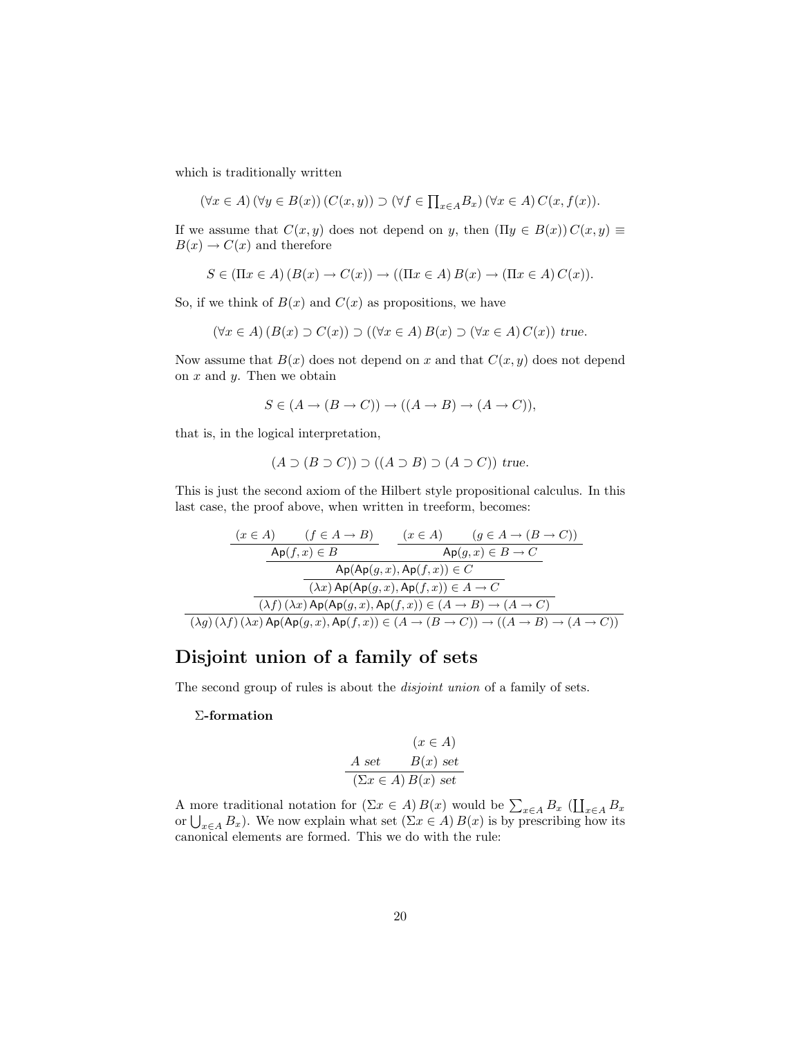which is traditionally written

$$(\forall x \in A)\,(\forall y \in B(x))\,(C(x,y)) \supset (\forall f \in \textstyle\prod_{x\in A} B_x)\,(\forall x \in A)\,C(x, f(x)).$$

If we assume that $C(x,y)$ does not depend on $y$, then $(\Pi y \in B(x))\,C(x,y) \equiv B(x) \to C(x)$ and therefore

$$S \in (\Pi x \in A)\,(B(x) \to C(x)) \to ((\Pi x \in A)\,B(x) \to (\Pi x \in A)\,C(x)).$$

So, if we think of $B(x)$ and $C(x)$ as propositions, we have

$$(\forall x \in A)\,(B(x) \supset C(x)) \supset ((\forall x \in A)\,B(x) \supset (\forall x \in A)\,C(x))\ \textit{true}.$$

Now assume that $B(x)$ does not depend on $x$ and that $C(x,y)$ does not depend on $x$ and $y$. Then we obtain

$$S \in (A \to (B \to C)) \to ((A \to B) \to (A \to C)),$$

that is, in the logical interpretation,

$$(A \supset (B \supset C)) \supset ((A \supset B) \supset (A \supset C))\ \textit{true}.$$

This is just the second axiom of the Hilbert style propositional calculus. In this last case, the proof above, when written in treeform, becomes:

$$\dfrac{\dfrac{\dfrac{\dfrac{\dfrac{(x \in A) \quad (f \in A \to B)}{\mathsf{Ap}(f,x) \in B} \qquad \dfrac{(x \in A) \quad (g \in A \to (B \to C))}{\mathsf{Ap}(g,x) \in B \to C}}{\mathsf{Ap}(\mathsf{Ap}(g,x), \mathsf{Ap}(f,x)) \in C}}{(\lambda x)\,\mathsf{Ap}(\mathsf{Ap}(g,x), \mathsf{Ap}(f,x)) \in A \to C}}{(\lambda f)\,(\lambda x)\,\mathsf{Ap}(\mathsf{Ap}(g,x), \mathsf{Ap}(f,x)) \in (A \to B) \to (A \to C)}}{(\lambda g)\,(\lambda f)\,(\lambda x)\,\mathsf{Ap}(\mathsf{Ap}(g,x), \mathsf{Ap}(f,x)) \in (A \to (B \to C)) \to ((A \to B) \to (A \to C))}$$

## Disjoint union of a family of sets

The second group of rules is about the *disjoint union* of a family of sets.

**Σ-formation**

$$\dfrac{A\ \textit{set} \qquad \begin{array}{c}(x \in A)\\ B(x)\ \textit{set}\end{array}}{(\Sigma x \in A)\,B(x)\ \textit{set}}$$

A more traditional notation for $(\Sigma x \in A)\,B(x)$ would be $\sum_{x\in A} B_x$ ($\coprod_{x\in A} B_x$ or $\bigcup_{x\in A} B_x$). We now explain what set $(\Sigma x \in A)\,B(x)$ is by prescribing how its canonical elements are formed. This we do with the rule: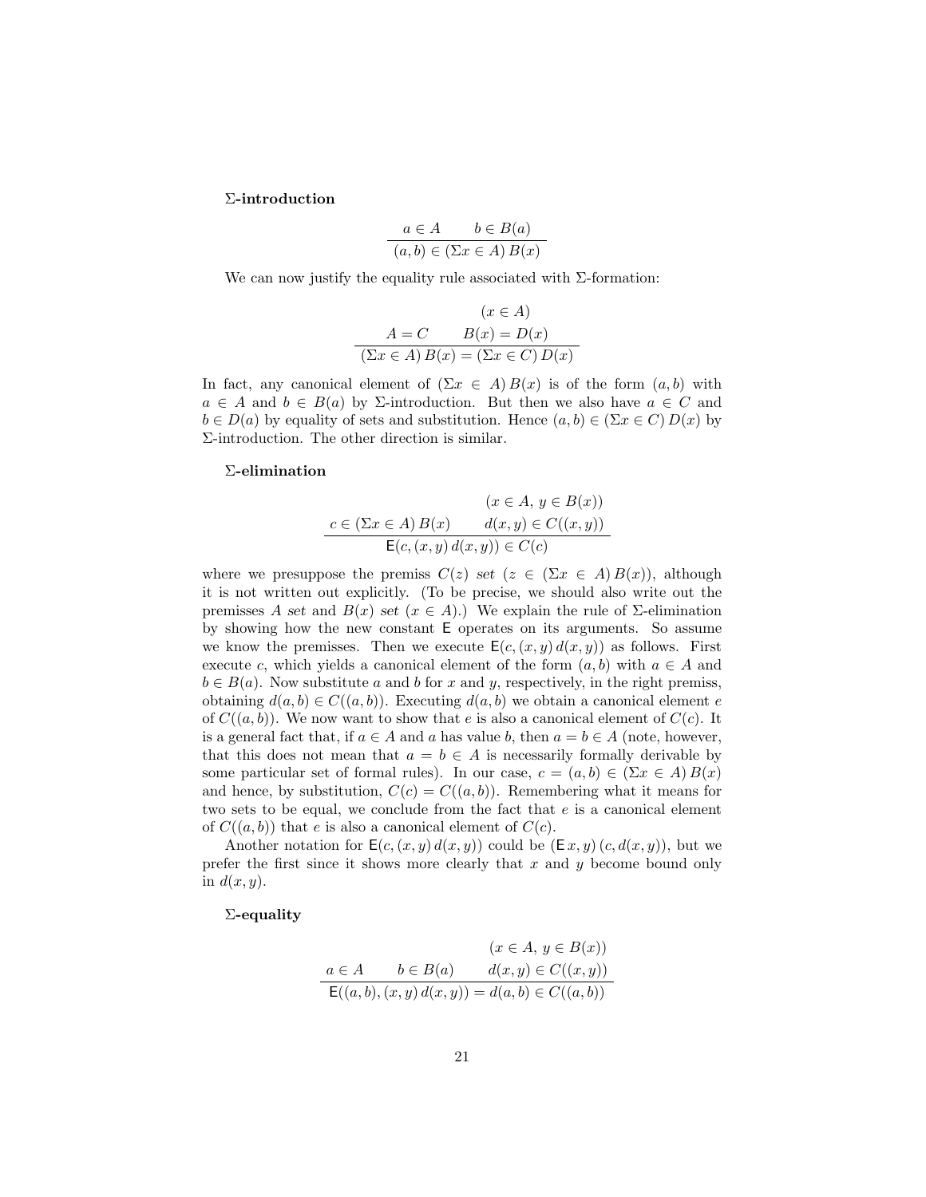**Σ-introduction**

$$\frac{a \in A \qquad b \in B(a)}{(a, b) \in (\Sigma x \in A)\, B(x)}$$

We can now justify the equality rule associated with Σ-formation:

$$\frac{A = C \qquad \begin{array}{c}(x \in A)\\ B(x) = D(x)\end{array}}{(\Sigma x \in A)\, B(x) = (\Sigma x \in C)\, D(x)}$$

In fact, any canonical element of $(\Sigma x \in A)\, B(x)$ is of the form $(a, b)$ with $a \in A$ and $b \in B(a)$ by Σ-introduction. But then we also have $a \in C$ and $b \in D(a)$ by equality of sets and substitution. Hence $(a, b) \in (\Sigma x \in C)\, D(x)$ by Σ-introduction. The other direction is similar.

**Σ-elimination**

$$\frac{c \in (\Sigma x \in A)\, B(x) \qquad \begin{array}{c}(x \in A,\ y \in B(x))\\ d(x, y) \in C((x, y))\end{array}}{\mathsf{E}(c, (x, y)\, d(x, y)) \in C(c)}$$

where we presuppose the premiss $C(z)$ *set* $(z \in (\Sigma x \in A)\, B(x))$, although it is not written out explicitly. (To be precise, we should also write out the premisses $A$ *set* and $B(x)$ *set* $(x \in A)$.) We explain the rule of Σ-elimination by showing how the new constant $\mathsf{E}$ operates on its arguments. So assume we know the premisses. Then we execute $\mathsf{E}(c, (x, y)\, d(x, y))$ as follows. First execute $c$, which yields a canonical element of the form $(a, b)$ with $a \in A$ and $b \in B(a)$. Now substitute $a$ and $b$ for $x$ and $y$, respectively, in the right premiss, obtaining $d(a, b) \in C((a, b))$. Executing $d(a, b)$ we obtain a canonical element $e$ of $C((a, b))$. We now want to show that $e$ is also a canonical element of $C(c)$. It is a general fact that, if $a \in A$ and $a$ has value $b$, then $a = b \in A$ (note, however, that this does not mean that $a = b \in A$ is necessarily formally derivable by some particular set of formal rules). In our case, $c = (a, b) \in (\Sigma x \in A)\, B(x)$ and hence, by substitution, $C(c) = C((a, b))$. Remembering what it means for two sets to be equal, we conclude from the fact that $e$ is a canonical element of $C((a, b))$ that $e$ is also a canonical element of $C(c)$.

Another notation for $\mathsf{E}(c, (x, y)\, d(x, y))$ could be $(\mathsf{E}\, x, y)\, (c, d(x, y))$, but we prefer the first since it shows more clearly that $x$ and $y$ become bound only in $d(x, y)$.

**Σ-equality**

$$\frac{a \in A \qquad b \in B(a) \qquad \begin{array}{c}(x \in A,\ y \in B(x))\\ d(x, y) \in C((x, y))\end{array}}{\mathsf{E}((a, b), (x, y)\, d(x, y)) = d(a, b) \in C((a, b))}$$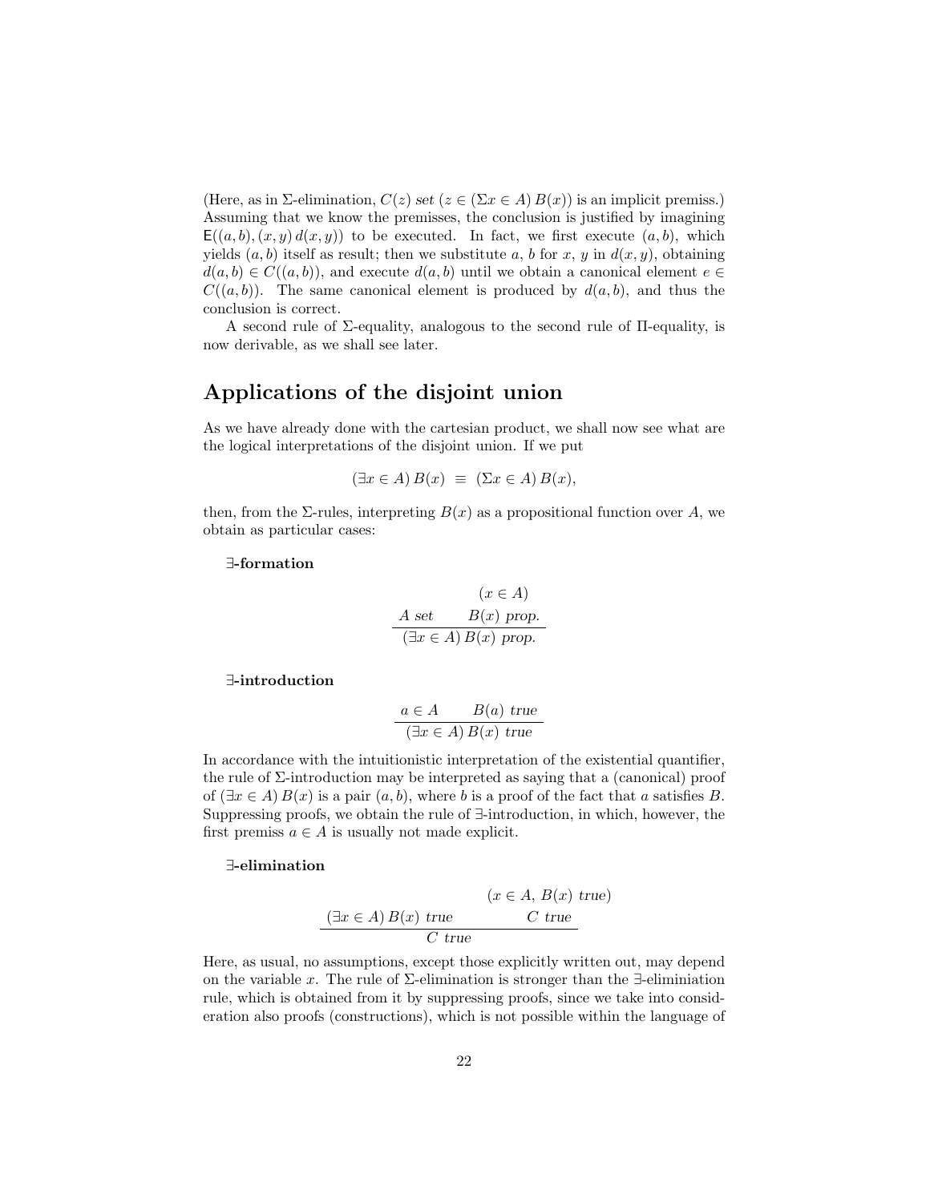(Here, as in Σ-elimination, $C(z)$ *set* $(z \in (\Sigma x \in A)\, B(x))$ is an implicit premiss.) Assuming that we know the premisses, the conclusion is justified by imagining $\mathsf{E}((a, b), (x, y)\, d(x, y))$ to be executed. In fact, we first execute $(a, b)$, which yields $(a, b)$ itself as result; then we substitute $a$, $b$ for $x$, $y$ in $d(x, y)$, obtaining $d(a, b) \in C((a, b))$, and execute $d(a, b)$ until we obtain a canonical element $e \in C((a, b))$. The same canonical element is produced by $d(a, b)$, and thus the conclusion is correct.

A second rule of Σ-equality, analogous to the second rule of Π-equality, is now derivable, as we shall see later.

## Applications of the disjoint union

As we have already done with the cartesian product, we shall now see what are the logical interpretations of the disjoint union. If we put

$$(\exists x \in A)\, B(x) \;\equiv\; (\Sigma x \in A)\, B(x),$$

then, from the Σ-rules, interpreting $B(x)$ as a propositional function over $A$, we obtain as particular cases:

**∃-formation**

$$\frac{A \; set \qquad \begin{array}{c}(x \in A)\\ B(x) \; prop.\end{array}}{(\exists x \in A)\, B(x) \; prop.}$$

**∃-introduction**

$$\frac{a \in A \qquad B(a) \; true}{(\exists x \in A)\, B(x) \; true}$$

In accordance with the intuitionistic interpretation of the existential quantifier, the rule of Σ-introduction may be interpreted as saying that a (canonical) proof of $(\exists x \in A)\, B(x)$ is a pair $(a, b)$, where $b$ is a proof of the fact that $a$ satisfies $B$. Suppressing proofs, we obtain the rule of ∃-introduction, in which, however, the first premiss $a \in A$ is usually not made explicit.

**∃-elimination**

$$\frac{(\exists x \in A)\, B(x) \; true \qquad \begin{array}{c}(x \in A,\, B(x) \; true)\\ C \; true\end{array}}{C \; true}$$

Here, as usual, no assumptions, except those explicitly written out, may depend on the variable $x$. The rule of Σ-elimination is stronger than the ∃-eliminiation rule, which is obtained from it by suppressing proofs, since we take into consideration also proofs (constructions), which is not possible within the language of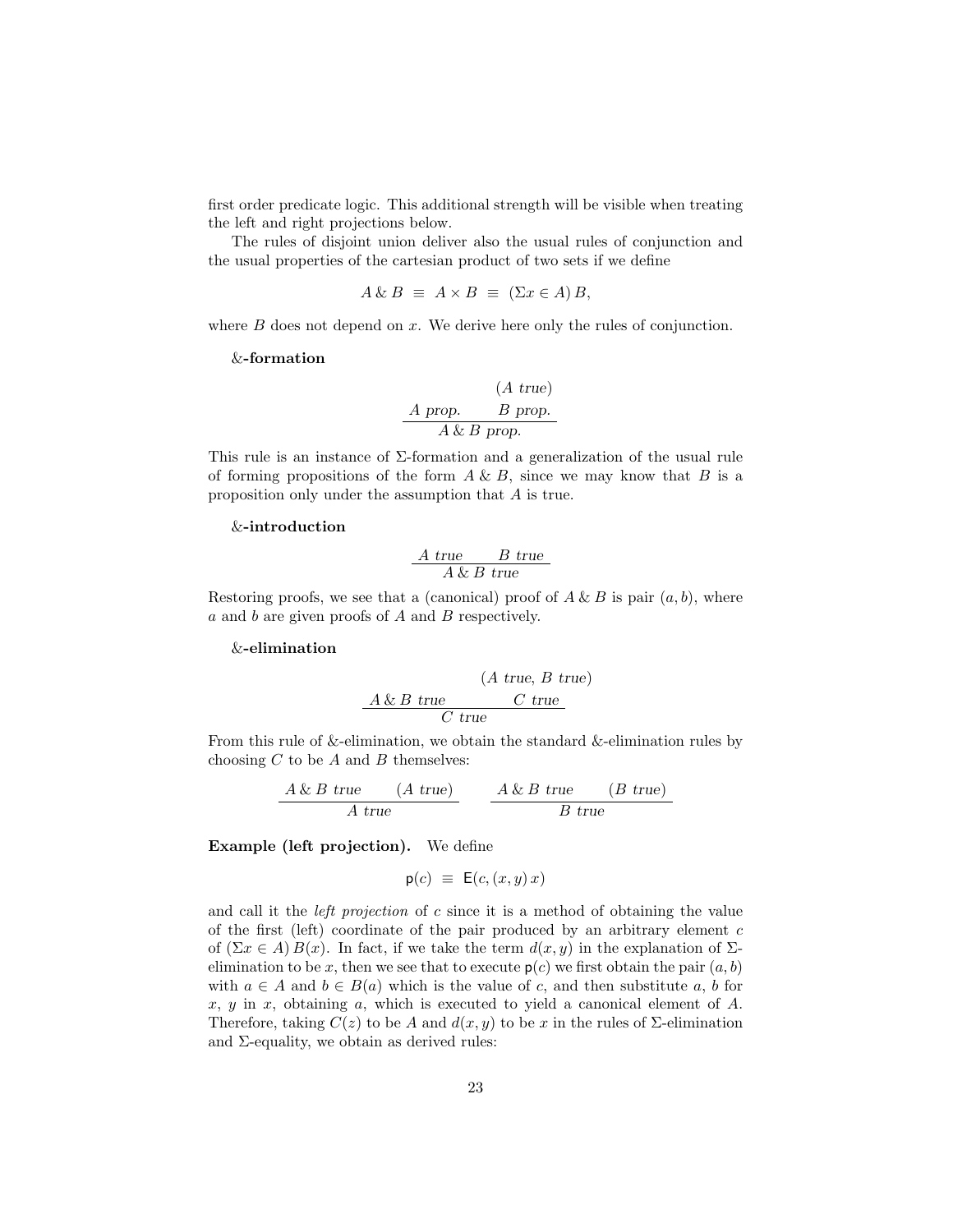first order predicate logic. This additional strength will be visible when treating the left and right projections below.

The rules of disjoint union deliver also the usual rules of conjunction and the usual properties of the cartesian product of two sets if we define

$$A \,\&\, B \;\equiv\; A \times B \;\equiv\; (\Sigma x \in A)\, B,$$

where $B$ does not depend on $x$. We derive here only the rules of conjunction.

**&-formation**

$$\frac{A \textit{ prop.} \qquad \begin{matrix} (A \textit{ true}) \\ B \textit{ prop.} \end{matrix}}{A \,\&\, B \textit{ prop.}}$$

This rule is an instance of Σ-formation and a generalization of the usual rule of forming propositions of the form $A \,\&\, B$, since we may know that $B$ is a proposition only under the assumption that $A$ is true.

**&-introduction**

$$\frac{A \textit{ true} \qquad B \textit{ true}}{A \,\&\, B \textit{ true}}$$

Restoring proofs, we see that a (canonical) proof of $A \,\&\, B$ is pair $(a, b)$, where $a$ and $b$ are given proofs of $A$ and $B$ respectively.

**&-elimination**

$$\frac{A \,\&\, B \textit{ true} \qquad \begin{matrix} (A \textit{ true},\, B \textit{ true}) \\ C \textit{ true} \end{matrix}}{C \textit{ true}}$$

From this rule of &-elimination, we obtain the standard &-elimination rules by choosing $C$ to be $A$ and $B$ themselves:

$$\frac{A \,\&\, B \textit{ true} \qquad (A \textit{ true})}{A \textit{ true}} \qquad\qquad \frac{A \,\&\, B \textit{ true} \qquad (B \textit{ true})}{B \textit{ true}}$$

**Example (left projection).** We define

$$\mathsf{p}(c) \;\equiv\; \mathsf{E}(c, (x, y)\, x)$$

and call it the *left projection* of $c$ since it is a method of obtaining the value of the first (left) coordinate of the pair produced by an arbitrary element $c$ of $(\Sigma x \in A)\, B(x)$. In fact, if we take the term $d(x, y)$ in the explanation of Σ-elimination to be $x$, then we see that to execute $\mathsf{p}(c)$ we first obtain the pair $(a, b)$ with $a \in A$ and $b \in B(a)$ which is the value of $c$, and then substitute $a$, $b$ for $x$, $y$ in $x$, obtaining $a$, which is executed to yield a canonical element of $A$. Therefore, taking $C(z)$ to be $A$ and $d(x, y)$ to be $x$ in the rules of Σ-elimination and Σ-equality, we obtain as derived rules: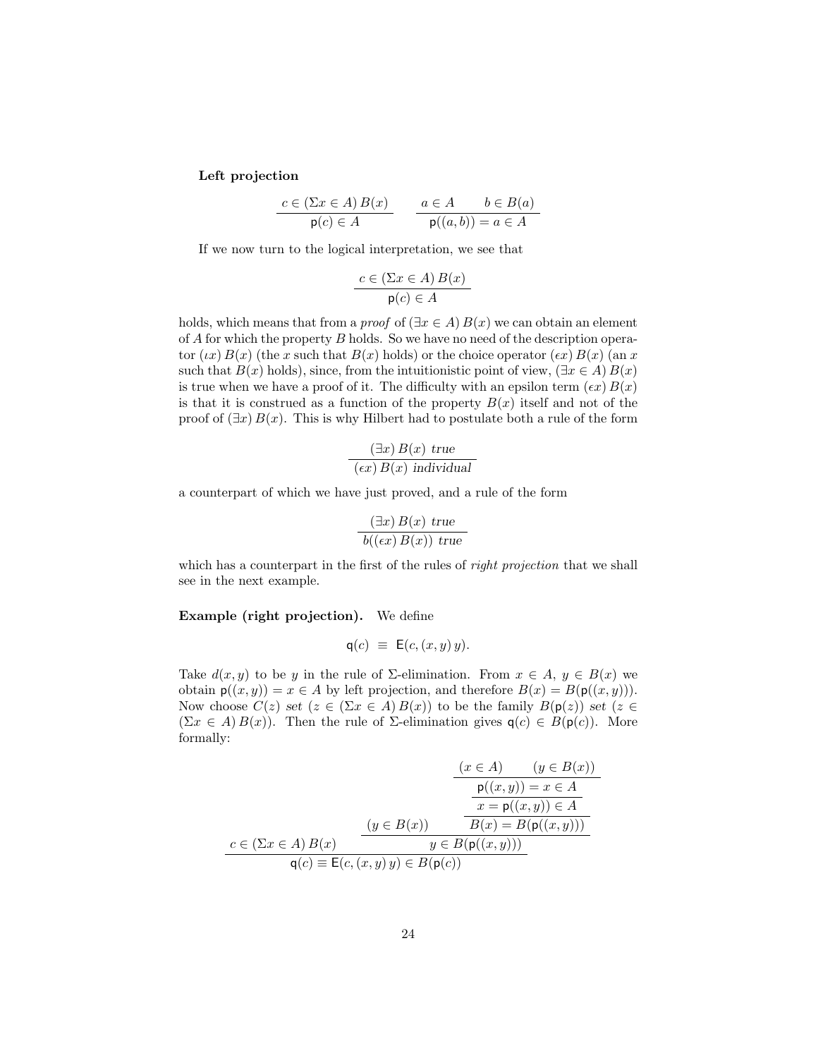**Left projection**

$$\frac{c \in (\Sigma x \in A)\, B(x)}{\mathsf{p}(c) \in A} \qquad \frac{a \in A \qquad b \in B(a)}{\mathsf{p}((a,b)) = a \in A}$$

If we now turn to the logical interpretation, we see that

$$\frac{c \in (\Sigma x \in A)\, B(x)}{\mathsf{p}(c) \in A}$$

holds, which means that from a *proof* of $(\exists x \in A)\, B(x)$ we can obtain an element of $A$ for which the property $B$ holds. So we have no need of the description operator $(\iota x)\, B(x)$ (the $x$ such that $B(x)$ holds) or the choice operator $(\epsilon x)\, B(x)$ (an $x$ such that $B(x)$ holds), since, from the intuitionistic point of view, $(\exists x \in A)\, B(x)$ is true when we have a proof of it. The difficulty with an epsilon term $(\epsilon x)\, B(x)$ is that it is construed as a function of the property $B(x)$ itself and not of the proof of $(\exists x)\, B(x)$. This is why Hilbert had to postulate both a rule of the form

$$\frac{(\exists x)\, B(x)\ \textit{true}}{(\epsilon x)\, B(x)\ \textit{individual}}$$

a counterpart of which we have just proved, and a rule of the form

$$\frac{(\exists x)\, B(x)\ \textit{true}}{b((\epsilon x)\, B(x))\ \textit{true}}$$

which has a counterpart in the first of the rules of *right projection* that we shall see in the next example.

**Example (right projection).** We define

$$\mathsf{q}(c) \ \equiv\ \mathsf{E}(c, (x,y)\, y).$$

Take $d(x,y)$ to be $y$ in the rule of $\Sigma$-elimination. From $x \in A$, $y \in B(x)$ we obtain $\mathsf{p}((x,y)) = x \in A$ by left projection, and therefore $B(x) = B(\mathsf{p}((x,y)))$. Now choose $C(z)$ *set* $(z \in (\Sigma x \in A)\, B(x))$ to be the family $B(\mathsf{p}(z))$ *set* $(z \in (\Sigma x \in A)\, B(x))$. Then the rule of $\Sigma$-elimination gives $\mathsf{q}(c) \in B(\mathsf{p}(c))$. More formally:

$$\cfrac{c \in (\Sigma x \in A)\, B(x) \qquad \cfrac{(y \in B(x)) \qquad \cfrac{\cfrac{\cfrac{(x \in A) \qquad (y \in B(x))}{\mathsf{p}((x,y)) = x \in A}}{x = \mathsf{p}((x,y)) \in A}}{B(x) = B(\mathsf{p}((x,y)))}}{y \in B(\mathsf{p}((x,y)))}}{\mathsf{q}(c) \equiv \mathsf{E}(c, (x,y)\, y) \in B(\mathsf{p}(c))}$$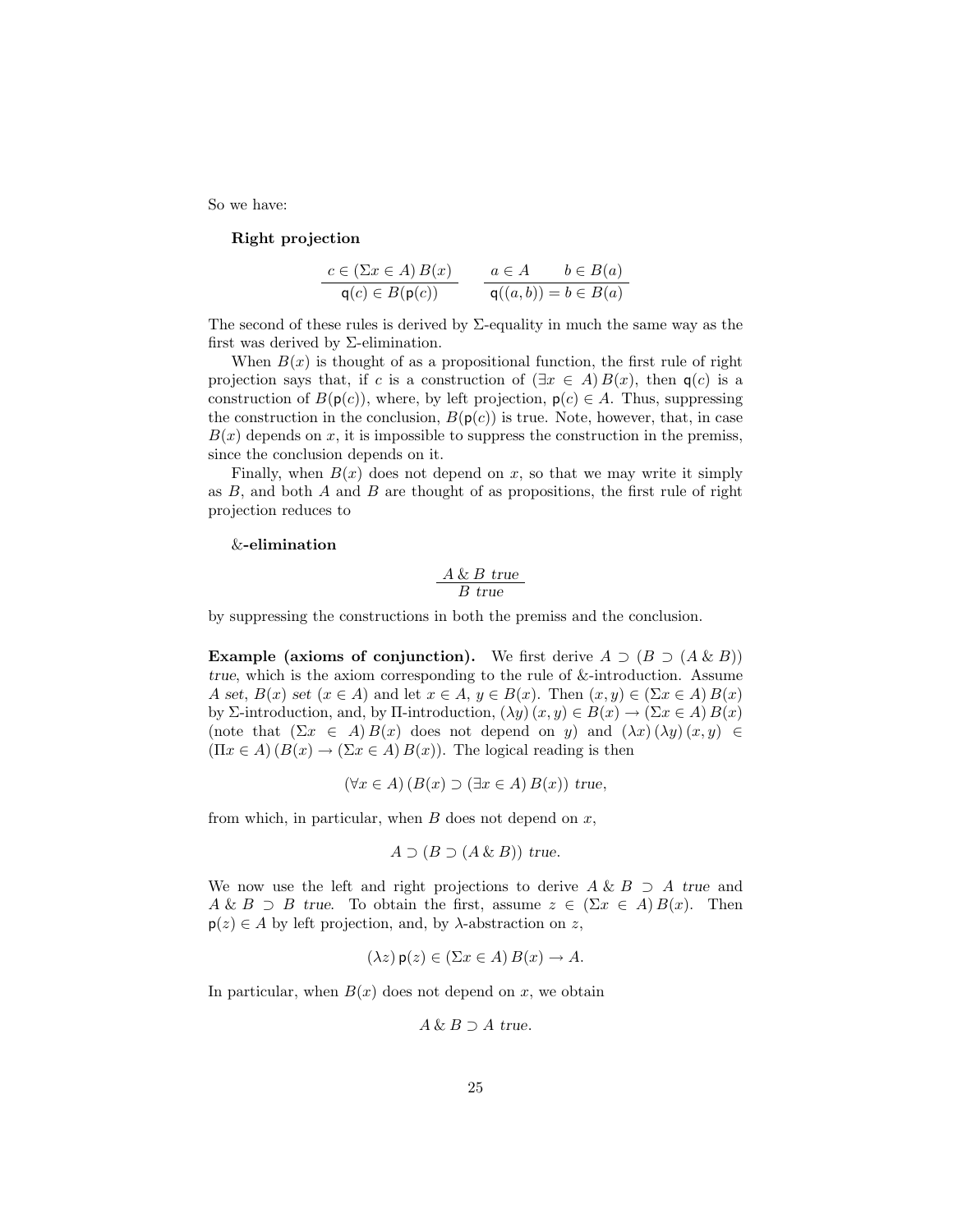So we have:

**Right projection**

$$\frac{c \in (\Sigma x \in A)\, B(x)}{\mathsf{q}(c) \in B(\mathsf{p}(c))} \qquad \frac{a \in A \qquad b \in B(a)}{\mathsf{q}((a,b)) = b \in B(a)}$$

The second of these rules is derived by Σ-equality in much the same way as the first was derived by Σ-elimination.

When $B(x)$ is thought of as a propositional function, the first rule of right projection says that, if $c$ is a construction of $(\exists x \in A)\, B(x)$, then $\mathsf{q}(c)$ is a construction of $B(\mathsf{p}(c))$, where, by left projection, $\mathsf{p}(c) \in A$. Thus, suppressing the construction in the conclusion, $B(\mathsf{p}(c))$ is true. Note, however, that, in case $B(x)$ depends on $x$, it is impossible to suppress the construction in the premiss, since the conclusion depends on it.

Finally, when $B(x)$ does not depend on $x$, so that we may write it simply as $B$, and both $A$ and $B$ are thought of as propositions, the first rule of right projection reduces to

**&-elimination**

$$\frac{A \,\&\, B \ \mathit{true}}{B \ \mathit{true}}$$

by suppressing the constructions in both the premiss and the conclusion.

**Example (axioms of conjunction).** We first derive $A \supset (B \supset (A \,\&\, B))$ *true*, which is the axiom corresponding to the rule of &-introduction. Assume $A$ *set*, $B(x)$ *set* $(x \in A)$ and let $x \in A$, $y \in B(x)$. Then $(x, y) \in (\Sigma x \in A)\, B(x)$ by Σ-introduction, and, by Π-introduction, $(\lambda y)\,(x, y) \in B(x) \to (\Sigma x \in A)\, B(x)$ (note that $(\Sigma x \in A)\, B(x)$ does not depend on $y$) and $(\lambda x)\,(\lambda y)\,(x, y) \in (\Pi x \in A)\,(B(x) \to (\Sigma x \in A)\, B(x))$. The logical reading is then

$$(\forall x \in A)\,(B(x) \supset (\exists x \in A)\, B(x)) \ \mathit{true},$$

from which, in particular, when $B$ does not depend on $x$,

$$A \supset (B \supset (A \,\&\, B)) \ \mathit{true}.$$

We now use the left and right projections to derive $A \,\&\, B \supset A$ *true* and $A \,\&\, B \supset B$ *true*. To obtain the first, assume $z \in (\Sigma x \in A)\, B(x)$. Then $\mathsf{p}(z) \in A$ by left projection, and, by λ-abstraction on $z$,

$$(\lambda z)\, \mathsf{p}(z) \in (\Sigma x \in A)\, B(x) \to A.$$

In particular, when $B(x)$ does not depend on $x$, we obtain

$$A \,\&\, B \supset A \ \mathit{true}.$$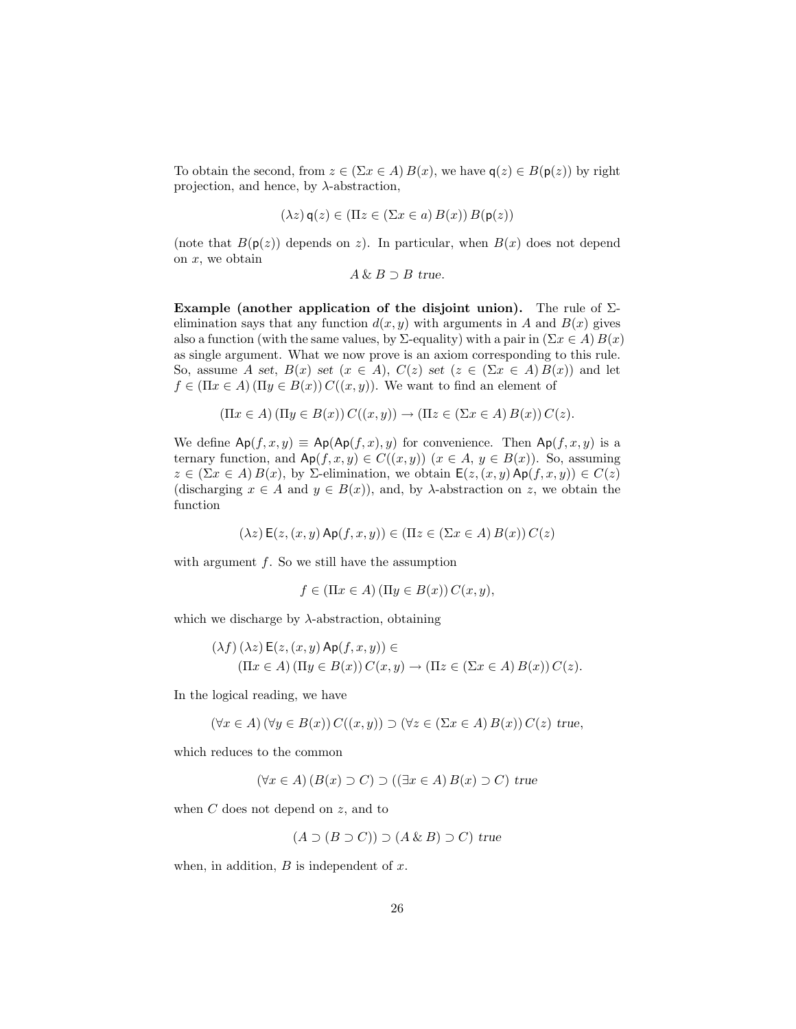To obtain the second, from $z \in (\Sigma x \in A)\, B(x)$, we have $\mathsf{q}(z) \in B(\mathsf{p}(z))$ by right projection, and hence, by $\lambda$-abstraction,

$$(\lambda z)\, \mathsf{q}(z) \in (\Pi z \in (\Sigma x \in a)\, B(x))\, B(\mathsf{p}(z))$$

(note that $B(\mathsf{p}(z))$ depends on $z$). In particular, when $B(x)$ does not depend on $x$, we obtain

$$A \,\&\, B \supset B \textit{ true}.$$

**Example (another application of the disjoint union).** The rule of $\Sigma$-elimination says that any function $d(x, y)$ with arguments in $A$ and $B(x)$ gives also a function (with the same values, by $\Sigma$-equality) with a pair in $(\Sigma x \in A)\, B(x)$ as single argument. What we now prove is an axiom corresponding to this rule. So, assume $A$ *set*, $B(x)$ *set* $(x \in A)$, $C(z)$ *set* $(z \in (\Sigma x \in A)\, B(x))$ and let $f \in (\Pi x \in A)\, (\Pi y \in B(x))\, C((x, y))$. We want to find an element of

$$(\Pi x \in A)\, (\Pi y \in B(x))\, C((x, y)) \rightarrow (\Pi z \in (\Sigma x \in A)\, B(x))\, C(z).$$

We define $\mathsf{Ap}(f, x, y) \equiv \mathsf{Ap}(\mathsf{Ap}(f, x), y)$ for convenience. Then $\mathsf{Ap}(f, x, y)$ is a ternary function, and $\mathsf{Ap}(f, x, y) \in C((x, y))$ $(x \in A,\ y \in B(x))$. So, assuming $z \in (\Sigma x \in A)\, B(x)$, by $\Sigma$-elimination, we obtain $\mathsf{E}(z, (x, y)\, \mathsf{Ap}(f, x, y)) \in C(z)$ (discharging $x \in A$ and $y \in B(x)$), and, by $\lambda$-abstraction on $z$, we obtain the function

$$(\lambda z)\, \mathsf{E}(z, (x, y)\, \mathsf{Ap}(f, x, y)) \in (\Pi z \in (\Sigma x \in A)\, B(x))\, C(z)$$

with argument $f$. So we still have the assumption

$$f \in (\Pi x \in A)\, (\Pi y \in B(x))\, C(x, y),$$

which we discharge by $\lambda$-abstraction, obtaining

$$\begin{aligned} &(\lambda f)\, (\lambda z)\, \mathsf{E}(z, (x, y)\, \mathsf{Ap}(f, x, y)) \in \\ &\qquad (\Pi x \in A)\, (\Pi y \in B(x))\, C(x, y) \rightarrow (\Pi z \in (\Sigma x \in A)\, B(x))\, C(z). \end{aligned}$$

In the logical reading, we have

$$(\forall x \in A)\, (\forall y \in B(x))\, C((x, y)) \supset (\forall z \in (\Sigma x \in A)\, B(x))\, C(z) \textit{ true},$$

which reduces to the common

$$(\forall x \in A)\, (B(x) \supset C) \supset ((\exists x \in A)\, B(x) \supset C) \textit{ true}$$

when $C$ does not depend on $z$, and to

$$(A \supset (B \supset C)) \supset (A \,\&\, B) \supset C) \textit{ true}$$

when, in addition, $B$ is independent of $x$.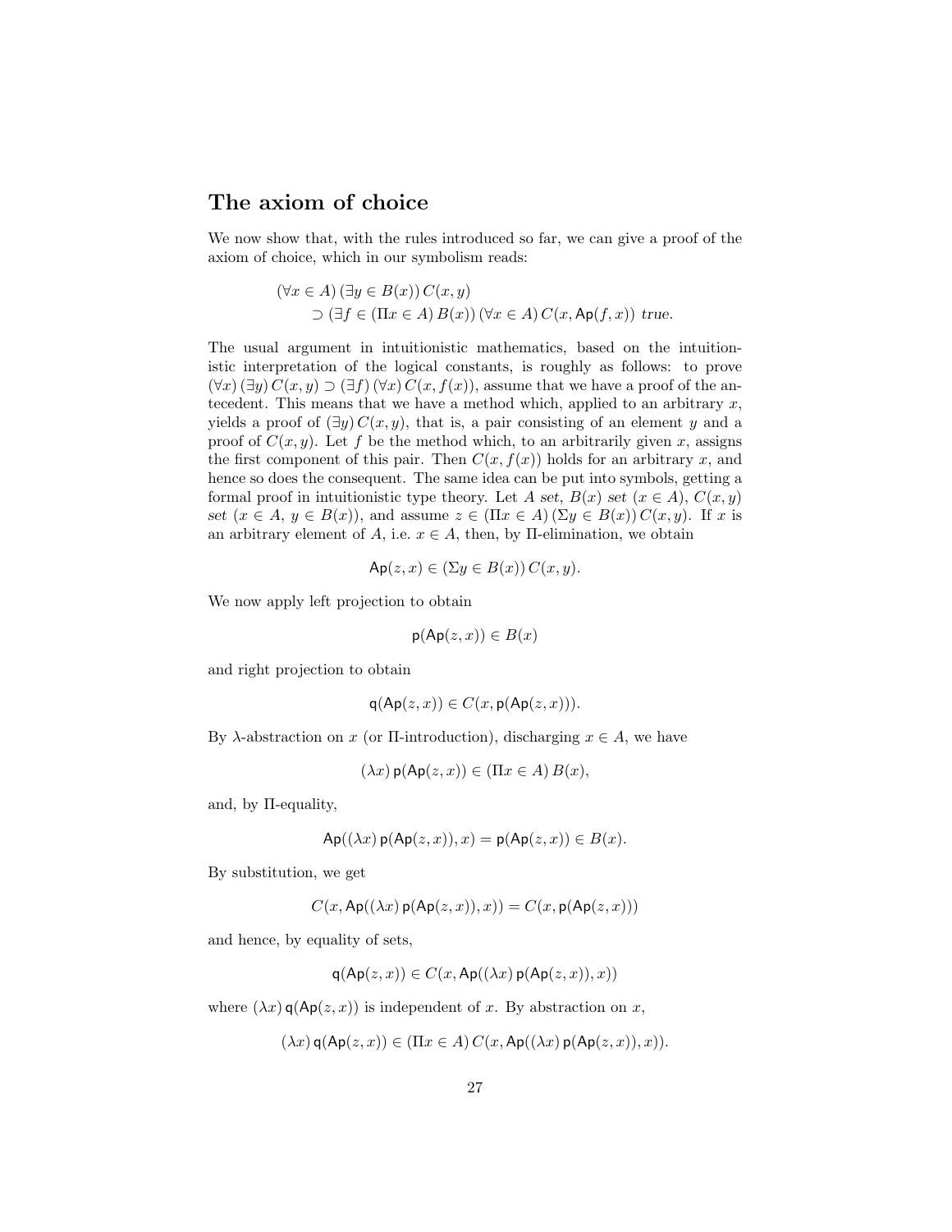## The axiom of choice

We now show that, with the rules introduced so far, we can give a proof of the axiom of choice, which in our symbolism reads:

$$
\begin{aligned}
&(\forall x \in A)\,(\exists y \in B(x))\,C(x,y)\\
&\qquad \supset (\exists f \in (\Pi x \in A)\,B(x))\,(\forall x \in A)\,C(x, \mathsf{Ap}(f,x)) \ \textit{true}.
\end{aligned}
$$

The usual argument in intuitionistic mathematics, based on the intuitionistic interpretation of the logical constants, is roughly as follows: to prove $(\forall x)\,(\exists y)\,C(x,y) \supset (\exists f)\,(\forall x)\,C(x, f(x))$, assume that we have a proof of the antecedent. This means that we have a method which, applied to an arbitrary $x$, yields a proof of $(\exists y)\,C(x,y)$, that is, a pair consisting of an element $y$ and a proof of $C(x,y)$. Let $f$ be the method which, to an arbitrarily given $x$, assigns the first component of this pair. Then $C(x, f(x))$ holds for an arbitrary $x$, and hence so does the consequent. The same idea can be put into symbols, getting a formal proof in intuitionistic type theory. Let $A$ *set*, $B(x)$ *set* $(x \in A)$, $C(x,y)$ *set* $(x \in A,\ y \in B(x))$, and assume $z \in (\Pi x \in A)\,(\Sigma y \in B(x))\,C(x,y)$. If $x$ is an arbitrary element of $A$, i.e. $x \in A$, then, by $\Pi$-elimination, we obtain

$$\mathsf{Ap}(z,x) \in (\Sigma y \in B(x))\,C(x,y).$$

We now apply left projection to obtain

$$\mathsf{p}(\mathsf{Ap}(z,x)) \in B(x)$$

and right projection to obtain

$$\mathsf{q}(\mathsf{Ap}(z,x)) \in C(x, \mathsf{p}(\mathsf{Ap}(z,x))).$$

By $\lambda$-abstraction on $x$ (or $\Pi$-introduction), discharging $x \in A$, we have

$$(\lambda x)\,\mathsf{p}(\mathsf{Ap}(z,x)) \in (\Pi x \in A)\,B(x),$$

and, by $\Pi$-equality,

$$\mathsf{Ap}((\lambda x)\,\mathsf{p}(\mathsf{Ap}(z,x)), x) = \mathsf{p}(\mathsf{Ap}(z,x)) \in B(x).$$

By substitution, we get

$$C(x, \mathsf{Ap}((\lambda x)\,\mathsf{p}(\mathsf{Ap}(z,x)), x)) = C(x, \mathsf{p}(\mathsf{Ap}(z,x)))$$

and hence, by equality of sets,

$$\mathsf{q}(\mathsf{Ap}(z,x)) \in C(x, \mathsf{Ap}((\lambda x)\,\mathsf{p}(\mathsf{Ap}(z,x)), x))$$

where $(\lambda x)\,\mathsf{q}(\mathsf{Ap}(z,x))$ is independent of $x$. By abstraction on $x$,

$$(\lambda x)\,\mathsf{q}(\mathsf{Ap}(z,x)) \in (\Pi x \in A)\,C(x, \mathsf{Ap}((\lambda x)\,\mathsf{p}(\mathsf{Ap}(z,x)), x)).$$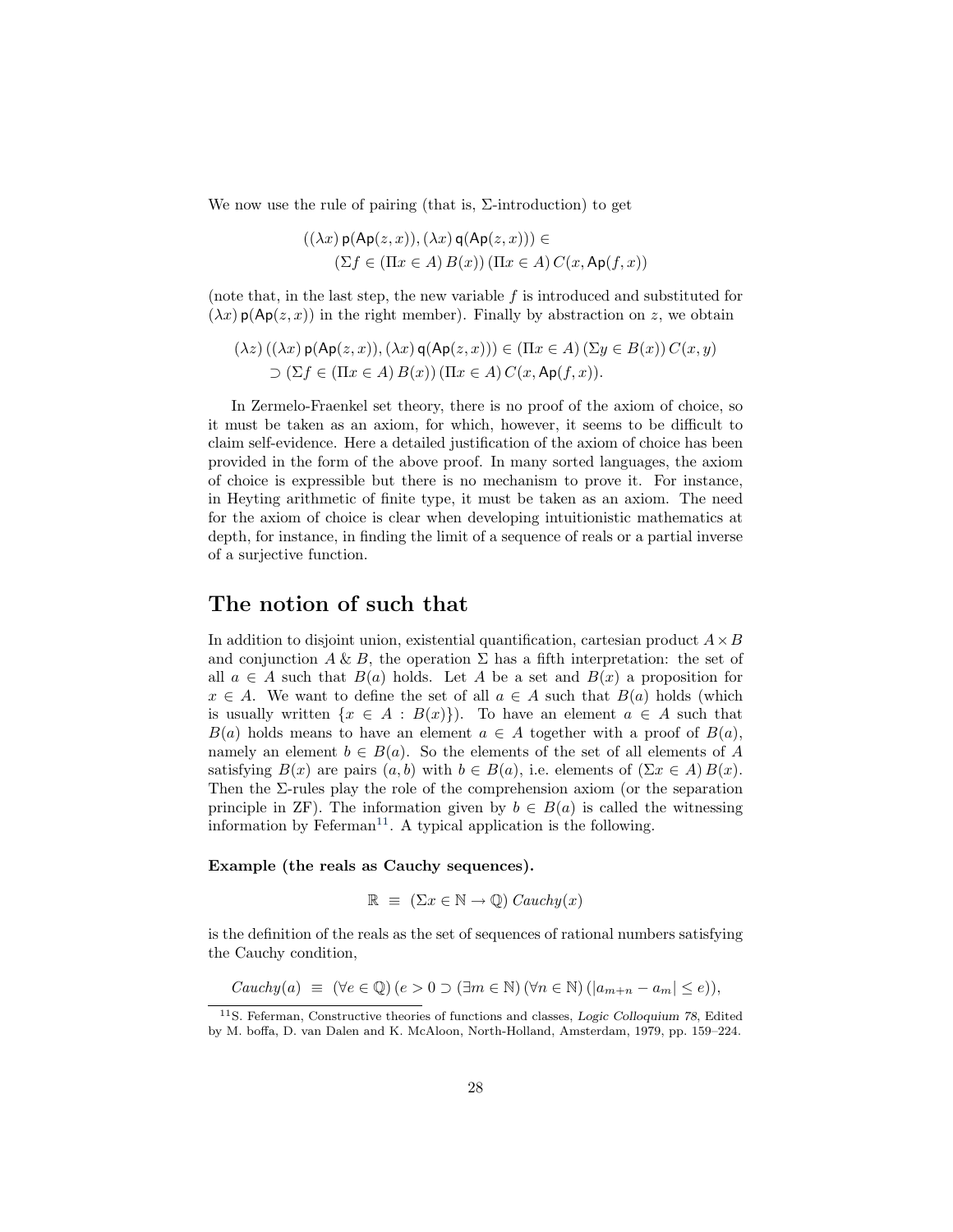We now use the rule of pairing (that is, Σ-introduction) to get

$$((\lambda x)\, \mathsf{p}(\mathsf{Ap}(z,x)), (\lambda x)\, \mathsf{q}(\mathsf{Ap}(z,x))) \in (\Sigma f \in (\Pi x \in A)\, B(x))\, (\Pi x \in A)\, C(x, \mathsf{Ap}(f,x))$$

(note that, in the last step, the new variable $f$ is introduced and substituted for $(\lambda x)\, \mathsf{p}(\mathsf{Ap}(z,x))$ in the right member). Finally by abstraction on $z$, we obtain

$$(\lambda z)\, ((\lambda x)\, \mathsf{p}(\mathsf{Ap}(z,x)), (\lambda x)\, \mathsf{q}(\mathsf{Ap}(z,x))) \in (\Pi x \in A)\, (\Sigma y \in B(x))\, C(x,y) \supset (\Sigma f \in (\Pi x \in A)\, B(x))\, (\Pi x \in A)\, C(x, \mathsf{Ap}(f,x)).$$

In Zermelo-Fraenkel set theory, there is no proof of the axiom of choice, so it must be taken as an axiom, for which, however, it seems to be difficult to claim self-evidence. Here a detailed justification of the axiom of choice has been provided in the form of the above proof. In many sorted languages, the axiom of choice is expressible but there is no mechanism to prove it. For instance, in Heyting arithmetic of finite type, it must be taken as an axiom. The need for the axiom of choice is clear when developing intuitionistic mathematics at depth, for instance, in finding the limit of a sequence of reals or a partial inverse of a surjective function.

## The notion of such that

In addition to disjoint union, existential quantification, cartesian product $A \times B$ and conjunction $A \,\&\, B$, the operation $\Sigma$ has a fifth interpretation: the set of all $a \in A$ such that $B(a)$ holds. Let $A$ be a set and $B(x)$ a proposition for $x \in A$. We want to define the set of all $a \in A$ such that $B(a)$ holds (which is usually written $\{x \in A : B(x)\}$). To have an element $a \in A$ such that $B(a)$ holds means to have an element $a \in A$ together with a proof of $B(a)$, namely an element $b \in B(a)$. So the elements of the set of all elements of $A$ satisfying $B(x)$ are pairs $(a, b)$ with $b \in B(a)$, i.e. elements of $(\Sigma x \in A)\, B(x)$. Then the $\Sigma$-rules play the role of the comprehension axiom (or the separation principle in ZF). The information given by $b \in B(a)$ is called the witnessing information by Feferman[11]. A typical application is the following.

**Example (the reals as Cauchy sequences).**

$$\mathbb{R} \;\equiv\; (\Sigma x \in \mathbb{N} \to \mathbb{Q})\; \mathit{Cauchy}(x)$$

is the definition of the reals as the set of sequences of rational numbers satisfying the Cauchy condition,

$$\mathit{Cauchy}(a) \;\equiv\; (\forall e \in \mathbb{Q})\, (e > 0 \supset (\exists m \in \mathbb{N})\, (\forall n \in \mathbb{N})\, (|a_{m+n} - a_m| \leq e)),$$

[11] S. Feferman, Constructive theories of functions and classes, *Logic Colloquium 78*, Edited by M. boffa, D. van Dalen and K. McAloon, North-Holland, Amsterdam, 1979, pp. 159–224.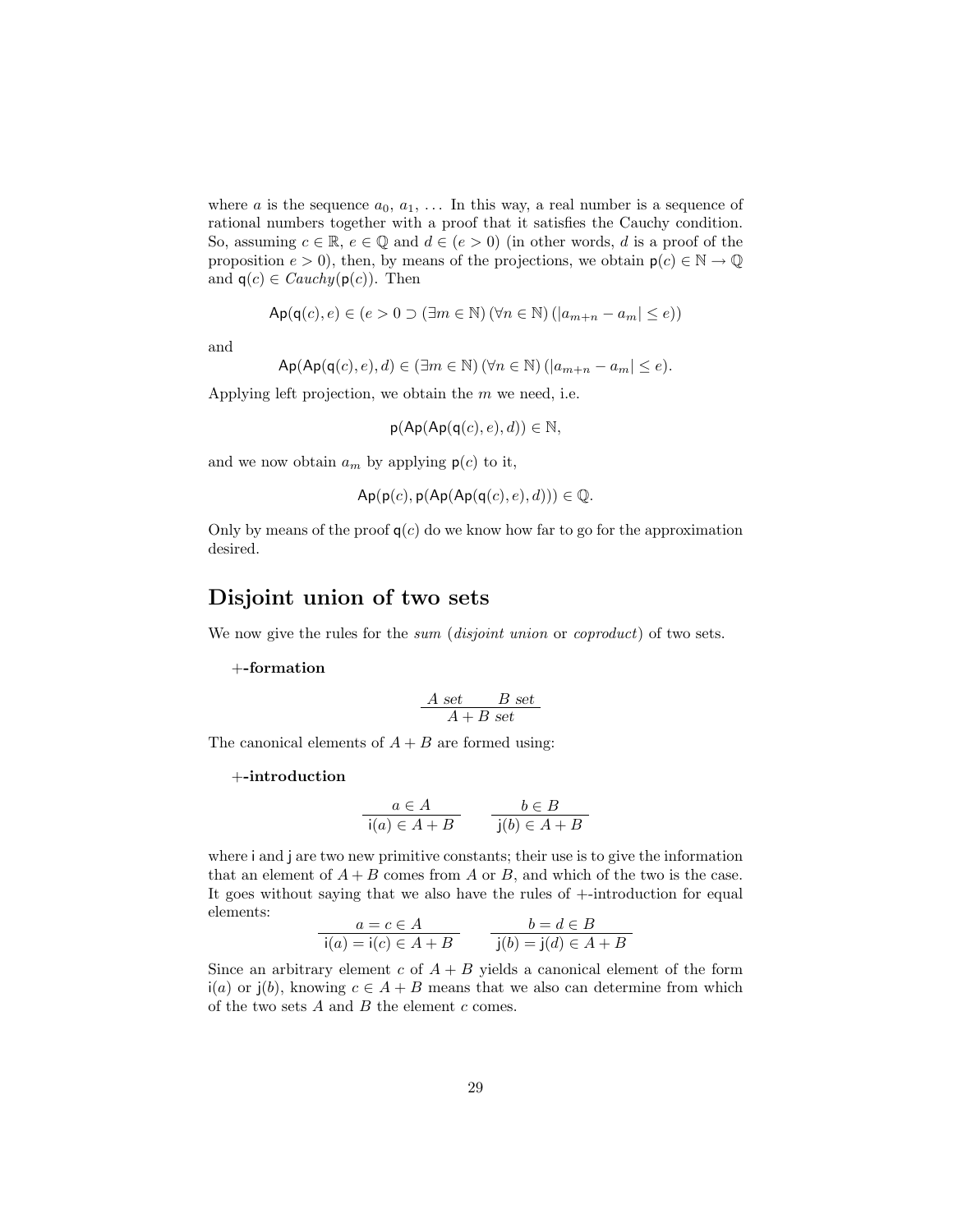where $a$ is the sequence $a_0, a_1, \ldots$ In this way, a real number is a sequence of rational numbers together with a proof that it satisfies the Cauchy condition. So, assuming $c \in \mathbb{R}$, $e \in \mathbb{Q}$ and $d \in (e > 0)$ (in other words, $d$ is a proof of the proposition $e > 0$), then, by means of the projections, we obtain $\mathsf{p}(c) \in \mathbb{N} \to \mathbb{Q}$ and $\mathsf{q}(c) \in \mathit{Cauchy}(\mathsf{p}(c))$. Then

$$\mathsf{Ap}(\mathsf{q}(c), e) \in (e > 0 \supset (\exists m \in \mathbb{N})\,(\forall n \in \mathbb{N})\,(|a_{m+n} - a_m| \leq e))$$

and

$$\mathsf{Ap}(\mathsf{Ap}(\mathsf{q}(c), e), d) \in (\exists m \in \mathbb{N})\,(\forall n \in \mathbb{N})\,(|a_{m+n} - a_m| \leq e).$$

Applying left projection, we obtain the $m$ we need, i.e.

$$\mathsf{p}(\mathsf{Ap}(\mathsf{Ap}(\mathsf{q}(c), e), d)) \in \mathbb{N},$$

and we now obtain $a_m$ by applying $\mathsf{p}(c)$ to it,

$$\mathsf{Ap}(\mathsf{p}(c), \mathsf{p}(\mathsf{Ap}(\mathsf{Ap}(\mathsf{q}(c), e), d))) \in \mathbb{Q}.$$

Only by means of the proof $\mathsf{q}(c)$ do we know how far to go for the approximation desired.

## Disjoint union of two sets

We now give the rules for the *sum* (*disjoint union* or *coproduct*) of two sets.

**+-formation**

$$\frac{A \ \mathit{set} \qquad B \ \mathit{set}}{A + B \ \mathit{set}}$$

The canonical elements of $A + B$ are formed using:

**+-introduction**

$$\frac{a \in A}{\mathsf{i}(a) \in A + B} \qquad \frac{b \in B}{\mathsf{j}(b) \in A + B}$$

where i and j are two new primitive constants; their use is to give the information that an element of $A + B$ comes from $A$ or $B$, and which of the two is the case. It goes without saying that we also have the rules of +-introduction for equal elements:

$$\frac{a = c \in A}{\mathsf{i}(a) = \mathsf{i}(c) \in A + B} \qquad \frac{b = d \in B}{\mathsf{j}(b) = \mathsf{j}(d) \in A + B}$$

Since an arbitrary element $c$ of $A + B$ yields a canonical element of the form $\mathsf{i}(a)$ or $\mathsf{j}(b)$, knowing $c \in A + B$ means that we also can determine from which of the two sets $A$ and $B$ the element $c$ comes.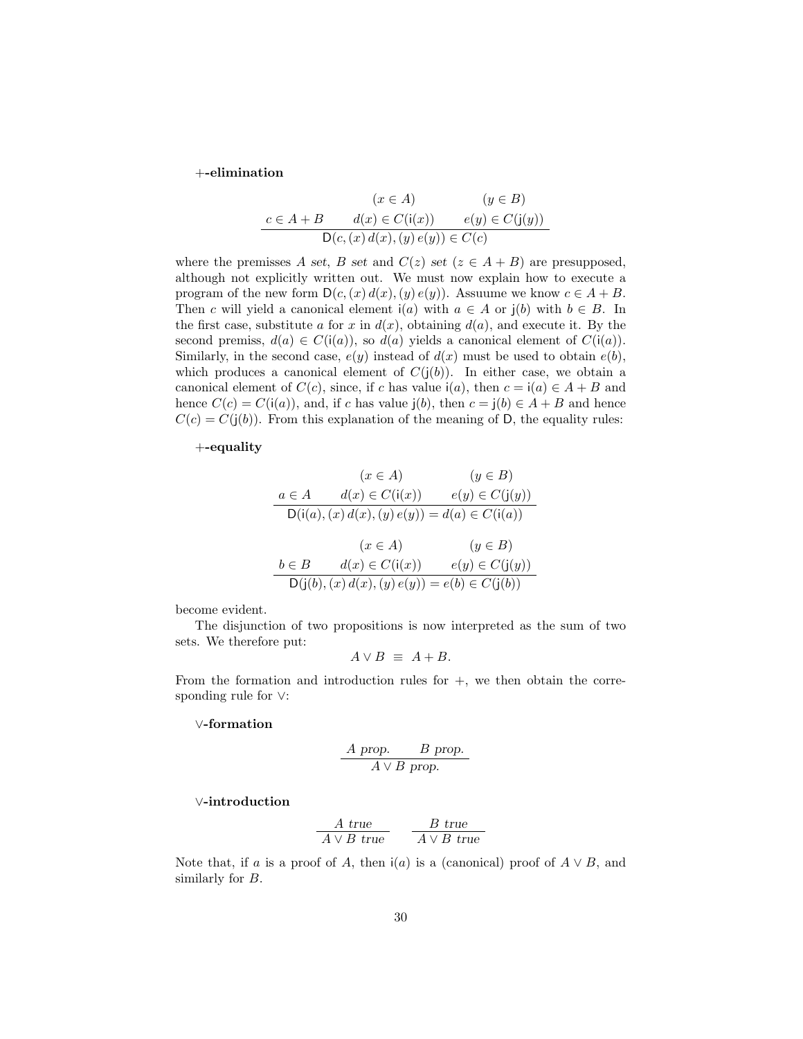**+-elimination**

$$\frac{c \in A + B \qquad \begin{array}{c}(x \in A)\\ d(x) \in C(\mathsf{i}(x))\end{array} \qquad \begin{array}{c}(y \in B)\\ e(y) \in C(\mathsf{j}(y))\end{array}}{\mathsf{D}(c, (x)\, d(x), (y)\, e(y)) \in C(c)}$$

where the premisses $A$ *set*, $B$ *set* and $C(z)$ *set* $(z \in A + B)$ are presupposed, although not explicitly written out. We must now explain how to execute a program of the new form $\mathsf{D}(c, (x)\, d(x), (y)\, e(y))$. Assuume we know $c \in A + B$. Then $c$ will yield a canonical element $\mathsf{i}(a)$ with $a \in A$ or $\mathsf{j}(b)$ with $b \in B$. In the first case, substitute $a$ for $x$ in $d(x)$, obtaining $d(a)$, and execute it. By the second premiss, $d(a) \in C(\mathsf{i}(a))$, so $d(a)$ yields a canonical element of $C(\mathsf{i}(a))$. Similarly, in the second case, $e(y)$ instead of $d(x)$ must be used to obtain $e(b)$, which produces a canonical element of $C(\mathsf{j}(b))$. In either case, we obtain a canonical element of $C(c)$, since, if $c$ has value $\mathsf{i}(a)$, then $c = \mathsf{i}(a) \in A + B$ and hence $C(c) = C(\mathsf{i}(a))$, and, if $c$ has value $\mathsf{j}(b)$, then $c = \mathsf{j}(b) \in A + B$ and hence $C(c) = C(\mathsf{j}(b))$. From this explanation of the meaning of $\mathsf{D}$, the equality rules:

**+-equality**

$$\frac{a \in A \qquad \begin{array}{c}(x \in A)\\ d(x) \in C(\mathsf{i}(x))\end{array} \qquad \begin{array}{c}(y \in B)\\ e(y) \in C(\mathsf{j}(y))\end{array}}{\mathsf{D}(\mathsf{i}(a), (x)\, d(x), (y)\, e(y)) = d(a) \in C(\mathsf{i}(a))}$$

$$\frac{b \in B \qquad \begin{array}{c}(x \in A)\\ d(x) \in C(\mathsf{i}(x))\end{array} \qquad \begin{array}{c}(y \in B)\\ e(y) \in C(\mathsf{j}(y))\end{array}}{\mathsf{D}(\mathsf{j}(b), (x)\, d(x), (y)\, e(y)) = e(b) \in C(\mathsf{j}(b))}$$

become evident.

The disjunction of two propositions is now interpreted as the sum of two sets. We therefore put:

$$A \vee B \;\equiv\; A + B.$$

From the formation and introduction rules for $+$, we then obtain the corresponding rule for $\vee$:

**$\vee$-formation**

$$\frac{A \textit{ prop.} \qquad B \textit{ prop.}}{A \vee B \textit{ prop.}}$$

**$\vee$-introduction**

$$\frac{A \textit{ true}}{A \vee B \textit{ true}} \qquad \frac{B \textit{ true}}{A \vee B \textit{ true}}$$

Note that, if $a$ is a proof of $A$, then $\mathsf{i}(a)$ is a (canonical) proof of $A \vee B$, and similarly for $B$.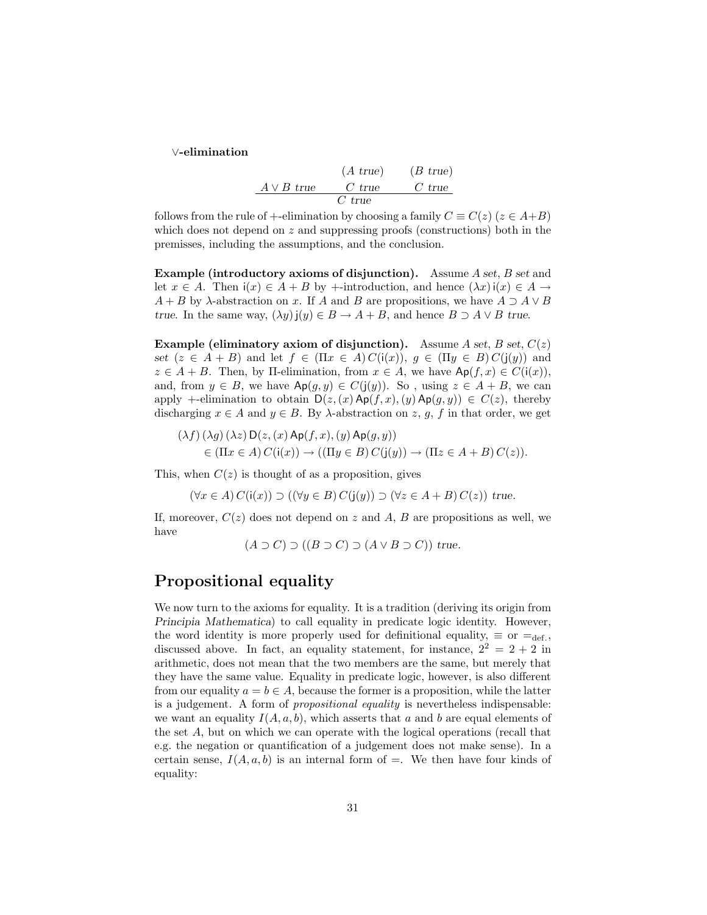**∨-elimination**

$$\frac{A \vee B \; true \qquad \begin{matrix} (A \; true) \\ C \; true \end{matrix} \qquad \begin{matrix} (B \; true) \\ C \; true \end{matrix}}{C \; true}$$

follows from the rule of +-elimination by choosing a family $C \equiv C(z)$ $(z \in A{+}B)$ which does not depend on $z$ and suppressing proofs (constructions) both in the premisses, including the assumptions, and the conclusion.

**Example (introductory axioms of disjunction).** Assume $A$ *set*, $B$ *set* and let $x \in A$. Then $\mathsf{i}(x) \in A + B$ by +-introduction, and hence $(\lambda x)\, \mathsf{i}(x) \in A \to A + B$ by $\lambda$-abstraction on $x$. If $A$ and $B$ are propositions, we have $A \supset A \vee B$ *true*. In the same way, $(\lambda y)\, \mathsf{j}(y) \in B \to A + B$, and hence $B \supset A \vee B$ *true*.

**Example (eliminatory axiom of disjunction).** Assume $A$ *set*, $B$ *set*, $C(z)$ *set* $(z \in A + B)$ and let $f \in (\Pi x \in A)\, C(\mathsf{i}(x))$, $g \in (\Pi y \in B)\, C(\mathsf{j}(y))$ and $z \in A + B$. Then, by $\Pi$-elimination, from $x \in A$, we have $\mathsf{Ap}(f, x) \in C(\mathsf{i}(x))$, and, from $y \in B$, we have $\mathsf{Ap}(g, y) \in C(\mathsf{j}(y))$. So , using $z \in A + B$, we can apply +-elimination to obtain $\mathsf{D}(z, (x)\, \mathsf{Ap}(f, x), (y)\, \mathsf{Ap}(g, y)) \in C(z)$, thereby discharging $x \in A$ and $y \in B$. By $\lambda$-abstraction on $z$, $g$, $f$ in that order, we get

$$\begin{aligned}&(\lambda f)\,(\lambda g)\,(\lambda z)\, \mathsf{D}(z, (x)\, \mathsf{Ap}(f, x), (y)\, \mathsf{Ap}(g, y)) \\ &\qquad \in (\Pi x \in A)\, C(\mathsf{i}(x)) \to ((\Pi y \in B)\, C(\mathsf{j}(y)) \to (\Pi z \in A + B)\, C(z)).\end{aligned}$$

This, when $C(z)$ is thought of as a proposition, gives

$$(\forall x \in A)\, C(\mathsf{i}(x)) \supset ((\forall y \in B)\, C(\mathsf{j}(y)) \supset (\forall z \in A + B)\, C(z)) \; true.$$

If, moreover, $C(z)$ does not depend on $z$ and $A$, $B$ are propositions as well, we have

$$(A \supset C) \supset ((B \supset C) \supset (A \vee B \supset C)) \; true.$$

## Propositional equality

We now turn to the axioms for equality. It is a tradition (deriving its origin from *Principia Mathematica*) to call equality in predicate logic identity. However, the word identity is more properly used for definitional equality, $\equiv$ or $=_{\text{def.}}$, discussed above. In fact, an equality statement, for instance, $2^2 = 2 + 2$ in arithmetic, does not mean that the two members are the same, but merely that they have the same value. Equality in predicate logic, however, is also different from our equality $a = b \in A$, because the former is a proposition, while the latter is a judgement. A form of *propositional equality* is nevertheless indispensable: we want an equality $I(A, a, b)$, which asserts that $a$ and $b$ are equal elements of the set $A$, but on which we can operate with the logical operations (recall that e.g. the negation or quantification of a judgement does not make sense). In a certain sense, $I(A, a, b)$ is an internal form of $=$. We then have four kinds of equality: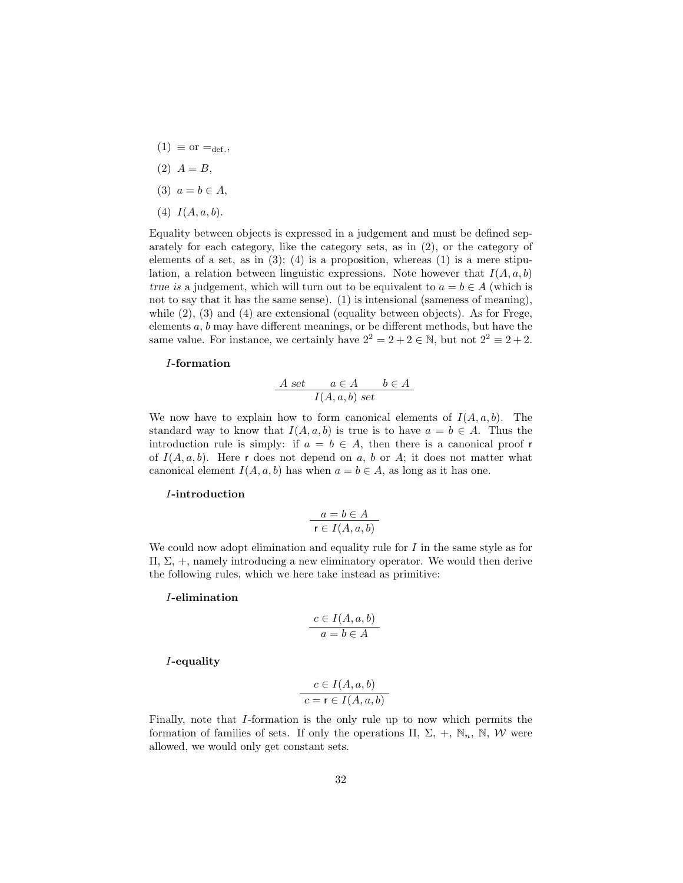(1) $\equiv$ or $=_{\text{def.}}$,

(2) $A = B$,

(3) $a = b \in A$,

(4) $I(A, a, b)$.

Equality between objects is expressed in a judgement and must be defined separately for each category, like the category sets, as in (2), or the category of elements of a set, as in (3); (4) is a proposition, whereas (1) is a mere stipulation, a relation between linguistic expressions. Note however that $I(A, a, b)$ *true is* a judgement, which will turn out to be equivalent to $a = b \in A$ (which is not to say that it has the same sense). (1) is intensional (sameness of meaning), while (2), (3) and (4) are extensional (equality between objects). As for Frege, elements $a$, $b$ may have different meanings, or be different methods, but have the same value. For instance, we certainly have $2^2 = 2 + 2 \in \mathbb{N}$, but not $2^2 \equiv 2 + 2$.

***I*-formation**

$$\frac{A \; set \qquad a \in A \qquad b \in A}{I(A, a, b) \; set}$$

We now have to explain how to form canonical elements of $I(A, a, b)$. The standard way to know that $I(A, a, b)$ is true is to have $a = b \in A$. Thus the introduction rule is simply: if $a = b \in A$, then there is a canonical proof $\mathsf{r}$ of $I(A, a, b)$. Here $\mathsf{r}$ does not depend on $a$, $b$ or $A$; it does not matter what canonical element $I(A, a, b)$ has when $a = b \in A$, as long as it has one.

***I*-introduction**

$$\frac{a = b \in A}{\mathsf{r} \in I(A, a, b)}$$

We could now adopt elimination and equality rule for $I$ in the same style as for $\Pi$, $\Sigma$, $+$, namely introducing a new eliminatory operator. We would then derive the following rules, which we here take instead as primitive:

***I*-elimination**

$$\frac{c \in I(A, a, b)}{a = b \in A}$$

***I*-equality**

$$\frac{c \in I(A, a, b)}{c = \mathsf{r} \in I(A, a, b)}$$

Finally, note that $I$-formation is the only rule up to now which permits the formation of families of sets. If only the operations $\Pi$, $\Sigma$, $+$, $\mathbb{N}_n$, $\mathbb{N}$, $\mathcal{W}$ were allowed, we would only get constant sets.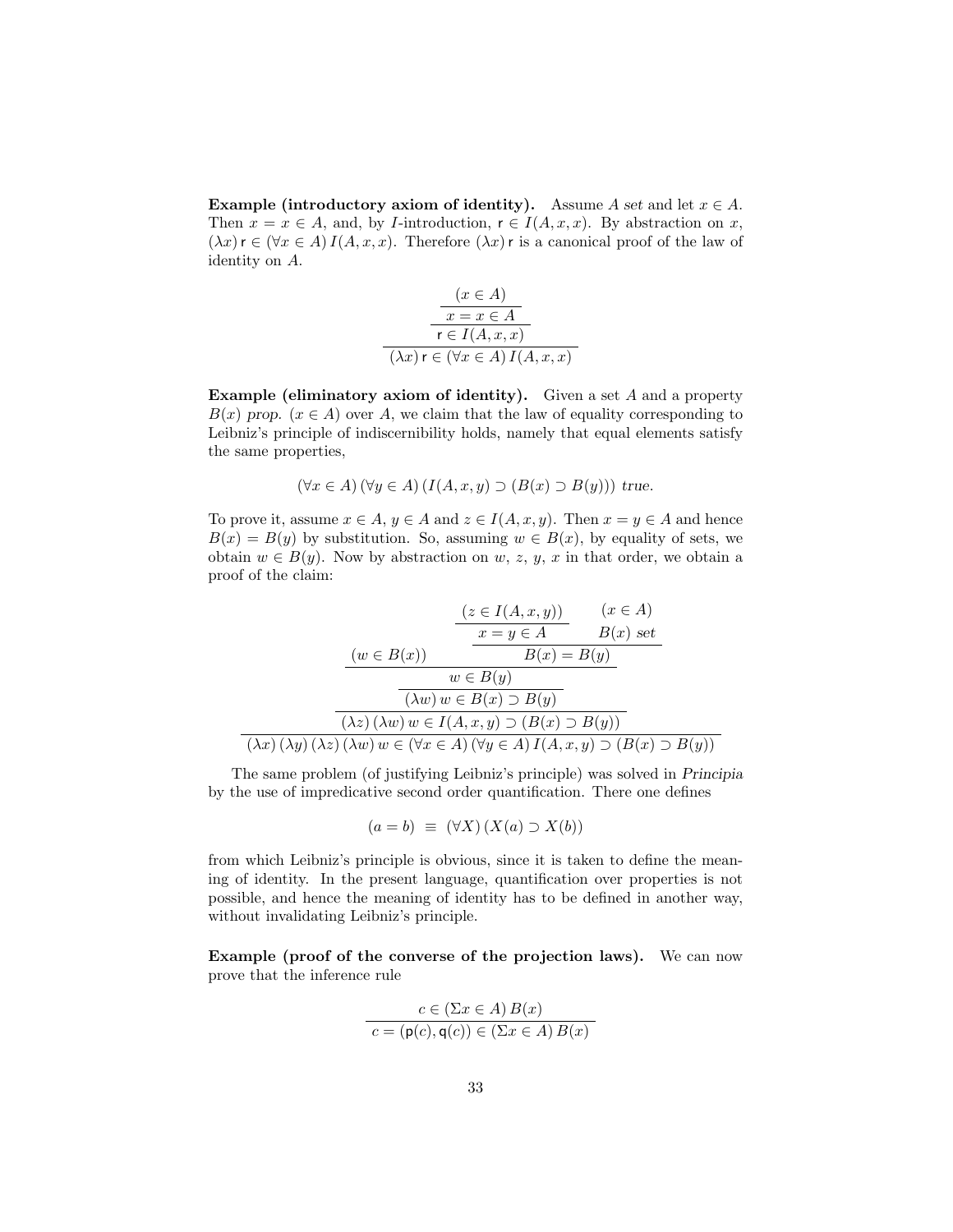**Example (introductory axiom of identity).** Assume $A$ *set* and let $x \in A$. Then $x = x \in A$, and, by $I$-introduction, $\mathsf{r} \in I(A, x, x)$. By abstraction on $x$, $(\lambda x)\,\mathsf{r} \in (\forall x \in A)\, I(A, x, x)$. Therefore $(\lambda x)\,\mathsf{r}$ is a canonical proof of the law of identity on $A$.

$$\dfrac{\dfrac{\dfrac{(x \in A)}{x = x \in A}}{\mathsf{r} \in I(A, x, x)}}{(\lambda x)\,\mathsf{r} \in (\forall x \in A)\, I(A, x, x)}$$

**Example (eliminatory axiom of identity).** Given a set $A$ and a property $B(x)$ *prop.* $(x \in A)$ over $A$, we claim that the law of equality corresponding to Leibniz's principle of indiscernibility holds, namely that equal elements satisfy the same properties,

$$(\forall x \in A)\,(\forall y \in A)\,(I(A, x, y) \supset (B(x) \supset B(y)))\ \textit{true}.$$

To prove it, assume $x \in A$, $y \in A$ and $z \in I(A, x, y)$. Then $x = y \in A$ and hence $B(x) = B(y)$ by substitution. So, assuming $w \in B(x)$, by equality of sets, we obtain $w \in B(y)$. Now by abstraction on $w$, $z$, $y$, $x$ in that order, we obtain a proof of the claim:

$$\dfrac{\dfrac{\dfrac{\dfrac{(w \in B(x)) \qquad \dfrac{\dfrac{(z \in I(A, x, y))}{x = y \in A} \qquad \begin{matrix}(x \in A) \\ B(x)\ \textit{set}\end{matrix}}{B(x) = B(y)}}{w \in B(y)}}{(\lambda w)\, w \in B(x) \supset B(y)}}{(\lambda z)\,(\lambda w)\, w \in I(A, x, y) \supset (B(x) \supset B(y))}}{(\lambda x)\,(\lambda y)\,(\lambda z)\,(\lambda w)\, w \in (\forall x \in A)\,(\forall y \in A)\, I(A, x, y) \supset (B(x) \supset B(y))}$$

The same problem (of justifying Leibniz's principle) was solved in *Principia* by the use of impredicative second order quantification. There one defines

$$(a = b)\ \equiv\ (\forall X)\,(X(a) \supset X(b))$$

from which Leibniz's principle is obvious, since it is taken to define the meaning of identity. In the present language, quantification over properties is not possible, and hence the meaning of identity has to be defined in another way, without invalidating Leibniz's principle.

**Example (proof of the converse of the projection laws).** We can now prove that the inference rule

$$\dfrac{c \in (\Sigma x \in A)\, B(x)}{c = (\mathsf{p}(c), \mathsf{q}(c)) \in (\Sigma x \in A)\, B(x)}$$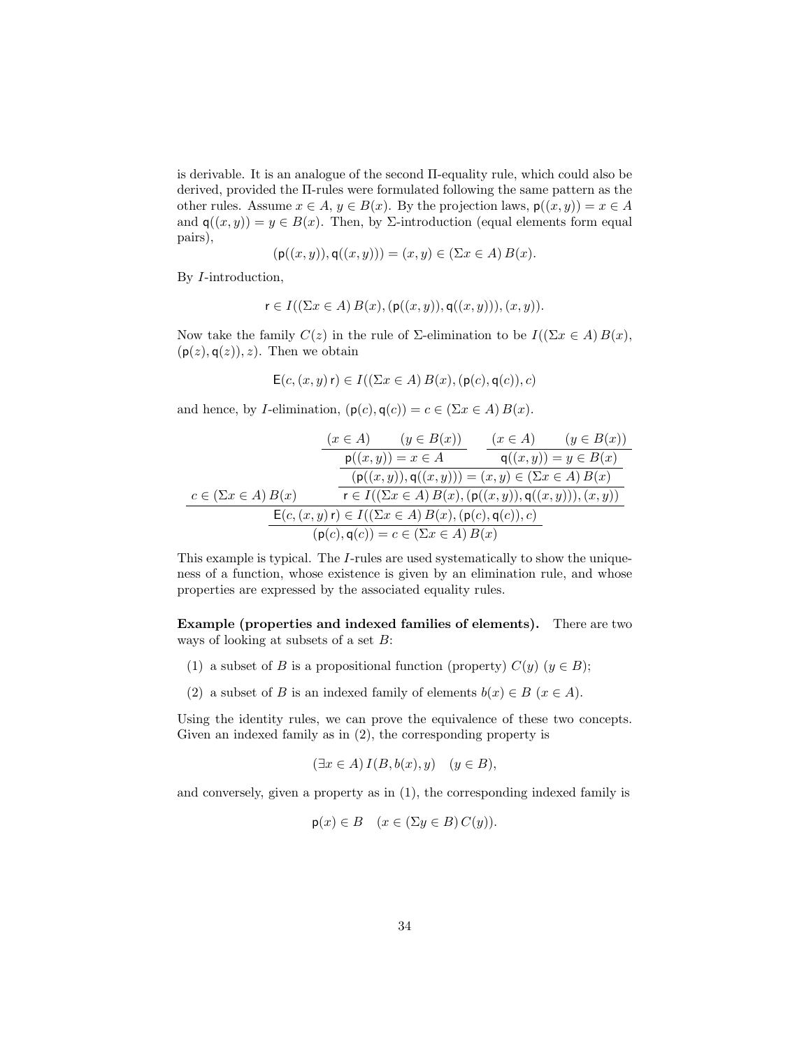is derivable. It is an analogue of the second Π-equality rule, which could also be derived, provided the Π-rules were formulated following the same pattern as the other rules. Assume $x \in A$, $y \in B(x)$. By the projection laws, $\mathsf{p}((x, y)) = x \in A$ and $\mathsf{q}((x, y)) = y \in B(x)$. Then, by Σ-introduction (equal elements form equal pairs),

$$(\mathsf{p}((x, y)), \mathsf{q}((x, y))) = (x, y) \in (\Sigma x \in A)\, B(x).$$

By $I$-introduction,

$$\mathsf{r} \in I((\Sigma x \in A)\, B(x), (\mathsf{p}((x, y)), \mathsf{q}((x, y))), (x, y)).$$

Now take the family $C(z)$ in the rule of Σ-elimination to be $I((\Sigma x \in A)\, B(x),$ $(\mathsf{p}(z), \mathsf{q}(z)), z)$. Then we obtain

$$\mathsf{E}(c, (x, y)\, \mathsf{r}) \in I((\Sigma x \in A)\, B(x), (\mathsf{p}(c), \mathsf{q}(c)), c)$$

and hence, by $I$-elimination, $(\mathsf{p}(c), \mathsf{q}(c)) = c \in (\Sigma x \in A)\, B(x)$.

$$\dfrac{c \in (\Sigma x \in A)\, B(x) \qquad \dfrac{\dfrac{\dfrac{(x \in A) \quad (y \in B(x))}{\mathsf{p}((x,y)) = x \in A} \qquad \dfrac{(x \in A) \quad (y \in B(x))}{\mathsf{q}((x,y)) = y \in B(x)}}{(\mathsf{p}((x,y)), \mathsf{q}((x,y))) = (x,y) \in (\Sigma x \in A)\, B(x)}}{\mathsf{r} \in I((\Sigma x \in A)\, B(x), (\mathsf{p}((x,y)), \mathsf{q}((x,y))), (x,y))}}{\dfrac{\mathsf{E}(c, (x,y)\, \mathsf{r}) \in I((\Sigma x \in A)\, B(x), (\mathsf{p}(c), \mathsf{q}(c)), c)}{(\mathsf{p}(c), \mathsf{q}(c)) = c \in (\Sigma x \in A)\, B(x)}}$$

This example is typical. The $I$-rules are used systematically to show the uniqueness of a function, whose existence is given by an elimination rule, and whose properties are expressed by the associated equality rules.

**Example (properties and indexed families of elements).** There are two ways of looking at subsets of a set $B$:

(1) a subset of $B$ is a propositional function (property) $C(y)$ $(y \in B)$;

(2) a subset of $B$ is an indexed family of elements $b(x) \in B$ $(x \in A)$.

Using the identity rules, we can prove the equivalence of these two concepts. Given an indexed family as in (2), the corresponding property is

$$(\exists x \in A)\, I(B, b(x), y) \quad (y \in B),$$

and conversely, given a property as in (1), the corresponding indexed family is

$$\mathsf{p}(x) \in B \quad (x \in (\Sigma y \in B)\, C(y)).$$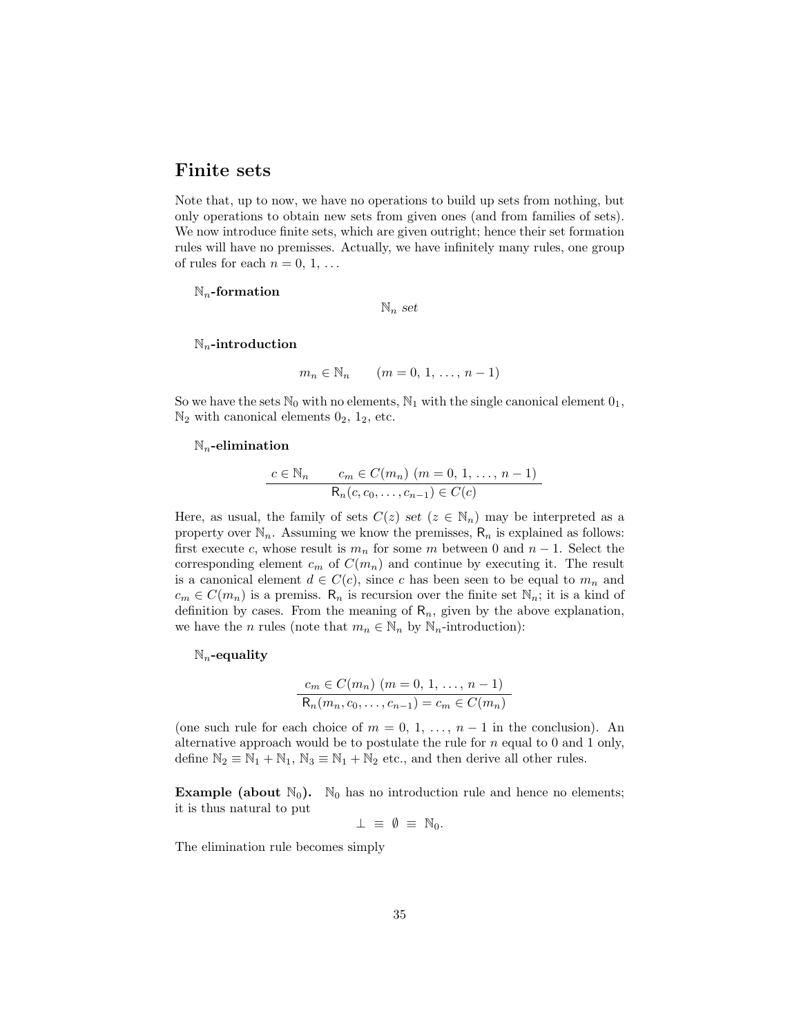## Finite sets

Note that, up to now, we have no operations to build up sets from nothing, but only operations to obtain new sets from given ones (and from families of sets). We now introduce finite sets, which are given outright; hence their set formation rules will have no premisses. Actually, we have infinitely many rules, one group of rules for each $n = 0, 1, \ldots$

**$\mathbb{N}_n$-formation**

$$\mathbb{N}_n \ \textit{set}$$

**$\mathbb{N}_n$-introduction**

$$m_n \in \mathbb{N}_n \qquad (m = 0, 1, \ldots, n-1)$$

So we have the sets $\mathbb{N}_0$ with no elements, $\mathbb{N}_1$ with the single canonical element $0_1$, $\mathbb{N}_2$ with canonical elements $0_2$, $1_2$, etc.

**$\mathbb{N}_n$-elimination**

$$\frac{c \in \mathbb{N}_n \qquad c_m \in C(m_n) \ (m = 0, 1, \ldots, n-1)}{\mathsf{R}_n(c, c_0, \ldots, c_{n-1}) \in C(c)}$$

Here, as usual, the family of sets $C(z)$ *set* $(z \in \mathbb{N}_n)$ may be interpreted as a property over $\mathbb{N}_n$. Assuming we know the premisses, $\mathsf{R}_n$ is explained as follows: first execute $c$, whose result is $m_n$ for some $m$ between 0 and $n-1$. Select the corresponding element $c_m$ of $C(m_n)$ and continue by executing it. The result is a canonical element $d \in C(c)$, since $c$ has been seen to be equal to $m_n$ and $c_m \in C(m_n)$ is a premiss. $\mathsf{R}_n$ is recursion over the finite set $\mathbb{N}_n$; it is a kind of definition by cases. From the meaning of $\mathsf{R}_n$, given by the above explanation, we have the $n$ rules (note that $m_n \in \mathbb{N}_n$ by $\mathbb{N}_n$-introduction):

**$\mathbb{N}_n$-equality**

$$\frac{c_m \in C(m_n) \ (m = 0, 1, \ldots, n-1)}{\mathsf{R}_n(m_n, c_0, \ldots, c_{n-1}) = c_m \in C(m_n)}$$

(one such rule for each choice of $m = 0, 1, \ldots, n-1$ in the conclusion). An alternative approach would be to postulate the rule for $n$ equal to 0 and 1 only, define $\mathbb{N}_2 \equiv \mathbb{N}_1 + \mathbb{N}_1$, $\mathbb{N}_3 \equiv \mathbb{N}_1 + \mathbb{N}_2$ etc., and then derive all other rules.

**Example (about $\mathbb{N}_0$).** $\mathbb{N}_0$ has no introduction rule and hence no elements; it is thus natural to put

$$\bot \ \equiv \ \emptyset \ \equiv \ \mathbb{N}_0.$$

The elimination rule becomes simply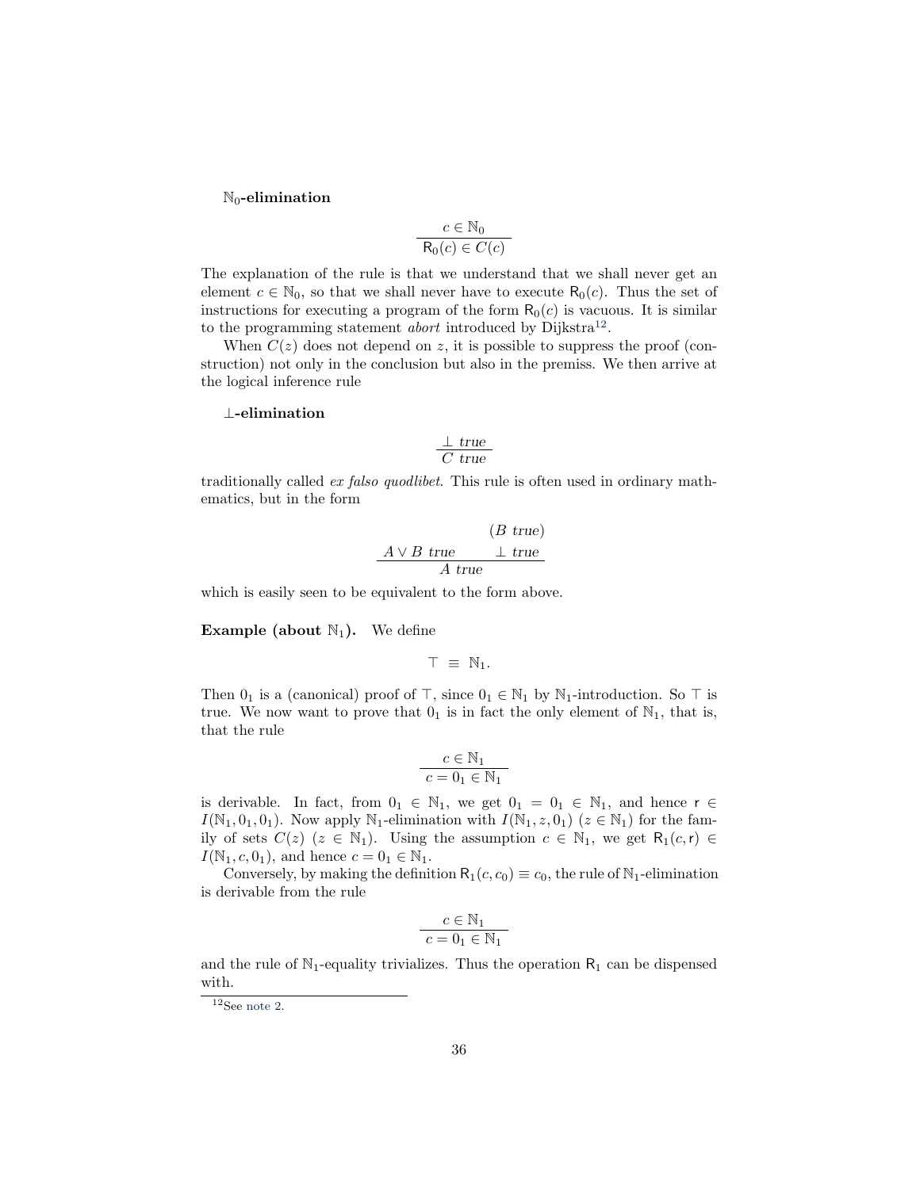**$\mathbb{N}_0$-elimination**

$$\frac{c \in \mathbb{N}_0}{\mathsf{R}_0(c) \in C(c)}$$

The explanation of the rule is that we understand that we shall never get an element $c \in \mathbb{N}_0$, so that we shall never have to execute $\mathsf{R}_0(c)$. Thus the set of instructions for executing a program of the form $\mathsf{R}_0(c)$ is vacuous. It is similar to the programming statement *abort* introduced by Dijkstra[12].

When $C(z)$ does not depend on $z$, it is possible to suppress the proof (construction) not only in the conclusion but also in the premiss. We then arrive at the logical inference rule

**$\perp$-elimination**

$$\frac{\perp \ \mathit{true}}{C \ \mathit{true}}$$

traditionally called *ex falso quodlibet*. This rule is often used in ordinary mathematics, but in the form

$$\frac{A \vee B \ \mathit{true} \qquad \begin{matrix} (B \ \mathit{true}) \\ \perp \ \mathit{true} \end{matrix}}{A \ \mathit{true}}$$

which is easily seen to be equivalent to the form above.

**Example (about $\mathbb{N}_1$).** We define

$$\top \ \equiv \ \mathbb{N}_1.$$

Then $0_1$ is a (canonical) proof of $\top$, since $0_1 \in \mathbb{N}_1$ by $\mathbb{N}_1$-introduction. So $\top$ is true. We now want to prove that $0_1$ is in fact the only element of $\mathbb{N}_1$, that is, that the rule

$$\frac{c \in \mathbb{N}_1}{c = 0_1 \in \mathbb{N}_1}$$

is derivable. In fact, from $0_1 \in \mathbb{N}_1$, we get $0_1 = 0_1 \in \mathbb{N}_1$, and hence $\mathsf{r} \in I(\mathbb{N}_1, 0_1, 0_1)$. Now apply $\mathbb{N}_1$-elimination with $I(\mathbb{N}_1, z, 0_1)$ $(z \in \mathbb{N}_1)$ for the family of sets $C(z)$ $(z \in \mathbb{N}_1)$. Using the assumption $c \in \mathbb{N}_1$, we get $\mathsf{R}_1(c, \mathsf{r}) \in I(\mathbb{N}_1, c, 0_1)$, and hence $c = 0_1 \in \mathbb{N}_1$.

Conversely, by making the definition $\mathsf{R}_1(c, c_0) \equiv c_0$, the rule of $\mathbb{N}_1$-elimination is derivable from the rule

$$\frac{c \in \mathbb{N}_1}{c = 0_1 \in \mathbb{N}_1}$$

and the rule of $\mathbb{N}_1$-equality trivializes. Thus the operation $\mathsf{R}_1$ can be dispensed with.

[12] See note 2.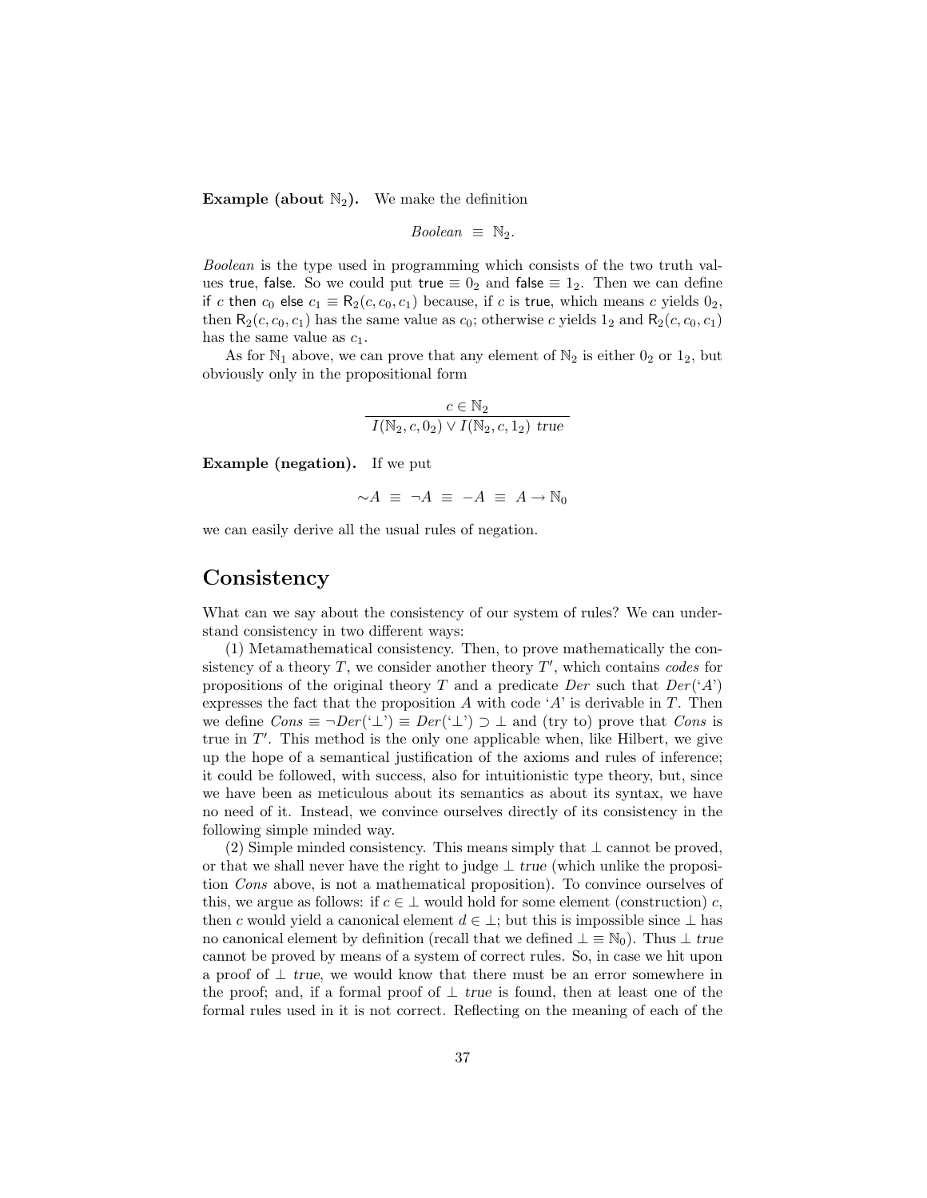**Example (about $\mathbb{N}_2$).** We make the definition

$$Boolean \equiv \mathbb{N}_2.$$

*Boolean* is the type used in programming which consists of the two truth values true, false. So we could put $\mathsf{true} \equiv 0_2$ and $\mathsf{false} \equiv 1_2$. Then we can define $\mathsf{if}\ c\ \mathsf{then}\ c_0\ \mathsf{else}\ c_1 \equiv \mathsf{R}_2(c, c_0, c_1)$ because, if $c$ is true, which means $c$ yields $0_2$, then $\mathsf{R}_2(c, c_0, c_1)$ has the same value as $c_0$; otherwise $c$ yields $1_2$ and $\mathsf{R}_2(c, c_0, c_1)$ has the same value as $c_1$.

As for $\mathbb{N}_1$ above, we can prove that any element of $\mathbb{N}_2$ is either $0_2$ or $1_2$, but obviously only in the propositional form

$$\frac{c \in \mathbb{N}_2}{I(\mathbb{N}_2, c, 0_2) \vee I(\mathbb{N}_2, c, 1_2)\ \mathit{true}}$$

**Example (negation).** If we put

$$\sim\!A \;\equiv\; \neg A \;\equiv\; -A \;\equiv\; A \to \mathbb{N}_0$$

we can easily derive all the usual rules of negation.

## Consistency

What can we say about the consistency of our system of rules? We can understand consistency in two different ways:

(1) Metamathematical consistency. Then, to prove mathematically the consistency of a theory $T$, we consider another theory $T'$, which contains *codes* for propositions of the original theory $T$ and a predicate *Der* such that $Der(\text{`}A\text{'})$ expresses the fact that the proposition $A$ with code '$A$' is derivable in $T$. Then we define $Cons \equiv \neg Der(\text{`}\bot\text{'}) \equiv Der(\text{`}\bot\text{'}) \supset \bot$ and (try to) prove that *Cons* is true in $T'$. This method is the only one applicable when, like Hilbert, we give up the hope of a semantical justification of the axioms and rules of inference; it could be followed, with success, also for intuitionistic type theory, but, since we have been as meticulous about its semantics as about its syntax, we have no need of it. Instead, we convince ourselves directly of its consistency in the following simple minded way.

(2) Simple minded consistency. This means simply that $\bot$ cannot be proved, or that we shall never have the right to judge $\bot$ *true* (which unlike the proposition *Cons* above, is not a mathematical proposition). To convince ourselves of this, we argue as follows: if $c \in \bot$ would hold for some element (construction) $c$, then $c$ would yield a canonical element $d \in \bot$; but this is impossible since $\bot$ has no canonical element by definition (recall that we defined $\bot \equiv \mathbb{N}_0$). Thus $\bot$ *true* cannot be proved by means of a system of correct rules. So, in case we hit upon a proof of $\bot$ *true*, we would know that there must be an error somewhere in the proof; and, if a formal proof of $\bot$ *true* is found, then at least one of the formal rules used in it is not correct. Reflecting on the meaning of each of the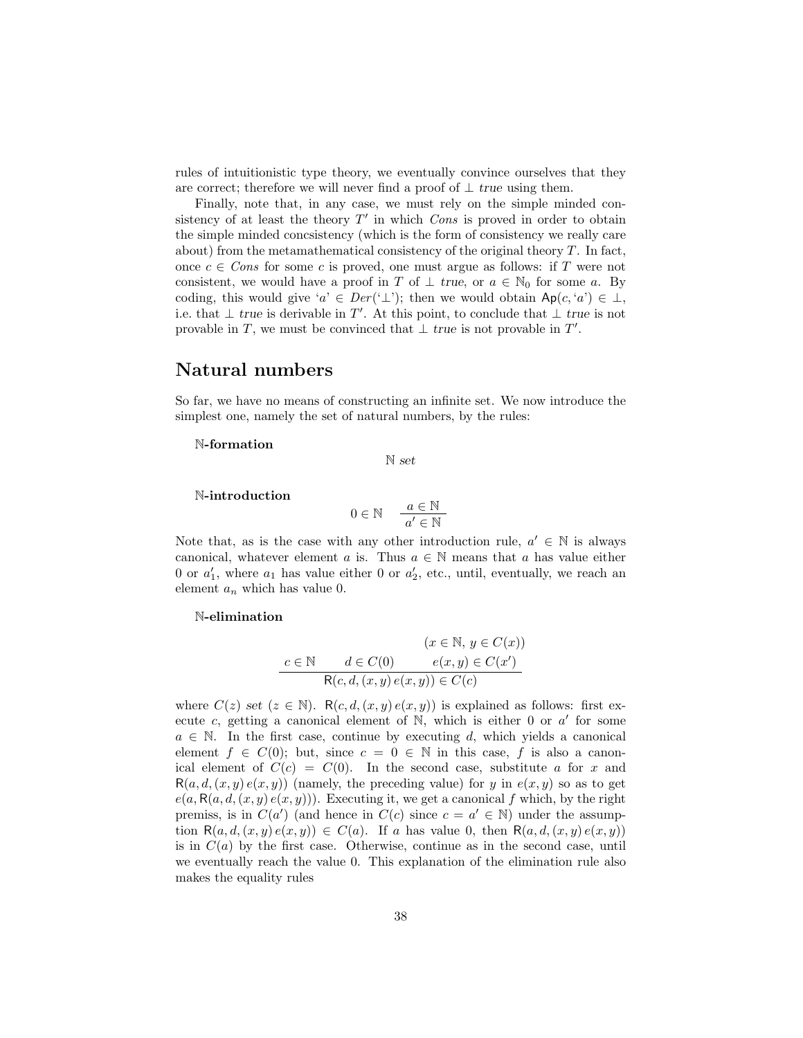rules of intuitionistic type theory, we eventually convince ourselves that they are correct; therefore we will never find a proof of $\perp$ *true* using them.

Finally, note that, in any case, we must rely on the simple minded consistency of at least the theory $T'$ in which *Cons* is proved in order to obtain the simple minded concsistency (which is the form of consistency we really care about) from the metamathematical consistency of the original theory $T$. In fact, once $c \in Cons$ for some $c$ is proved, one must argue as follows: if $T$ were not consistent, we would have a proof in $T$ of $\perp$ *true*, or $a \in \mathbb{N}_0$ for some $a$. By coding, this would give '$a$' $\in Der$('$\perp$'); then we would obtain $\mathsf{Ap}(c, `a') \in \perp$, i.e. that $\perp$ *true* is derivable in $T'$. At this point, to conclude that $\perp$ *true* is not provable in $T$, we must be convinced that $\perp$ *true* is not provable in $T'$.

## Natural numbers

So far, we have no means of constructing an infinite set. We now introduce the simplest one, namely the set of natural numbers, by the rules:

**$\mathbb{N}$-formation**

$$\mathbb{N}\ set$$

**$\mathbb{N}$-introduction**

$$0 \in \mathbb{N} \qquad \frac{a \in \mathbb{N}}{a' \in \mathbb{N}}$$

Note that, as is the case with any other introduction rule, $a' \in \mathbb{N}$ is always canonical, whatever element $a$ is. Thus $a \in \mathbb{N}$ means that $a$ has value either $0$ or $a_1'$, where $a_1$ has value either $0$ or $a_2'$, etc., until, eventually, we reach an element $a_n$ which has value $0$.

**$\mathbb{N}$-elimination**

$$\frac{c \in \mathbb{N} \qquad d \in C(0) \qquad \begin{array}{c}(x \in \mathbb{N},\, y \in C(x)) \\ e(x,y) \in C(x')\end{array}}{\mathsf{R}(c, d, (x,y)\, e(x,y)) \in C(c)}$$

where $C(z)$ *set* $(z \in \mathbb{N})$. $\mathsf{R}(c, d, (x,y)\, e(x,y))$ is explained as follows: first execute $c$, getting a canonical element of $\mathbb{N}$, which is either $0$ or $a'$ for some $a \in \mathbb{N}$. In the first case, continue by executing $d$, which yields a canonical element $f \in C(0)$; but, since $c = 0 \in \mathbb{N}$ in this case, $f$ is also a canonical element of $C(c) = C(0)$. In the second case, substitute $a$ for $x$ and $\mathsf{R}(a, d, (x,y)\, e(x,y))$ (namely, the preceding value) for $y$ in $e(x,y)$ so as to get $e(a, \mathsf{R}(a, d, (x,y)\, e(x,y)))$. Executing it, we get a canonical $f$ which, by the right premiss, is in $C(a')$ (and hence in $C(c)$ since $c = a' \in \mathbb{N}$) under the assumption $\mathsf{R}(a, d, (x,y)\, e(x,y)) \in C(a)$. If $a$ has value $0$, then $\mathsf{R}(a, d, (x,y)\, e(x,y))$ is in $C(a)$ by the first case. Otherwise, continue as in the second case, until we eventually reach the value $0$. This explanation of the elimination rule also makes the equality rules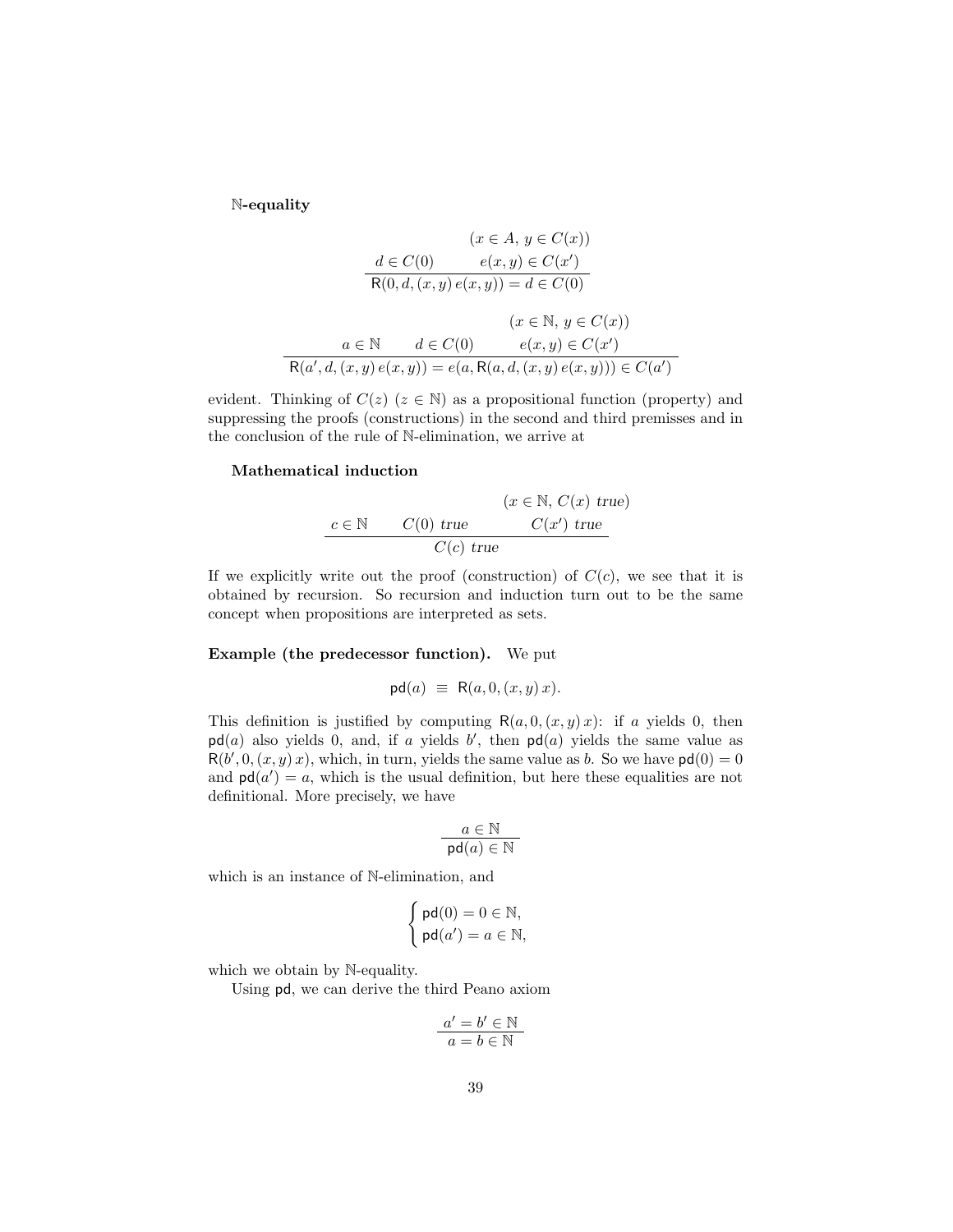**$\mathbb{N}$-equality**

$$\frac{d \in C(0) \qquad \begin{matrix}(x \in A,\, y \in C(x)) \\ e(x,y) \in C(x')\end{matrix}}{\mathsf{R}(0, d, (x,y)\, e(x,y)) = d \in C(0)}$$

$$\frac{a \in \mathbb{N} \qquad d \in C(0) \qquad \begin{matrix}(x \in \mathbb{N},\, y \in C(x)) \\ e(x,y) \in C(x')\end{matrix}}{\mathsf{R}(a', d, (x,y)\, e(x,y)) = e(a, \mathsf{R}(a, d, (x,y)\, e(x,y))) \in C(a')}$$

evident. Thinking of $C(z)$ ($z \in \mathbb{N}$) as a propositional function (property) and suppressing the proofs (constructions) in the second and third premisses and in the conclusion of the rule of $\mathbb{N}$-elimination, we arrive at

**Mathematical induction**

$$\frac{c \in \mathbb{N} \qquad C(0)\ \mathit{true} \qquad \begin{matrix}(x \in \mathbb{N},\, C(x)\ \mathit{true}) \\ C(x')\ \mathit{true}\end{matrix}}{C(c)\ \mathit{true}}$$

If we explicitly write out the proof (construction) of $C(c)$, we see that it is obtained by recursion. So recursion and induction turn out to be the same concept when propositions are interpreted as sets.

**Example (the predecessor function).** We put

$$\mathsf{pd}(a) \ \equiv\ \mathsf{R}(a, 0, (x,y)\, x).$$

This definition is justified by computing $\mathsf{R}(a, 0, (x,y)\, x)$: if $a$ yields 0, then $\mathsf{pd}(a)$ also yields 0, and, if $a$ yields $b'$, then $\mathsf{pd}(a)$ yields the same value as $\mathsf{R}(b', 0, (x,y)\, x)$, which, in turn, yields the same value as $b$. So we have $\mathsf{pd}(0) = 0$ and $\mathsf{pd}(a') = a$, which is the usual definition, but here these equalities are not definitional. More precisely, we have

$$\frac{a \in \mathbb{N}}{\mathsf{pd}(a) \in \mathbb{N}}$$

which is an instance of $\mathbb{N}$-elimination, and

$$\begin{cases} \mathsf{pd}(0) = 0 \in \mathbb{N}, \\ \mathsf{pd}(a') = a \in \mathbb{N}, \end{cases}$$

which we obtain by $\mathbb{N}$-equality.

Using $\mathsf{pd}$, we can derive the third Peano axiom

$$\frac{a' = b' \in \mathbb{N}}{a = b \in \mathbb{N}}$$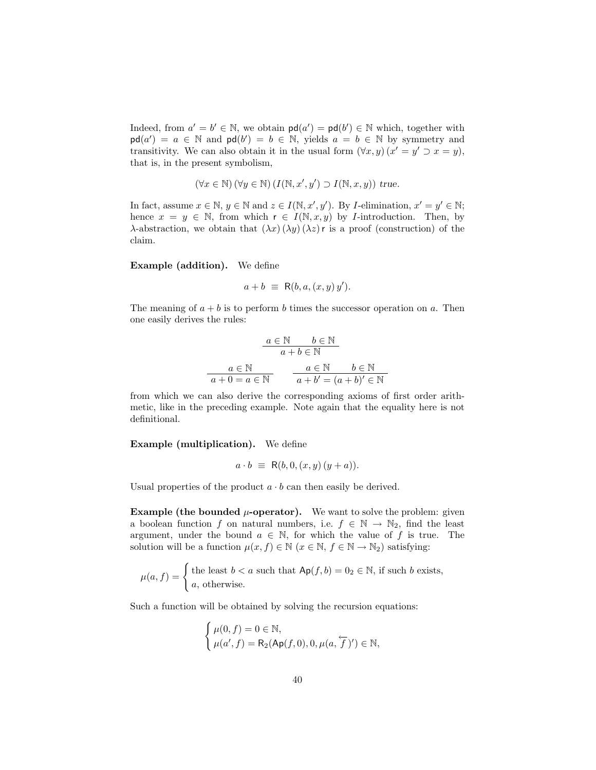Indeed, from $a' = b' \in \mathbb{N}$, we obtain $\mathsf{pd}(a') = \mathsf{pd}(b') \in \mathbb{N}$ which, together with $\mathsf{pd}(a') = a \in \mathbb{N}$ and $\mathsf{pd}(b') = b \in \mathbb{N}$, yields $a = b \in \mathbb{N}$ by symmetry and transitivity. We can also obtain it in the usual form $(\forall x, y)\,(x' = y' \supset x = y)$, that is, in the present symbolism,

$$(\forall x \in \mathbb{N})\,(\forall y \in \mathbb{N})\,(I(\mathbb{N}, x', y') \supset I(\mathbb{N}, x, y)) \textit{ true}.$$

In fact, assume $x \in \mathbb{N}$, $y \in \mathbb{N}$ and $z \in I(\mathbb{N}, x', y')$. By $I$-elimination, $x' = y' \in \mathbb{N}$; hence $x = y \in \mathbb{N}$, from which $\mathsf{r} \in I(\mathbb{N}, x, y)$ by $I$-introduction. Then, by $\lambda$-abstraction, we obtain that $(\lambda x)\,(\lambda y)\,(\lambda z)\,\mathsf{r}$ is a proof (construction) of the claim.

**Example (addition).** We define

$$a + b \;\equiv\; \mathsf{R}(b, a, (x, y)\, y').$$

The meaning of $a + b$ is to perform $b$ times the successor operation on $a$. Then one easily derives the rules:

$$\frac{a \in \mathbb{N} \qquad b \in \mathbb{N}}{a + b \in \mathbb{N}}$$

$$\frac{a \in \mathbb{N}}{a + 0 = a \in \mathbb{N}} \qquad \frac{a \in \mathbb{N} \qquad b \in \mathbb{N}}{a + b' = (a + b)' \in \mathbb{N}}$$

from which we can also derive the corresponding axioms of first order arithmetic, like in the preceding example. Note again that the equality here is not definitional.

**Example (multiplication).** We define

$$a \cdot b \;\equiv\; \mathsf{R}(b, 0, (x, y)\,(y + a)).$$

Usual properties of the product $a \cdot b$ can then easily be derived.

**Example (the bounded $\mu$-operator).** We want to solve the problem: given a boolean function $f$ on natural numbers, i.e. $f \in \mathbb{N} \rightarrow \mathbb{N}_2$, find the least argument, under the bound $a \in \mathbb{N}$, for which the value of $f$ is true. The solution will be a function $\mu(x, f) \in \mathbb{N}$ ($x \in \mathbb{N}$, $f \in \mathbb{N} \rightarrow \mathbb{N}_2$) satisfying:

$$\mu(a, f) = \begin{cases} \text{the least } b < a \text{ such that } \mathsf{Ap}(f, b) = 0_2 \in \mathbb{N}, \text{ if such } b \text{ exists,} \\ a, \text{ otherwise.} \end{cases}$$

Such a function will be obtained by solving the recursion equations:

$$\begin{cases} \mu(0, f) = 0 \in \mathbb{N}, \\ \mu(a', f) = \mathsf{R}_2(\mathsf{Ap}(f, 0), 0, \mu(a, \overleftarrow{f})') \in \mathbb{N}, \end{cases}$$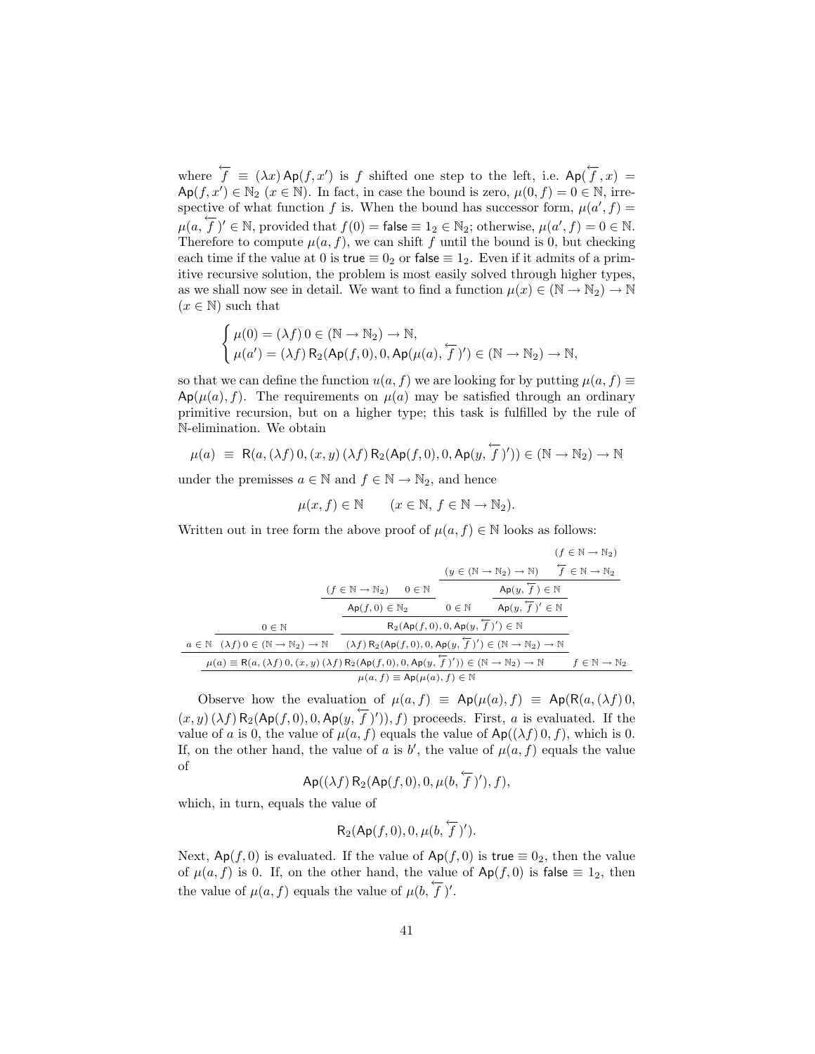where $\overleftarrow{f} \equiv (\lambda x)\,\mathsf{Ap}(f, x')$ is $f$ shifted one step to the left, i.e. $\mathsf{Ap}(\overleftarrow{f}, x) = \mathsf{Ap}(f, x') \in \mathbb{N}_2$ $(x \in \mathbb{N})$. In fact, in case the bound is zero, $\mu(0, f) = 0 \in \mathbb{N}$, irrespective of what function $f$ is. When the bound has successor form, $\mu(a', f) = \mu(a, \overleftarrow{f})' \in \mathbb{N}$, provided that $f(0) = \mathsf{false} \equiv 1_2 \in \mathbb{N}_2$; otherwise, $\mu(a', f) = 0 \in \mathbb{N}$. Therefore to compute $\mu(a, f)$, we can shift $f$ until the bound is 0, but checking each time if the value at 0 is $\mathsf{true} \equiv 0_2$ or $\mathsf{false} \equiv 1_2$. Even if it admits of a primitive recursive solution, the problem is most easily solved through higher types, as we shall now see in detail. We want to find a function $\mu(x) \in (\mathbb{N} \to \mathbb{N}_2) \to \mathbb{N}$ $(x \in \mathbb{N})$ such that

$$\begin{cases} \mu(0) = (\lambda f)\, 0 \in (\mathbb{N} \to \mathbb{N}_2) \to \mathbb{N}, \\ \mu(a') = (\lambda f)\, \mathsf{R}_2(\mathsf{Ap}(f, 0), 0, \mathsf{Ap}(\mu(a), \overleftarrow{f})') \in (\mathbb{N} \to \mathbb{N}_2) \to \mathbb{N}, \end{cases}$$

so that we can define the function $u(a, f)$ we are looking for by putting $\mu(a, f) \equiv \mathsf{Ap}(\mu(a), f)$. The requirements on $\mu(a)$ may be satisfied through an ordinary primitive recursion, but on a higher type; this task is fulfilled by the rule of $\mathbb{N}$-elimination. We obtain

$$\mu(a) \;\equiv\; \mathsf{R}(a, (\lambda f)\, 0, (x, y)\, (\lambda f)\, \mathsf{R}_2(\mathsf{Ap}(f, 0), 0, \mathsf{Ap}(y, \overleftarrow{f})')) \in (\mathbb{N} \to \mathbb{N}_2) \to \mathbb{N}$$

under the premisses $a \in \mathbb{N}$ and $f \in \mathbb{N} \to \mathbb{N}_2$, and hence

$$\mu(x, f) \in \mathbb{N} \qquad (x \in \mathbb{N},\ f \in \mathbb{N} \to \mathbb{N}_2).$$

Written out in tree form the above proof of $\mu(a, f) \in \mathbb{N}$ looks as follows:

$$\dfrac{\dfrac{a \in \mathbb{N} \quad \dfrac{0 \in \mathbb{N}}{(\lambda f)\, 0 \in (\mathbb{N} \to \mathbb{N}_2) \to \mathbb{N}} \quad \dfrac{\dfrac{\dfrac{(f \in \mathbb{N} \to \mathbb{N}_2) \quad 0 \in \mathbb{N}}{\mathsf{Ap}(f, 0) \in \mathbb{N}_2} \quad 0 \in \mathbb{N} \quad \dfrac{\dfrac{(y \in (\mathbb{N} \to \mathbb{N}_2) \to \mathbb{N}) \quad \dfrac{(f \in \mathbb{N} \to \mathbb{N}_2)}{\overleftarrow{f} \in \mathbb{N} \to \mathbb{N}_2}}{\mathsf{Ap}(y, \overleftarrow{f}) \in \mathbb{N}}}{\mathsf{Ap}(y, \overleftarrow{f})' \in \mathbb{N}}}{\mathsf{R}_2(\mathsf{Ap}(f, 0), 0, \mathsf{Ap}(y, \overleftarrow{f})') \in \mathbb{N}}}{(\lambda f)\, \mathsf{R}_2(\mathsf{Ap}(f, 0), 0, \mathsf{Ap}(y, \overleftarrow{f})') \in (\mathbb{N} \to \mathbb{N}_2) \to \mathbb{N}}}{\mu(a) \equiv \mathsf{R}(a, (\lambda f)\, 0, (x, y)\, (\lambda f)\, \mathsf{R}_2(\mathsf{Ap}(f, 0), 0, \mathsf{Ap}(y, \overleftarrow{f})')) \in (\mathbb{N} \to \mathbb{N}_2) \to \mathbb{N}} \quad f \in \mathbb{N} \to \mathbb{N}_2}{\mu(a, f) \equiv \mathsf{Ap}(\mu(a), f) \in \mathbb{N}}$$

Observe how the evaluation of $\mu(a, f) \equiv \mathsf{Ap}(\mu(a), f) \equiv \mathsf{Ap}(\mathsf{R}(a, (\lambda f)\, 0, (x, y)\, (\lambda f)\, \mathsf{R}_2(\mathsf{Ap}(f, 0), 0, \mathsf{Ap}(y, \overleftarrow{f})')), f)$ proceeds. First, $a$ is evaluated. If the value of $a$ is 0, the value of $\mu(a, f)$ equals the value of $\mathsf{Ap}((\lambda f)\, 0, f)$, which is 0. If, on the other hand, the value of $a$ is $b'$, the value of $\mu(a, f)$ equals the value of

$$\mathsf{Ap}((\lambda f)\, \mathsf{R}_2(\mathsf{Ap}(f, 0), 0, \mu(b, \overleftarrow{f})'), f),$$

which, in turn, equals the value of

$$\mathsf{R}_2(\mathsf{Ap}(f, 0), 0, \mu(b, \overleftarrow{f})').$$

Next, $\mathsf{Ap}(f, 0)$ is evaluated. If the value of $\mathsf{Ap}(f, 0)$ is $\mathsf{true} \equiv 0_2$, then the value of $\mu(a, f)$ is 0. If, on the other hand, the value of $\mathsf{Ap}(f, 0)$ is $\mathsf{false} \equiv 1_2$, then the value of $\mu(a, f)$ equals the value of $\mu(b, \overleftarrow{f})'$.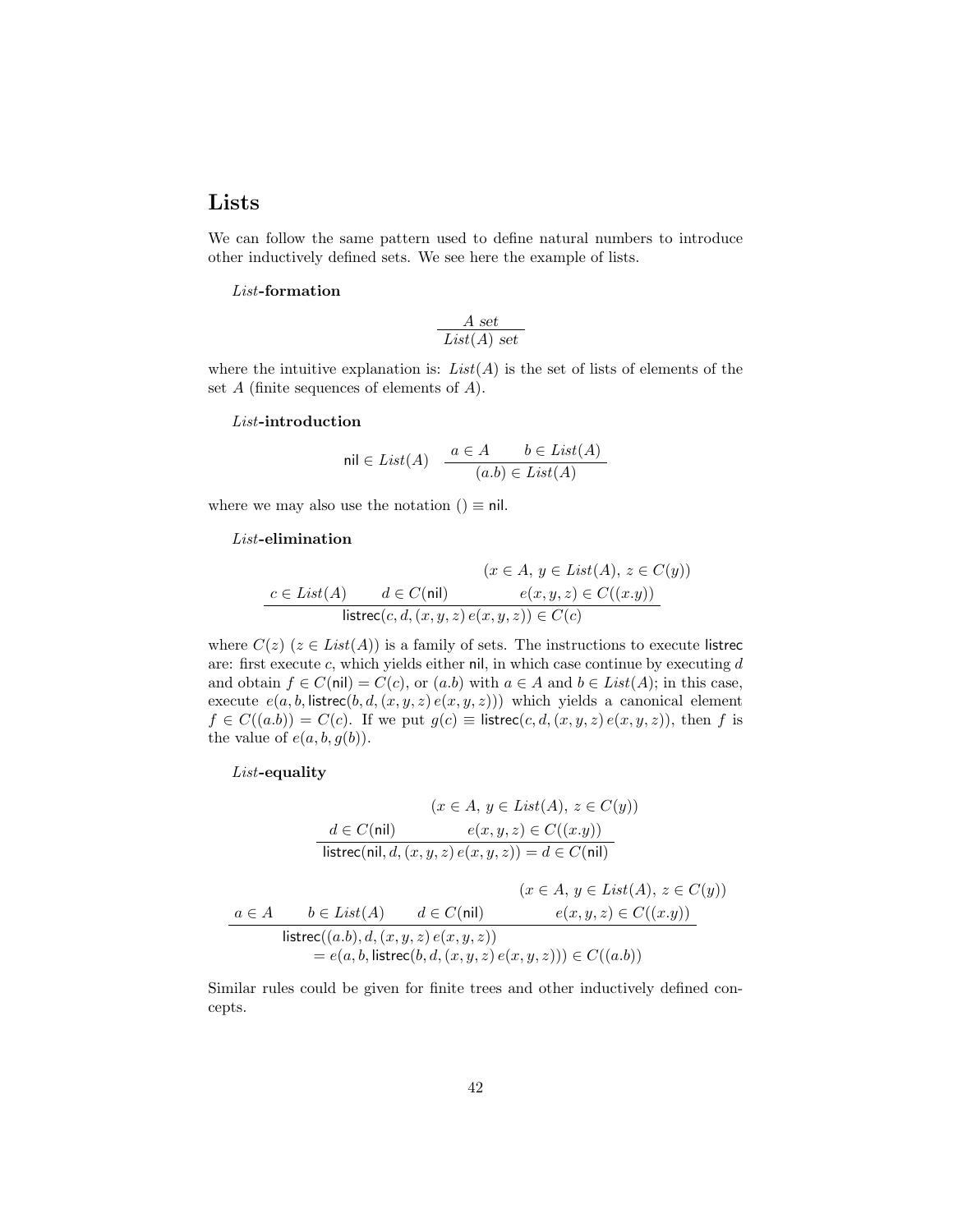## Lists

We can follow the same pattern used to define natural numbers to introduce other inductively defined sets. We see here the example of lists.

*List*-**formation**

$$\frac{A \; set}{List(A) \; set}$$

where the intuitive explanation is: $List(A)$ is the set of lists of elements of the set $A$ (finite sequences of elements of $A$).

*List*-**introduction**

$$\mathsf{nil} \in List(A) \qquad \frac{a \in A \qquad b \in List(A)}{(a.b) \in List(A)}$$

where we may also use the notation $() \equiv \mathsf{nil}$.

*List*-**elimination**

$$\frac{c \in List(A) \qquad d \in C(\mathsf{nil}) \qquad \begin{array}{c}(x \in A,\; y \in List(A),\; z \in C(y)) \\ e(x,y,z) \in C((x.y))\end{array}}{\mathsf{listrec}(c, d, (x,y,z)\, e(x,y,z)) \in C(c)}$$

where $C(z)$ $(z \in List(A))$ is a family of sets. The instructions to execute $\mathsf{listrec}$ are: first execute $c$, which yields either $\mathsf{nil}$, in which case continue by executing $d$ and obtain $f \in C(\mathsf{nil}) = C(c)$, or $(a.b)$ with $a \in A$ and $b \in List(A)$; in this case, execute $e(a, b, \mathsf{listrec}(b, d, (x,y,z)\, e(x,y,z)))$ which yields a canonical element $f \in C((a.b)) = C(c)$. If we put $g(c) \equiv \mathsf{listrec}(c, d, (x,y,z)\, e(x,y,z))$, then $f$ is the value of $e(a, b, g(b))$.

*List*-**equality**

$$\frac{d \in C(\mathsf{nil}) \qquad \begin{array}{c}(x \in A,\; y \in List(A),\; z \in C(y)) \\ e(x,y,z) \in C((x.y))\end{array}}{\mathsf{listrec}(\mathsf{nil}, d, (x,y,z)\, e(x,y,z)) = d \in C(\mathsf{nil})}$$

$$\frac{a \in A \qquad b \in List(A) \qquad d \in C(\mathsf{nil}) \qquad \begin{array}{c}(x \in A,\; y \in List(A),\; z \in C(y)) \\ e(x,y,z) \in C((x.y))\end{array}}{\begin{array}{l}\mathsf{listrec}((a.b), d, (x,y,z)\, e(x,y,z)) \\ \qquad = e(a, b, \mathsf{listrec}(b, d, (x,y,z)\, e(x,y,z))) \in C((a.b))\end{array}}$$

Similar rules could be given for finite trees and other inductively defined concepts.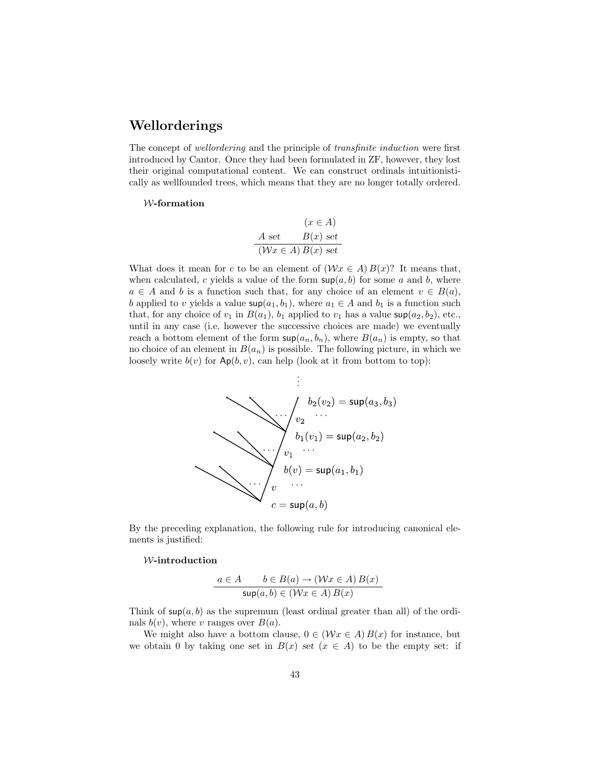## Wellorderings

The concept of *wellordering* and the principle of *transfinite induction* were first introduced by Cantor. Once they had been formulated in ZF, however, they lost their original computational content. We can construct ordinals intuitionistically as wellfounded trees, which means that they are no longer totally ordered.

### $\mathcal{W}$-formation

$$\frac{A \; set \qquad \begin{array}{c}(x \in A)\\ B(x) \; set\end{array}}{(\mathcal{W}x \in A)\, B(x) \; set}$$

What does it mean for $c$ to be an element of $(\mathcal{W}x \in A)\, B(x)$? It means that, when calculated, $c$ yields a value of the form $\mathsf{sup}(a, b)$ for some $a$ and $b$, where $a \in A$ and $b$ is a function such that, for any choice of an element $v \in B(a)$, $b$ applied to $v$ yields a value $\mathsf{sup}(a_1, b_1)$, where $a_1 \in A$ and $b_1$ is a function such that, for any choice of $v_1$ in $B(a_1)$, $b_1$ applied to $v_1$ has a value $\mathsf{sup}(a_2, b_2)$, etc., until in any case (i.e. however the successive choices are made) we eventually reach a bottom element of the form $\mathsf{sup}(a_n, b_n)$, where $B(a_n)$ is empty, so that no choice of an element in $B(a_n)$ is possible. The following picture, in which we loosely write $b(v)$ for $\mathsf{Ap}(b, v)$, can help (look at it from bottom to top):

$$\begin{array}{l}
\quad\vdots \\
b_2(v_2) = \mathsf{sup}(a_3, b_3) \\
\cdots \; v_2 \; \cdots \\
b_1(v_1) = \mathsf{sup}(a_2, b_2) \\
\cdots \; v_1 \; \cdots \\
b(v) = \mathsf{sup}(a_1, b_1) \\
\cdots \; v \; \cdots \\
c = \mathsf{sup}(a, b)
\end{array}$$

By the preceding explanation, the following rule for introducing canonical elements is justified:

### $\mathcal{W}$-introduction

$$\frac{a \in A \qquad b \in B(a) \rightarrow (\mathcal{W}x \in A)\, B(x)}{\mathsf{sup}(a, b) \in (\mathcal{W}x \in A)\, B(x)}$$

Think of $\mathsf{sup}(a, b)$ as the supremum (least ordinal greater than all) of the ordinals $b(v)$, where $v$ ranges over $B(a)$.

We might also have a bottom clause, $0 \in (\mathcal{W}x \in A)\, B(x)$ for instance, but we obtain 0 by taking one set in $B(x)$ *set* $(x \in A)$ to be the empty set: if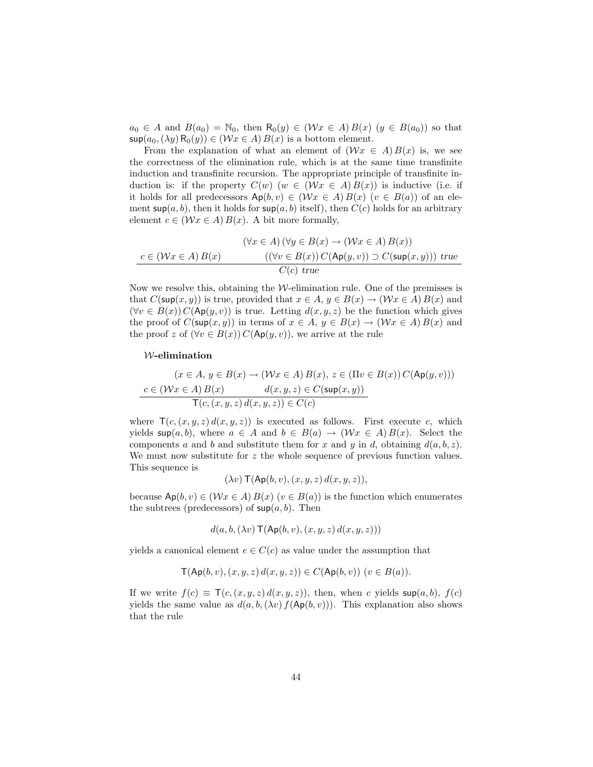$a_0 \in A$ and $B(a_0) = \mathbb{N}_0$, then $\mathsf{R}_0(y) \in (\mathcal{W}x \in A)\,B(x)$ $(y \in B(a_0))$ so that $\mathsf{sup}(a_0, (\lambda y)\,\mathsf{R}_0(y)) \in (\mathcal{W}x \in A)\,B(x)$ is a bottom element.

From the explanation of what an element of $(\mathcal{W}x \in A)\,B(x)$ is, we see the correctness of the elimination rule, which is at the same time transfinite induction and transfinite recursion. The appropriate principle of transfinite induction is: if the property $C(w)$ $(w \in (\mathcal{W}x \in A)\,B(x))$ is inductive (i.e. if it holds for all predecessors $\mathsf{Ap}(b,v) \in (\mathcal{W}x \in A)\,B(x)$ $(v \in B(a))$ of an element $\mathsf{sup}(a,b)$, then it holds for $\mathsf{sup}(a,b)$ itself), then $C(c)$ holds for an arbitrary element $c \in (\mathcal{W}x \in A)\,B(x)$. A bit more formally,

$$\frac{c \in (\mathcal{W}x \in A)\,B(x) \qquad \begin{matrix}(\forall x \in A)\,(\forall y \in B(x) \to (\mathcal{W}x \in A)\,B(x)) \\ ((\forall v \in B(x))\,C(\mathsf{Ap}(y,v)) \supset C(\mathsf{sup}(x,y)))\ \mathit{true}\end{matrix}}{C(c)\ \mathit{true}}$$

Now we resolve this, obtaining the $\mathcal{W}$-elimination rule. One of the premisses is that $C(\mathsf{sup}(x,y))$ is true, provided that $x \in A$, $y \in B(x) \to (\mathcal{W}x \in A)\,B(x)$ and $(\forall v \in B(x))\,C(\mathsf{Ap}(y,v))$ is true. Letting $d(x,y,z)$ be the function which gives the proof of $C(\mathsf{sup}(x,y))$ in terms of $x \in A$, $y \in B(x) \to (\mathcal{W}x \in A)\,B(x)$ and the proof $z$ of $(\forall v \in B(x))\,C(\mathsf{Ap}(y,v))$, we arrive at the rule

**$\mathcal{W}$-elimination**

$$\frac{c \in (\mathcal{W}x \in A)\,B(x) \qquad \begin{matrix}(x \in A,\ y \in B(x) \to (\mathcal{W}x \in A)\,B(x),\ z \in (\Pi v \in B(x))\,C(\mathsf{Ap}(y,v))) \\ d(x,y,z) \in C(\mathsf{sup}(x,y))\end{matrix}}{\mathsf{T}(c, (x,y,z)\,d(x,y,z)) \in C(c)}$$

where $\mathsf{T}(c, (x,y,z)\,d(x,y,z))$ is executed as follows. First execute $c$, which yields $\mathsf{sup}(a,b)$, where $a \in A$ and $b \in B(a) \to (\mathcal{W}x \in A)\,B(x)$. Select the components $a$ and $b$ and substitute them for $x$ and $y$ in $d$, obtaining $d(a,b,z)$. We must now substitute for $z$ the whole sequence of previous function values. This sequence is

$$(\lambda v)\,\mathsf{T}(\mathsf{Ap}(b,v), (x,y,z)\,d(x,y,z)),$$

because $\mathsf{Ap}(b,v) \in (\mathcal{W}x \in A)\,B(x)$ $(v \in B(a))$ is the function which enumerates the subtrees (predecessors) of $\mathsf{sup}(a,b)$. Then

$$d(a, b, (\lambda v)\,\mathsf{T}(\mathsf{Ap}(b,v), (x,y,z)\,d(x,y,z)))$$

yields a canonical element $e \in C(c)$ as value under the assumption that

$$\mathsf{T}(\mathsf{Ap}(b,v), (x,y,z)\,d(x,y,z)) \in C(\mathsf{Ap}(b,v))\ (v \in B(a)).$$

If we write $f(c) \equiv \mathsf{T}(c, (x,y,z)\,d(x,y,z))$, then, when $c$ yields $\mathsf{sup}(a,b)$, $f(c)$ yields the same value as $d(a, b, (\lambda v)\,f(\mathsf{Ap}(b,v)))$. This explanation also shows that the rule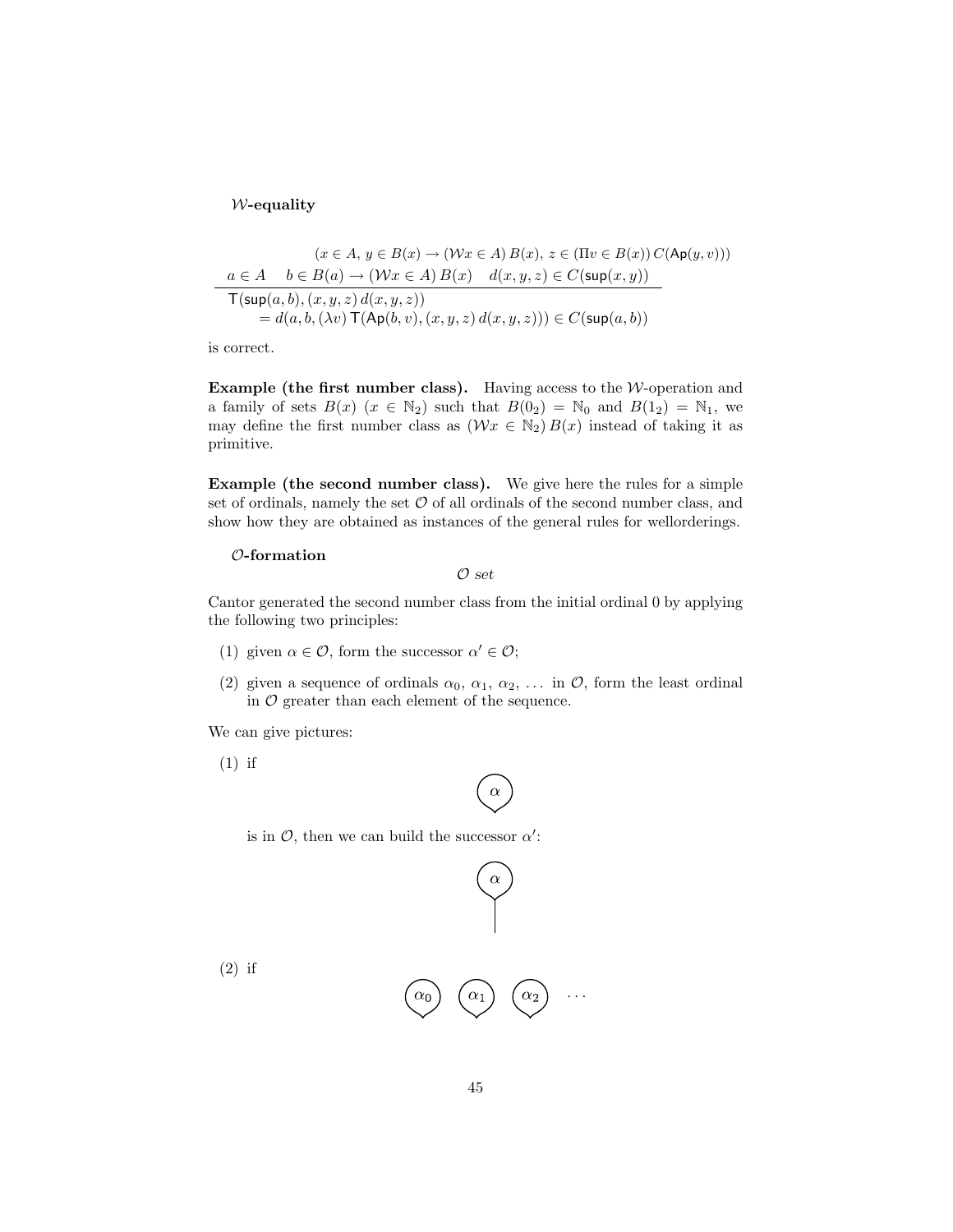### $\mathcal{W}$-equality

$$
\frac{a \in A \quad b \in B(a) \to (\mathcal{W}x \in A)\,B(x) \quad \begin{array}{c}(x \in A,\ y \in B(x) \to (\mathcal{W}x \in A)\,B(x),\ z \in (\Pi v \in B(x))\,C(\mathsf{Ap}(y,v)))\\ d(x,y,z) \in C(\mathsf{sup}(x,y))\end{array}}{\begin{array}{l}\mathsf{T}(\mathsf{sup}(a,b),(x,y,z)\,d(x,y,z))\\ \quad = d(a,b,(\lambda v)\,\mathsf{T}(\mathsf{Ap}(b,v),(x,y,z)\,d(x,y,z))) \in C(\mathsf{sup}(a,b))\end{array}}
$$

is correct.

**Example (the first number class).** Having access to the $\mathcal{W}$-operation and a family of sets $B(x)$ $(x \in \mathbb{N}_2)$ such that $B(0_2) = \mathbb{N}_0$ and $B(1_2) = \mathbb{N}_1$, we may define the first number class as $(\mathcal{W}x \in \mathbb{N}_2)\,B(x)$ instead of taking it as primitive.

**Example (the second number class).** We give here the rules for a simple set of ordinals, namely the set $\mathcal{O}$ of all ordinals of the second number class, and show how they are obtained as instances of the general rules for wellorderings.

### $\mathcal{O}$-formation

$$\mathcal{O}\ \textit{set}$$

Cantor generated the second number class from the initial ordinal 0 by applying the following two principles:

(1) given $\alpha \in \mathcal{O}$, form the successor $\alpha' \in \mathcal{O}$;

(2) given a sequence of ordinals $\alpha_0,\ \alpha_1,\ \alpha_2,\ \ldots$ in $\mathcal{O}$, form the least ordinal in $\mathcal{O}$ greater than each element of the sequence.

We can give pictures:

(1) if

$\alpha$

is in $\mathcal{O}$, then we can build the successor $\alpha'$:

$\alpha$

(2) if

$\alpha_0 \quad \alpha_1 \quad \alpha_2 \quad \ldots$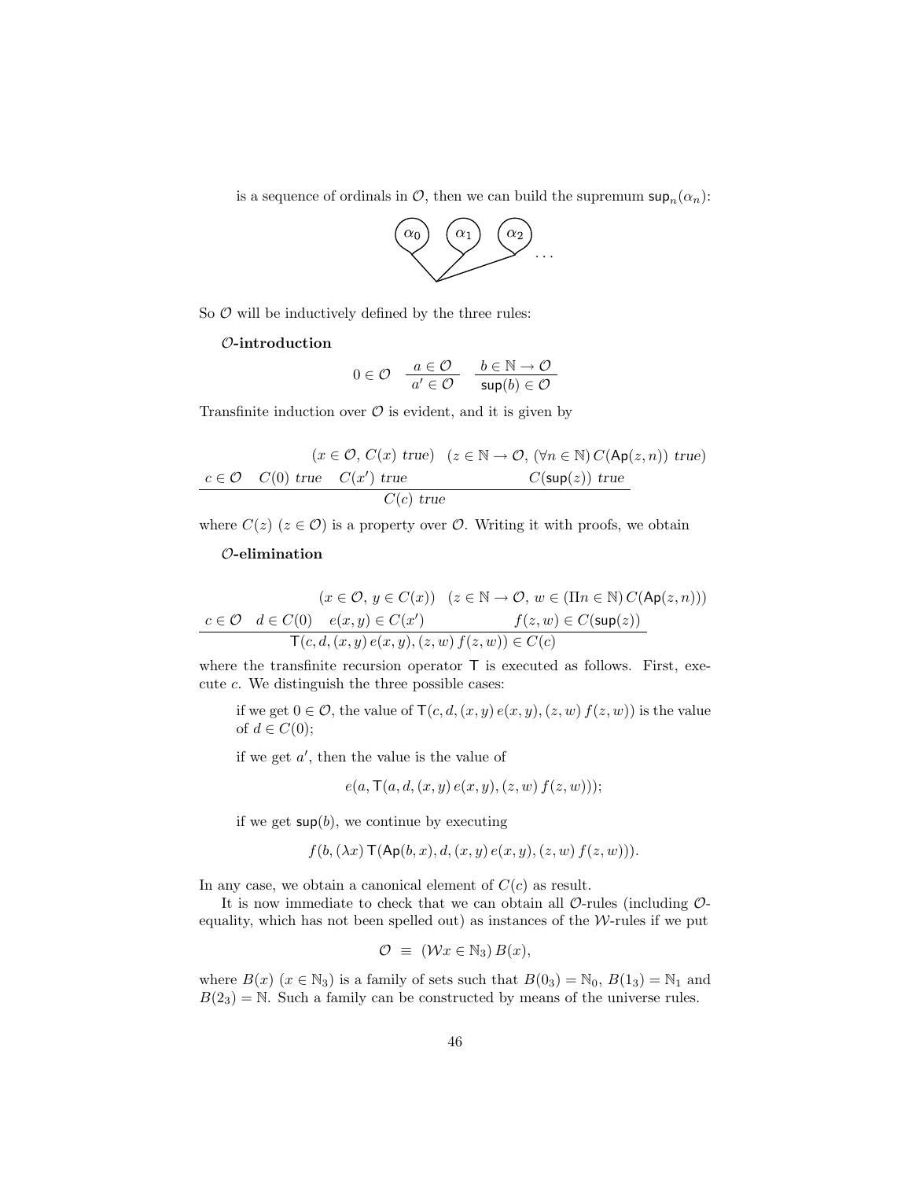is a sequence of ordinals in $\mathcal{O}$, then we can build the supremum $\mathsf{sup}_n(\alpha_n)$:

So $\mathcal{O}$ will be inductively defined by the three rules:

**$\mathcal{O}$-introduction**

$$0 \in \mathcal{O} \qquad \frac{a \in \mathcal{O}}{a' \in \mathcal{O}} \qquad \frac{b \in \mathbb{N} \to \mathcal{O}}{\mathsf{sup}(b) \in \mathcal{O}}$$

Transfinite induction over $\mathcal{O}$ is evident, and it is given by

$$\frac{c \in \mathcal{O} \quad C(0)\ true \quad \begin{array}{c}(x \in \mathcal{O},\, C(x)\ true)\\ C(x')\ true\end{array} \quad \begin{array}{c}(z \in \mathbb{N} \to \mathcal{O},\, (\forall n \in \mathbb{N})\, C(\mathsf{Ap}(z,n))\ true)\\ C(\mathsf{sup}(z))\ true\end{array}}{C(c)\ true}$$

where $C(z)$ $(z \in \mathcal{O})$ is a property over $\mathcal{O}$. Writing it with proofs, we obtain

**$\mathcal{O}$-elimination**

$$\frac{c \in \mathcal{O} \quad d \in C(0) \quad \begin{array}{c}(x \in \mathcal{O},\, y \in C(x))\\ e(x,y) \in C(x')\end{array} \quad \begin{array}{c}(z \in \mathbb{N} \to \mathcal{O},\, w \in (\Pi n \in \mathbb{N})\, C(\mathsf{Ap}(z,n)))\\ f(z,w) \in C(\mathsf{sup}(z))\end{array}}{\mathsf{T}(c, d, (x,y)\, e(x,y), (z,w)\, f(z,w)) \in C(c)}$$

where the transfinite recursion operator $\mathsf{T}$ is executed as follows. First, execute $c$. We distinguish the three possible cases:

if we get $0 \in \mathcal{O}$, the value of $\mathsf{T}(c, d, (x,y)\, e(x,y), (z,w)\, f(z,w))$ is the value of $d \in C(0)$;

if we get $a'$, then the value is the value of

$$e(a, \mathsf{T}(a, d, (x,y)\, e(x,y), (z,w)\, f(z,w)));$$

if we get $\mathsf{sup}(b)$, we continue by executing

$$f(b, (\lambda x)\, \mathsf{T}(\mathsf{Ap}(b,x), d, (x,y)\, e(x,y), (z,w)\, f(z,w))).$$

In any case, we obtain a canonical element of $C(c)$ as result.

It is now immediate to check that we can obtain all $\mathcal{O}$-rules (including $\mathcal{O}$-equality, which has not been spelled out) as instances of the $\mathcal{W}$-rules if we put

$$\mathcal{O} \ \equiv\ (\mathcal{W}x \in \mathbb{N}_3)\, B(x),$$

where $B(x)$ $(x \in \mathbb{N}_3)$ is a family of sets such that $B(0_3) = \mathbb{N}_0$, $B(1_3) = \mathbb{N}_1$ and $B(2_3) = \mathbb{N}$. Such a family can be constructed by means of the universe rules.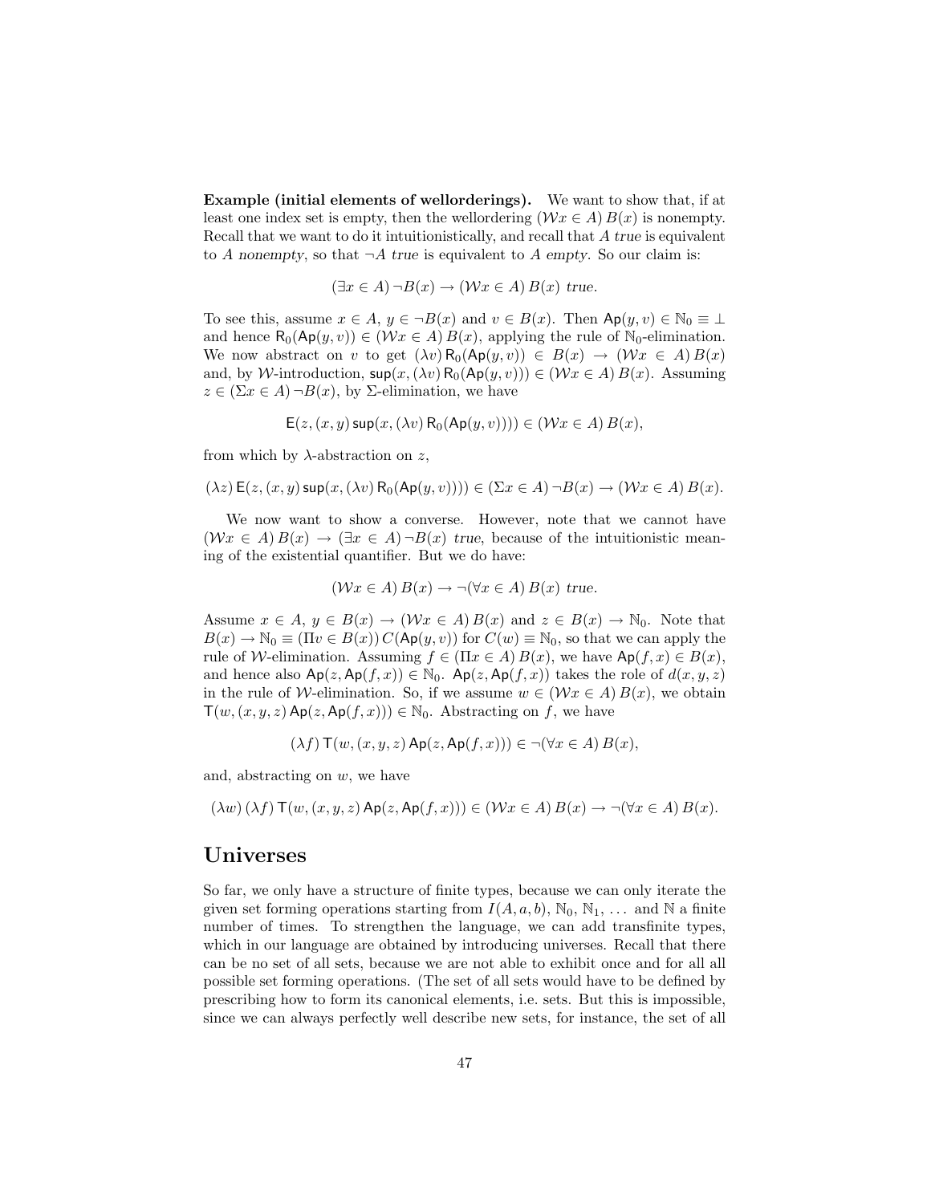**Example (initial elements of wellorderings).** We want to show that, if at least one index set is empty, then the wellordering $(\mathcal{W}x \in A)\, B(x)$ is nonempty. Recall that we want to do it intuitionistically, and recall that $A$ *true* is equivalent to $A$ *nonempty*, so that $\neg A$ *true* is equivalent to $A$ *empty*. So our claim is:

$$(\exists x \in A)\, \neg B(x) \rightarrow (\mathcal{W}x \in A)\, B(x) \text{ } \textit{true}.$$

To see this, assume $x \in A$, $y \in \neg B(x)$ and $v \in B(x)$. Then $\mathsf{Ap}(y, v) \in \mathbb{N}_0 \equiv \bot$ and hence $\mathsf{R}_0(\mathsf{Ap}(y, v)) \in (\mathcal{W}x \in A)\, B(x)$, applying the rule of $\mathbb{N}_0$-elimination. We now abstract on $v$ to get $(\lambda v)\, \mathsf{R}_0(\mathsf{Ap}(y, v)) \in B(x) \rightarrow (\mathcal{W}x \in A)\, B(x)$ and, by $\mathcal{W}$-introduction, $\mathsf{sup}(x, (\lambda v)\, \mathsf{R}_0(\mathsf{Ap}(y, v))) \in (\mathcal{W}x \in A)\, B(x)$. Assuming $z \in (\Sigma x \in A)\, \neg B(x)$, by $\Sigma$-elimination, we have

$$\mathsf{E}(z, (x, y)\, \mathsf{sup}(x, (\lambda v)\, \mathsf{R}_0(\mathsf{Ap}(y, v)))) \in (\mathcal{W}x \in A)\, B(x),$$

from which by $\lambda$-abstraction on $z$,

$$(\lambda z)\, \mathsf{E}(z, (x, y)\, \mathsf{sup}(x, (\lambda v)\, \mathsf{R}_0(\mathsf{Ap}(y, v)))) \in (\Sigma x \in A)\, \neg B(x) \rightarrow (\mathcal{W}x \in A)\, B(x).$$

We now want to show a converse. However, note that we cannot have $(\mathcal{W}x \in A)\, B(x) \rightarrow (\exists x \in A)\, \neg B(x)$ *true*, because of the intuitionistic meaning of the existential quantifier. But we do have:

$$(\mathcal{W}x \in A)\, B(x) \rightarrow \neg(\forall x \in A)\, B(x) \text{ } \textit{true}.$$

Assume $x \in A$, $y \in B(x) \rightarrow (\mathcal{W}x \in A)\, B(x)$ and $z \in B(x) \rightarrow \mathbb{N}_0$. Note that $B(x) \rightarrow \mathbb{N}_0 \equiv (\Pi v \in B(x))\, C(\mathsf{Ap}(y, v))$ for $C(w) \equiv \mathbb{N}_0$, so that we can apply the rule of $\mathcal{W}$-elimination. Assuming $f \in (\Pi x \in A)\, B(x)$, we have $\mathsf{Ap}(f, x) \in B(x)$, and hence also $\mathsf{Ap}(z, \mathsf{Ap}(f, x)) \in \mathbb{N}_0$. $\mathsf{Ap}(z, \mathsf{Ap}(f, x))$ takes the role of $d(x, y, z)$ in the rule of $\mathcal{W}$-elimination. So, if we assume $w \in (\mathcal{W}x \in A)\, B(x)$, we obtain $\mathsf{T}(w, (x, y, z)\, \mathsf{Ap}(z, \mathsf{Ap}(f, x))) \in \mathbb{N}_0$. Abstracting on $f$, we have

$$(\lambda f)\, \mathsf{T}(w, (x, y, z)\, \mathsf{Ap}(z, \mathsf{Ap}(f, x))) \in \neg(\forall x \in A)\, B(x),$$

and, abstracting on $w$, we have

$$(\lambda w)\, (\lambda f)\, \mathsf{T}(w, (x, y, z)\, \mathsf{Ap}(z, \mathsf{Ap}(f, x))) \in (\mathcal{W}x \in A)\, B(x) \rightarrow \neg(\forall x \in A)\, B(x).$$

## Universes

So far, we only have a structure of finite types, because we can only iterate the given set forming operations starting from $I(A, a, b)$, $\mathbb{N}_0$, $\mathbb{N}_1$, ... and $\mathbb{N}$ a finite number of times. To strengthen the language, we can add transfinite types, which in our language are obtained by introducing universes. Recall that there can be no set of all sets, because we are not able to exhibit once and for all all possible set forming operations. (The set of all sets would have to be defined by prescribing how to form its canonical elements, i.e. sets. But this is impossible, since we can always perfectly well describe new sets, for instance, the set of all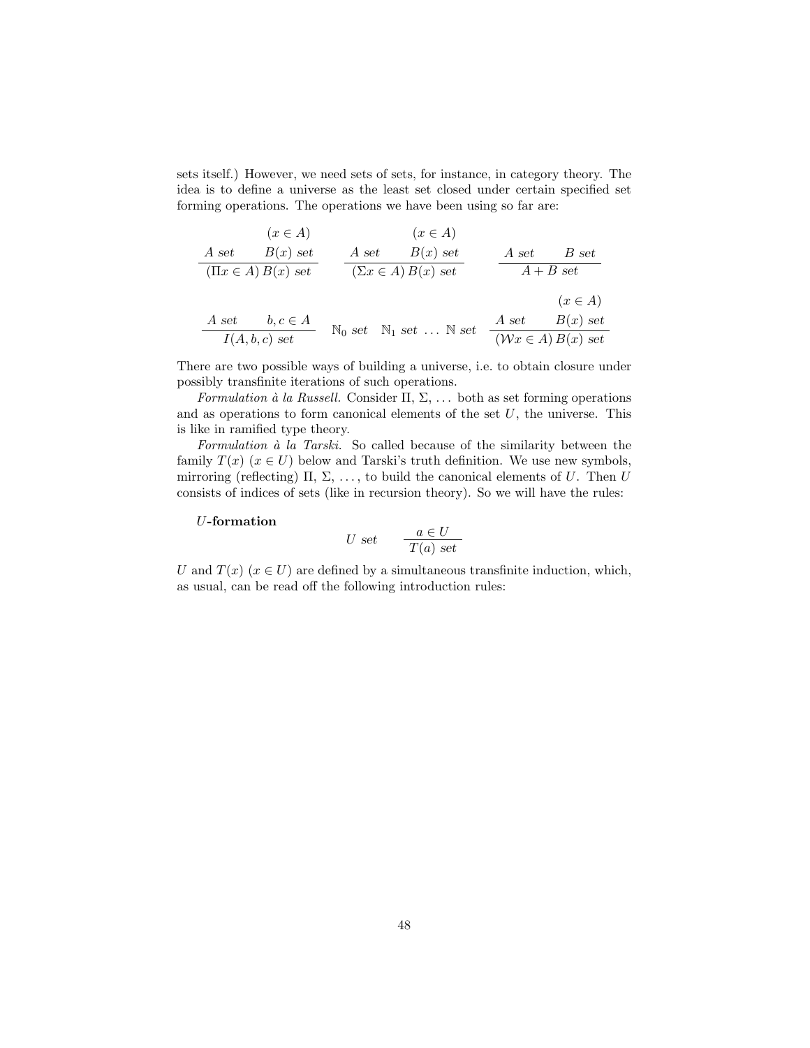sets itself.) However, we need sets of sets, for instance, in category theory. The idea is to define a universe as the least set closed under certain specified set forming operations. The operations we have been using so far are:

$$\frac{A \textit{ set} \qquad \begin{array}{c}(x \in A)\\ B(x) \textit{ set}\end{array}}{(\Pi x \in A)\, B(x) \textit{ set}} \qquad \frac{A \textit{ set} \qquad \begin{array}{c}(x \in A)\\ B(x) \textit{ set}\end{array}}{(\Sigma x \in A)\, B(x) \textit{ set}} \qquad \frac{A \textit{ set} \qquad B \textit{ set}}{A + B \textit{ set}}$$

$$\frac{A \textit{ set} \qquad b, c \in A}{I(A, b, c) \textit{ set}} \qquad \mathbb{N}_0 \textit{ set} \quad \mathbb{N}_1 \textit{ set} \; \ldots \; \mathbb{N} \textit{ set} \qquad \frac{A \textit{ set} \qquad \begin{array}{c}(x \in A)\\ B(x) \textit{ set}\end{array}}{(\mathcal{W} x \in A)\, B(x) \textit{ set}}$$

There are two possible ways of building a universe, i.e. to obtain closure under possibly transfinite iterations of such operations.

*Formulation à la Russell.* Consider $\Pi$, $\Sigma$, $\ldots$ both as set forming operations and as operations to form canonical elements of the set $U$, the universe. This is like in ramified type theory.

*Formulation à la Tarski.* So called because of the similarity between the family $T(x)$ $(x \in U)$ below and Tarski's truth definition. We use new symbols, mirroring (reflecting) $\Pi$, $\Sigma$, $\ldots$, to build the canonical elements of $U$. Then $U$ consists of indices of sets (like in recursion theory). So we will have the rules:

**$U$-formation**

$$U \textit{ set} \qquad \frac{a \in U}{T(a) \textit{ set}}$$

$U$ and $T(x)$ $(x \in U)$ are defined by a simultaneous transfinite induction, which, as usual, can be read off the following introduction rules: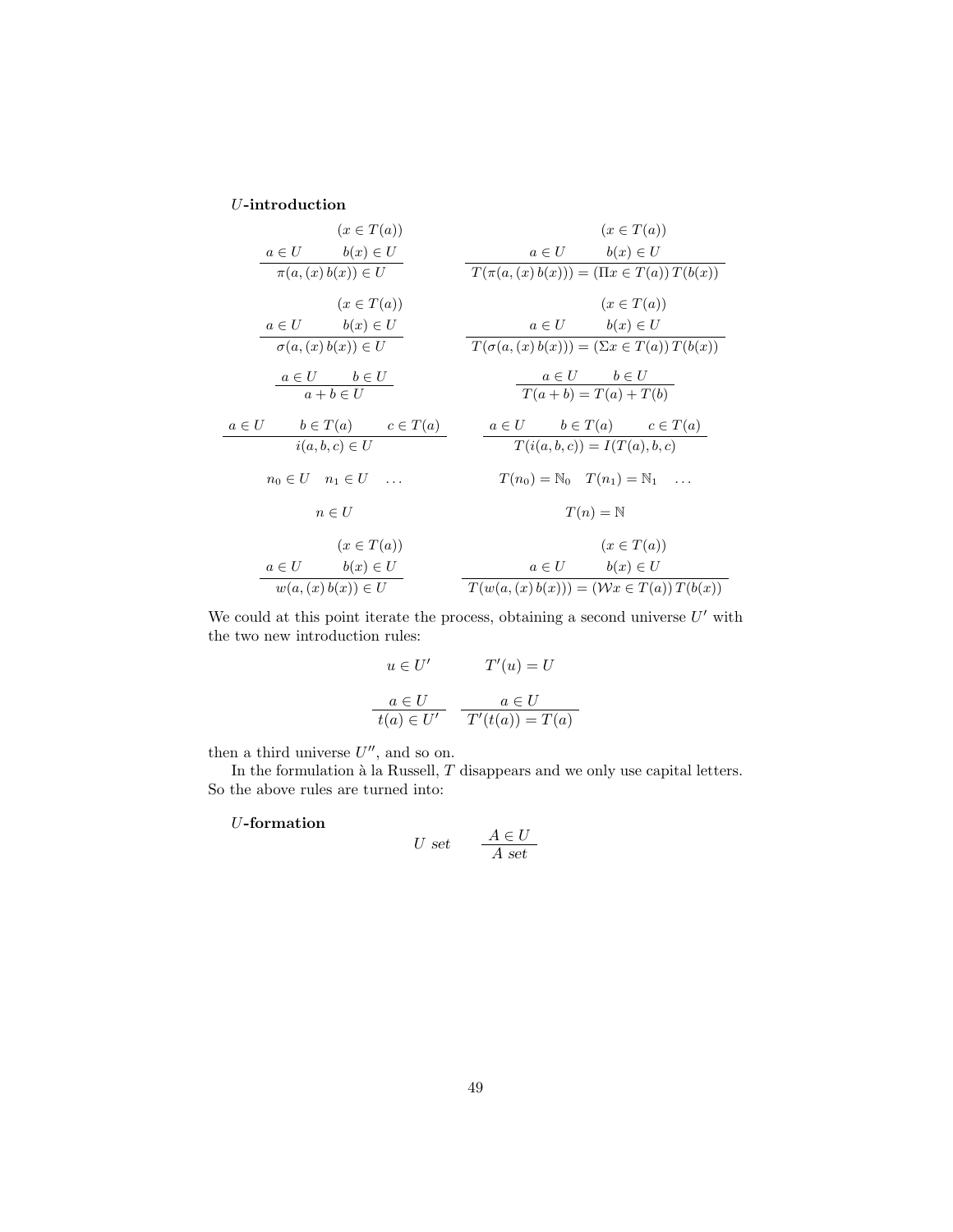**$U$-introduction**

$$\frac{a \in U \qquad \begin{array}{c}(x \in T(a))\\ b(x) \in U\end{array}}{\pi(a, (x)\, b(x)) \in U} \qquad \frac{a \in U \qquad \begin{array}{c}(x \in T(a))\\ b(x) \in U\end{array}}{T(\pi(a, (x)\, b(x))) = (\Pi x \in T(a))\, T(b(x))}$$

$$\frac{a \in U \qquad \begin{array}{c}(x \in T(a))\\ b(x) \in U\end{array}}{\sigma(a, (x)\, b(x)) \in U} \qquad \frac{a \in U \qquad \begin{array}{c}(x \in T(a))\\ b(x) \in U\end{array}}{T(\sigma(a, (x)\, b(x))) = (\Sigma x \in T(a))\, T(b(x))}$$

$$\frac{a \in U \qquad b \in U}{a + b \in U} \qquad \frac{a \in U \qquad b \in U}{T(a + b) = T(a) + T(b)}$$

$$\frac{a \in U \qquad b \in T(a) \qquad c \in T(a)}{i(a, b, c) \in U} \qquad \frac{a \in U \qquad b \in T(a) \qquad c \in T(a)}{T(i(a, b, c)) = I(T(a), b, c)}$$

$$n_0 \in U \quad n_1 \in U \quad \ldots \qquad\qquad T(n_0) = \mathbb{N}_0 \quad T(n_1) = \mathbb{N}_1 \quad \ldots$$

$$n \in U \qquad\qquad T(n) = \mathbb{N}$$

$$\frac{a \in U \qquad \begin{array}{c}(x \in T(a))\\ b(x) \in U\end{array}}{w(a, (x)\, b(x)) \in U} \qquad \frac{a \in U \qquad \begin{array}{c}(x \in T(a))\\ b(x) \in U\end{array}}{T(w(a, (x)\, b(x))) = (\mathcal{W} x \in T(a))\, T(b(x))}$$

We could at this point iterate the process, obtaining a second universe $U'$ with the two new introduction rules:

$$u \in U' \qquad T'(u) = U$$

$$\frac{a \in U}{t(a) \in U'} \qquad \frac{a \in U}{T'(t(a)) = T(a)}$$

then a third universe $U''$, and so on.

In the formulation à la Russell, $T$ disappears and we only use capital letters. So the above rules are turned into:

**$U$-formation**

$$U \; set \qquad \frac{A \in U}{A \; set}$$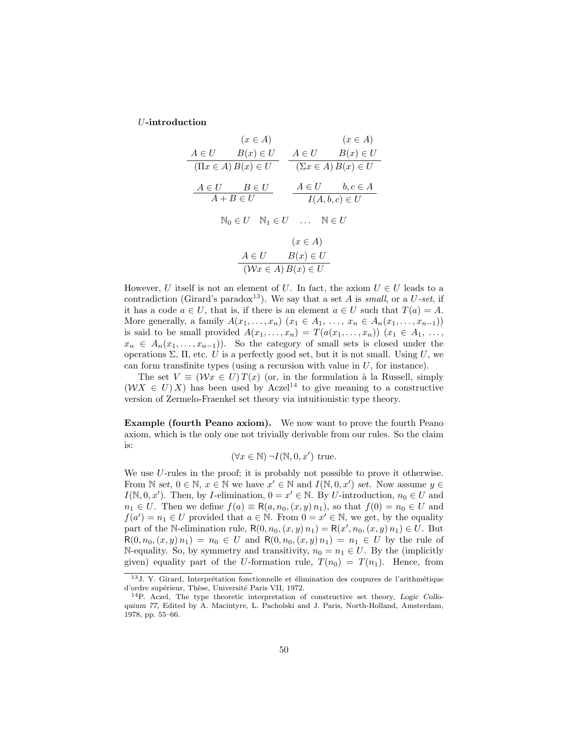***U*-introduction**

$$\frac{A \in U \qquad \begin{array}{c}(x \in A)\\ B(x) \in U\end{array}}{(\Pi x \in A)\, B(x) \in U} \qquad \frac{A \in U \qquad \begin{array}{c}(x \in A)\\ B(x) \in U\end{array}}{(\Sigma x \in A)\, B(x) \in U}$$

$$\frac{A \in U \qquad B \in U}{A + B \in U} \qquad \frac{A \in U \qquad b, c \in A}{I(A, b, c) \in U}$$

$$\mathbb{N}_0 \in U \quad \mathbb{N}_1 \in U \quad \ldots \quad \mathbb{N} \in U$$

$$\frac{A \in U \qquad \begin{array}{c}(x \in A)\\ B(x) \in U\end{array}}{(\mathcal{W} x \in A)\, B(x) \in U}$$

However, $U$ itself is not an element of $U$. In fact, the axiom $U \in U$ leads to a contradiction (Girard's paradox[13]). We say that a set $A$ is *small*, or a *U-set*, if it has a code $a \in U$, that is, if there is an element $a \in U$ such that $T(a) = A$. More generally, a family $A(x_1, \ldots, x_n)$ $(x_1 \in A_1, \ \ldots, \ x_n \in A_n(x_1, \ldots, x_{n-1}))$ is said to be small provided $A(x_1, \ldots, x_n) = T(a(x_1, \ldots, x_n))$ $(x_1 \in A_1, \ \ldots, \ x_n \in A_n(x_1, \ldots, x_{n-1}))$. So the category of small sets is closed under the operations $\Sigma$, $\Pi$, etc. $U$ is a perfectly good set, but it is not small. Using $U$, we can form transfinite types (using a recursion with value in $U$, for instance).

The set $V \equiv (\mathcal{W} x \in U)\, T(x)$ (or, in the formulation à la Russell, simply $(\mathcal{W} X \in U)\, X$) has been used by Aczel[14] to give meaning to a constructive version of Zermelo-Fraenkel set theory via intuitionistic type theory.

**Example (fourth Peano axiom).** We now want to prove the fourth Peano axiom, which is the only one not trivially derivable from our rules. So the claim is:

$$(\forall x \in \mathbb{N})\, \neg I(\mathbb{N}, 0, x') \ \textit{true}.$$

We use $U$-rules in the proof; it is probably not possible to prove it otherwise. From $\mathbb{N}$ *set*, $0 \in \mathbb{N}$, $x \in \mathbb{N}$ we have $x' \in \mathbb{N}$ and $I(\mathbb{N}, 0, x')$ *set*. Now assume $y \in I(\mathbb{N}, 0, x')$. Then, by $I$-elimination, $0 = x' \in \mathbb{N}$. By $U$-introduction, $n_0 \in U$ and $n_1 \in U$. Then we define $f(a) \equiv \mathsf{R}(a, n_0, (x, y)\, n_1)$, so that $f(0) = n_0 \in U$ and $f(a') = n_1 \in U$ provided that $a \in \mathbb{N}$. From $0 = x' \in \mathbb{N}$, we get, by the equality part of the $\mathbb{N}$-elimination rule, $\mathsf{R}(0, n_0, (x, y)\, n_1) = \mathsf{R}(x', n_0, (x, y)\, n_1) \in U$. But $\mathsf{R}(0, n_0, (x, y)\, n_1) = n_0 \in U$ and $\mathsf{R}(0, n_0, (x, y)\, n_1) = n_1 \in U$ by the rule of $\mathbb{N}$-equality. So, by symmetry and transitivity, $n_0 = n_1 \in U$. By the (implicitly given) equality part of the $U$-formation rule, $T(n_0) = T(n_1)$. Hence, from

[13] J. Y. Girard, Interprétation fonctionnelle et élimination des coupures de l'arithmétique d'ordre supérieur, Thèse, Université Paris VII, 1972.

[14] P. Aczel, The type theoretic interpretation of constructive set theory, *Logic Colloquium 77*, Edited by A. Macintyre, L. Pacholski and J. Paris, North-Holland, Amsterdam, 1978, pp. 55–66.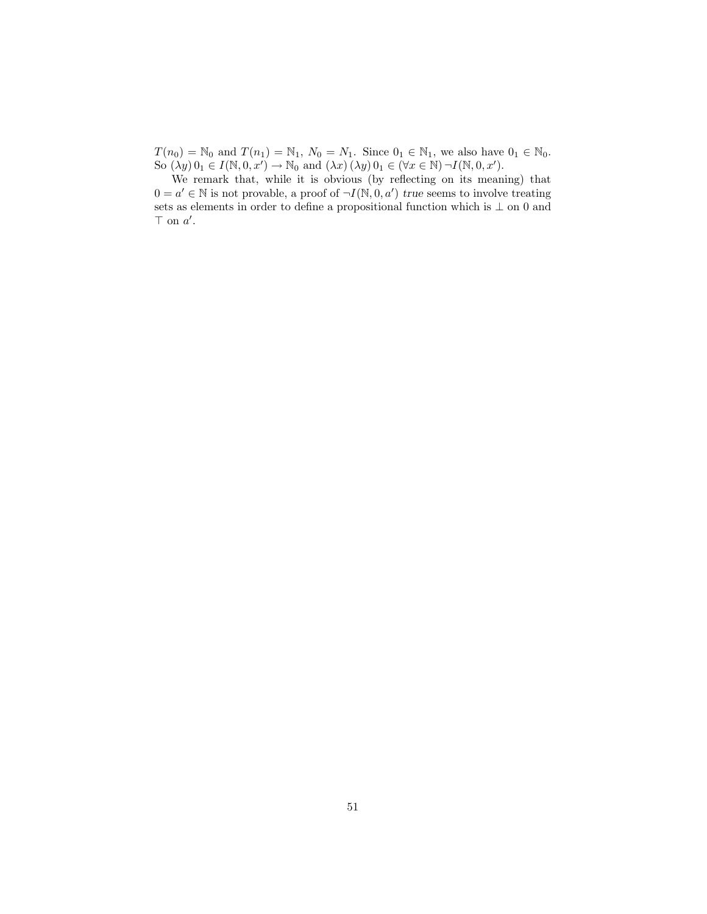$T(n_0) = \mathbb{N}_0$ and $T(n_1) = \mathbb{N}_1$, $N_0 = N_1$. Since $0_1 \in \mathbb{N}_1$, we also have $0_1 \in \mathbb{N}_0$. So $(\lambda y)\, 0_1 \in I(\mathbb{N}, 0, x') \to \mathbb{N}_0$ and $(\lambda x)\, (\lambda y)\, 0_1 \in (\forall x \in \mathbb{N})\, \neg I(\mathbb{N}, 0, x')$.

We remark that, while it is obvious (by reflecting on its meaning) that $0 = a' \in \mathbb{N}$ is not provable, a proof of $\neg I(\mathbb{N}, 0, a')$ *true* seems to involve treating sets as elements in order to define a propositional function which is $\perp$ on 0 and $\top$ on $a'$.